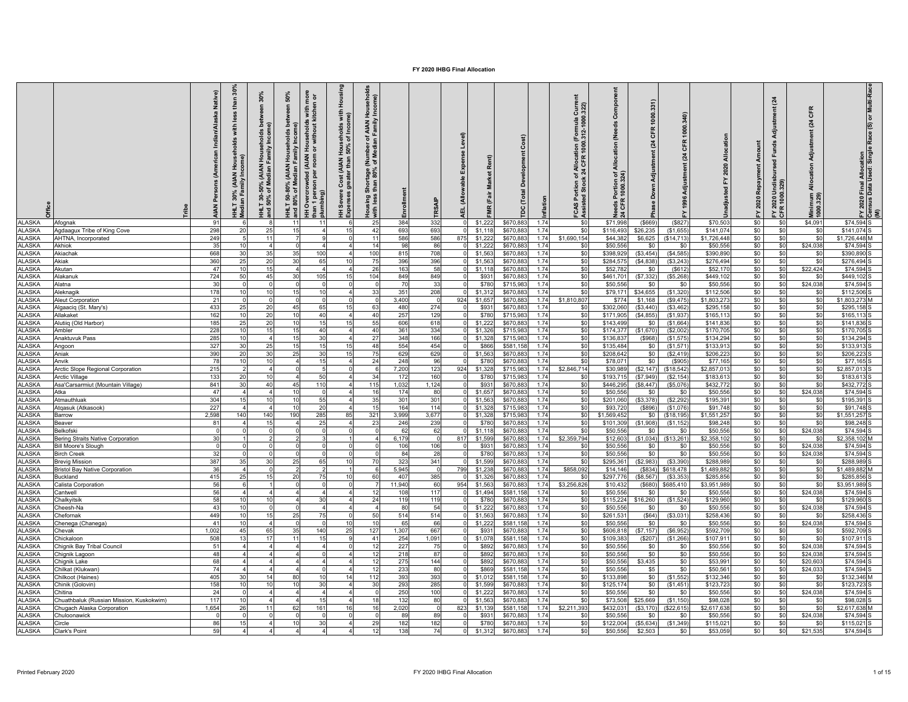# FY 2020 IHBG Final Allocation

| Office | Tribe | AIAN Persons (American Indian/Alaska Native) | HHLT 30% (AIAN Households with less than 30% Median Family Income) | HHLT 30-50% (AIAN Households between 30% and 50% of Median Family Income) | HHLT 50-80% (AIAN Households between 50% and 80% of Median Family Income) | HH Overcrowded (AIAN Households with more than 1 person per room or without kitchen or plumbing) | HH Severe Cost (AIAN Households with Housing Expenses greater than 50% of Income) | Housing Shortage (Number of AIAN Households with less than 80% of Median Family Income) | Enrollment | TRSAIP | AEL (Allowable Expense Level) | FMR (Fair Market Rent) | TDC (Total Development Cost) | Inflation | FCAS Portion of Allocation (Formula Current Assisted Stock 24 CFR 1000.312-1000.322) | Needs Portion of Allocation (Needs Component 24 CFR 1000.324) | Phase Down Adjustment (24 CFR 1000.331) | FY 1996 Adjustment (24 CFR 1000.340) | Unadjusted FY 2020 Allocation | FY 2020 Repayment Amount | FY 2020 Undisbursed Funds Adjustment (24 CFR 1000.329) | Minimum Allocation Adjustment (24 CFR 1000.329) | FY 2020 Final Allocation | Census Data Used: Single Race (S) or Multi-Race (M) |
|---|---|---|---|---|---|---|---|---|---|---|---|---|---|---|---|---|---|---|---|---|---|---|---|---|
| ALASKA | Afognak | 91 | 6 | 8 | 11 | 11 | 6 | 25 | 384 | 332 | 0 | $1,222 | $670,883 | 1.74 | $0 | $71,998 | ($669) | ($827) | $70,503 | $0 | $0 | $4,091 | $74,594 | S |
| ALASKA | Agdaagux Tribe of King Cove | 298 | 20 | 25 | 15 | 4 | 15 | 42 | 693 | 693 | 0 | $1,118 | $670,883 | 1.74 | $0 | $116,493 | $26,235 | ($1,655) | $141,074 | $0 | $0 | $0 | $141,074 | S |
| ALASKA | AHTNA, Incorporated | 249 | 5 | 11 | 7 | 9 | 0 | 11 | 586 | 586 | 875 | $1,222 | $670,883 | 1.74 | $1,690,154 | $44,382 | $6,625 | ($14,713) | $1,726,448 | $0 | $0 | $0 | $1,726,448 | M |
| ALASKA | Akhiok | 35 | 10 | 4 | 0 | 4 | 4 | 14 | 98 | 86 | 0 | $1,222 | $670,883 | 1.74 | $0 | $50,556 | $0 | $0 | $50,556 | $0 | $0 | $24,038 | $74,594 | S |
| ALASKA | Akiachak | 668 | 30 | 35 | 35 | 100 | 4 | 100 | 815 | 708 | 0 | $1,563 | $670,883 | 1.74 | $0 | $398,929 | ($3,454) | ($4,585) | $390,890 | $0 | $0 | $0 | $390,890 | S |
| ALASKA | Akiak | 360 | 25 | 20 | 30 | 65 | 10 | 75 | 396 | 396 | 0 | $1,563 | $670,883 | 1.74 | $0 | $284,575 | ($4,838) | ($3,243) | $276,494 | $0 | $0 | $0 | $276,494 | S |
| ALASKA | Akutan | 47 | 10 | 15 | 4 | 4 | 4 | 26 | 163 | 58 | 0 | $1,118 | $670,883 | 1.74 | $0 | $52,782 | $0 | ($612) | $52,170 | $0 | $0 | $22,424 | $74,594 | S |
| ALASKA | Alakanuk | 724 | 50 | 45 | 30 | 105 | 15 | 104 | 849 | 849 | 0 | $931 | $670,883 | 1.74 | $0 | $461,701 | ($7,332) | ($5,268) | $449,102 | $0 | $0 | $0 | $449,102 | S |
| ALASKA | Alatna | 30 | 0 | 0 | 0 | 0 | 0 | 0 | 70 | 33 | 0 | $780 | $715,983 | 1.74 | $0 | $50,556 | $0 | $0 | $50,556 | $0 | $0 | $24,038 | $74,594 | S |
| ALASKA | Aleknagik | 178 | 10 | 10 | 15 | 10 | 4 | 33 | 351 | 208 | 0 | $1,312 | $670,883 | 1.74 | $0 | $79,171 | $34,655 | ($1,320) | $112,506 | $0 | $0 | $0 | $112,506 | S |
| ALASKA | Aleut Corporation | 21 | 0 | 0 | 0 | 0 | 0 | 0 | 3,400 | 0 | 924 | $1,657 | $670,883 | 1.74 | $1,810,807 | $774 | $1,168 | ($9,475) | $1,803,273 | $0 | $0 | $0 | $1,803,273 | M |
| ALASKA | Algaaciq (St. Mary's) | 433 | 25 | 20 | 45 | 65 | 15 | 63 | 480 | 274 | 0 | $931 | $670,883 | 1.74 | $0 | $302,060 | ($3,440) | ($3,462) | $295,158 | $0 | $0 | $0 | $295,158 | S |
| ALASKA | Allakaket | 162 | 10 | 20 | 10 | 40 | 4 | 40 | 257 | 129 | 0 | $780 | $715,983 | 1.74 | $0 | $171,905 | ($4,855) | ($1,937) | $165,113 | $0 | $0 | $0 | $165,113 | S |
| ALASKA | Alutiiq (Old Harbor) | 185 | 25 | 20 | 10 | 15 | 15 | 55 | 606 | 618 | 0 | $1,222 | $670,883 | 1.74 | $0 | $143,499 | $0 | ($1,664) | $141,836 | $0 | $0 | $0 | $141,836 | S |
| ALASKA | Ambler | 228 | 10 | 15 | 15 | 40 | 4 | 40 | 361 | 334 | 0 | $1,326 | $715,983 | 1.74 | $0 | $174,377 | ($1,670) | ($2,002) | $170,705 | $0 | $0 | $0 | $170,705 | S |
| ALASKA | Anaktuvuk Pass | 285 | 10 | 4 | 15 | 30 | 4 | 27 | 348 | 166 | 0 | $1,328 | $715,983 | 1.74 | $0 | $136,837 | ($968) | ($1,575) | $134,294 | $0 | $0 | $0 | $134,294 | S |
| ALASKA | Angoon | 327 | 30 | 25 | 15 | 15 | 15 | 48 | 554 | 454 | 0 | $866 | $581,158 | 1.74 | $0 | $135,484 | $0 | ($1,571) | $133,913 | $0 | $0 | $0 | $133,913 | S |
| ALASKA | Aniak | 390 | 20 | 30 | 25 | 30 | 15 | 75 | 629 | 629 | 0 | $1,563 | $670,883 | 1.74 | $0 | $208,642 | $0 | ($2,419) | $206,223 | $0 | $0 | $0 | $206,223 | S |
| ALASKA | Anvik | 78 | 10 | 10 | 4 | 15 | 4 | 24 | 248 | 96 | 0 | $780 | $670,883 | 1.74 | $0 | $78,071 | $0 | ($905) | $77,165 | $0 | $0 | $0 | $77,165 | S |
| ALASKA | Arctic Slope Regional Corporation | 215 | 2 | 4 | 0 | 5 | 0 | 6 | 7,200 | 123 | 924 | $1,328 | $715,983 | 1.74 | $2,846,714 | $30,989 | ($2,147) | ($18,542) | $2,857,013 | $0 | $0 | $0 | $2,857,013 | S |
| ALASKA | Arctic Village | 133 | 20 | 10 | 4 | 50 | 4 | 34 | 172 | 160 | 0 | $780 | $715,983 | 1.74 | $0 | $193,715 | ($7,949) | ($2,154) | $183,613 | $0 | $0 | $0 | $183,613 | S |
| ALASKA | Asa'Carsarmiut (Mountain Village) | 841 | 30 | 40 | 45 | 110 | 4 | 115 | 1,032 | 1,124 | 0 | $931 | $670,883 | 1.74 | $0 | $446,295 | ($8,447) | ($5,076) | $432,772 | $0 | $0 | $0 | $432,772 | S |
| ALASKA | Atka | 47 | 4 | 4 | 10 | 0 | 4 | 16 | 174 | 80 | 0 | $1,657 | $670,883 | 1.74 | $0 | $50,556 | $0 | $0 | $50,556 | $0 | $0 | $24,038 | $74,594 | S |
| ALASKA | Atmauthluak | 304 | 15 | 10 | 10 | 55 | 4 | 35 | 301 | 301 | 0 | $1,563 | $670,883 | 1.74 | $0 | $201,060 | ($3,378) | ($2,292) | $195,391 | $0 | $0 | $0 | $195,391 | S |
| ALASKA | Atqasuk (Atkasook) | 227 | 4 | 4 | 10 | 20 | 4 | 15 | 164 | 114 | 0 | $1,328 | $715,983 | 1.74 | $0 | $93,720 | ($896) | ($1,076) | $91,748 | $0 | $0 | $0 | $91,748 | S |
| ALASKA | Barrow | 2,598 | 140 | 140 | 190 | 285 | 85 | 321 | 3,999 | 3,677 | 0 | $1,328 | $715,983 | 1.74 | $0 | $1,569,452 | $0 | ($18,195) | $1,551,257 | $0 | $0 | $0 | $1,551,257 | S |
| ALASKA | Beaver | 81 | 4 | 15 | 4 | 25 | 4 | 23 | 246 | 239 | 0 | $780 | $670,883 | 1.74 | $0 | $101,309 | ($1,908) | ($1,152) | $98,248 | $0 | $0 | $0 | $98,248 | S |
| ALASKA | Belkofski | 0 | 0 | 0 | 0 | 0 | 0 | 0 | 62 | 62 | 0 | $1,118 | $670,883 | 1.74 | $0 | $50,556 | $0 | $0 | $50,556 | $0 | $0 | $24,038 | $74,594 | S |
| ALASKA | Bering Straits Native Corporation | 30 | 1 | 2 | 2 | 3 | 1 | 4 | 6,179 | 0 | 817 | $1,599 | $670,883 | 1.74 | $2,359,794 | $12,603 | ($1,034) | ($13,261) | $2,358,102 | $0 | $0 | $0 | $2,358,102 | M |
| ALASKA | Bill Moore's Slough | 0 | 0 | 0 | 0 | 0 | 0 | 0 | 106 | 106 | 0 | $931 | $670,883 | 1.74 | $0 | $50,556 | $0 | $0 | $50,556 | $0 | $0 | $24,038 | $74,594 | S |
| ALASKA | Birch Creek | 32 | 0 | 0 | 0 | 0 | 0 | 0 | 84 | 28 | 0 | $780 | $715,983 | 1.74 | $0 | $50,556 | $0 | $0 | $50,556 | $0 | $0 | $24,038 | $74,594 | S |
| ALASKA | Brevig Mission | 387 | 35 | 30 | 25 | 65 | 10 | 70 | 323 | 341 | 0 | $1,599 | $670,883 | 1.74 | $0 | $295,361 | ($2,983) | ($3,390) | $288,989 | $0 | $0 | $0 | $288,989 | S |
| ALASKA | Bristol Bay Native Corporation | 36 | 4 | 0 | 2 | 2 | 1 | 6 | 5,945 | 0 | 799 | $1,238 | $670,883 | 1.74 | $858,092 | $14,146 | ($834) | $618,478 | $1,489,882 | $0 | $0 | $0 | $1,489,882 | M |
| ALASKA | Buckland | 415 | 25 | 15 | 20 | 75 | 10 | 60 | 407 | 385 | 0 | $1,326 | $670,883 | 1.74 | $0 | $297,776 | ($8,567) | ($3,353) | $285,856 | $0 | $0 | $0 | $285,856 | S |
| ALASKA | Calista Corporation | 56 | 6 | 1 | 0 | 0 | 0 | 7 | 11,940 | 60 | 954 | $1,563 | $670,883 | 1.74 | $3,256,826 | $10,432 | ($680) | $685,410 | $3,951,989 | $0 | $0 | $0 | $3,951,989 | S |
| ALASKA | Cantwell | 56 | 4 | 4 | 4 | 4 | 4 | 12 | 108 | 117 | 0 | $1,494 | $581,158 | 1.74 | $0 | $50,556 | $0 | $0 | $50,556 | $0 | $0 | $24,038 | $74,594 | S |
| ALASKA | Chalkyitsik | 58 | 10 | 10 | 4 | 30 | 4 | 24 | 119 | 119 | 0 | $780 | $670,883 | 1.74 | $0 | $115,224 | $16,260 | ($1,524) | $129,960 | $0 | $0 | $0 | $129,960 | S |
| ALASKA | Cheesh-Na | 43 | 10 | 0 | 4 | 4 | 4 | 4 | 80 | 54 | 0 | $1,222 | $670,883 | 1.74 | $0 | $50,556 | $0 | $0 | $50,556 | $0 | $0 | $24,038 | $74,594 | S |
| ALASKA | Chefornak | 449 | 10 | 15 | 25 | 75 | 0 | 50 | 514 | 514 | 0 | $1,563 | $670,883 | 1.74 | $0 | $261,531 | ($64) | ($3,031) | $258,436 | $0 | $0 | $0 | $258,436 | S |
| ALASKA | Chenega (Chanega) | 41 | 10 | 4 | 0 | 0 | 10 | 10 | 65 | 66 | 0 | $1,222 | $581,158 | 1.74 | $0 | $50,556 | $0 | $0 | $50,556 | $0 | $0 | $24,038 | $74,594 | S |
| ALASKA | Chevak | 1,002 | 45 | 65 | 35 | 140 | 25 | 127 | 1,307 | 667 | 0 | $931 | $670,883 | 1.74 | $0 | $606,818 | ($7,157) | ($6,952) | $592,709 | $0 | $0 | $0 | $592,709 | S |
| ALASKA | Chickaloon | 508 | 13 | 17 | 11 | 15 | 9 | 41 | 254 | 1,091 | 0 | $1,078 | $581,158 | 1.74 | $0 | $109,383 | ($207) | ($1,266) | $107,911 | $0 | $0 | $0 | $107,911 | S |
| ALASKA | Chignik Bay Tribal Council | 51 | 4 | 4 | 4 | 4 | 0 | 12 | 227 | 75 | 0 | $892 | $670,883 | 1.74 | $0 | $50,556 | $0 | $0 | $50,556 | $0 | $0 | $24,038 | $74,594 | S |
| ALASKA | Chignik Lagoon | 48 | 4 | 4 | 4 | 0 | 4 | 12 | 218 | 87 | 0 | $892 | $670,883 | 1.74 | $0 | $50,556 | $0 | $0 | $50,556 | $0 | $0 | $24,038 | $74,594 | S |
| ALASKA | Chignik Lake | 68 | 4 | 4 | 4 | 4 | 4 | 12 | 275 | 144 | 0 | $892 | $670,883 | 1.74 | $0 | $50,556 | $3,435 | $0 | $53,991 | $0 | $0 | $20,603 | $74,594 | S |
| ALASKA | Chilkat (Klukwan) | 74 | 4 | 4 | 4 | 0 | 4 | 12 | 233 | 80 | 0 | $869 | $581,158 | 1.74 | $0 | $50,556 | $5 | $0 | $50,561 | $0 | $0 | $24,033 | $74,594 | S |
| ALASKA | Chilkoot (Haines) | 405 | 30 | 14 | 80 | 10 | 14 | 112 | 393 | 393 | 0 | $1,012 | $581,158 | 1.74 | $0 | $133,898 | $0 | ($1,552) | $132,346 | $0 | $0 | $0 | $132,346 | M |
| ALASKA | Chinik (Golovin) | 158 | 10 | 10 | 10 | 30 | 4 | 30 | 293 | 285 | 0 | $1,599 | $670,883 | 1.74 | $0 | $125,174 | $0 | ($1,451) | $123,723 | $0 | $0 | $0 | $123,723 | S |
| ALASKA | Chitina | 24 | 0 | 4 | 4 | 4 | 4 | 0 | 250 | 100 | 0 | $1,222 | $670,883 | 1.74 | $0 | $50,556 | $0 | $0 | $50,556 | $0 | $0 | $24,038 | $74,594 | S |
| ALASKA | Chuathbaluk (Russian Mission, Kuskokwim) | 117 | 10 | 4 | 4 | 15 | 4 | 18 | 132 | 80 | 0 | $1,563 | $670,883 | 1.74 | $0 | $73,508 | $25,669 | ($1,150) | $98,028 | $0 | $0 | $0 | $98,028 | S |
| ALASKA | Chugach Alaska Corporation | 1,654 | 26 | 11 | 62 | 161 | 16 | 16 | 2,020 | 0 | 823 | $1,139 | $581,158 | 1.74 | $2,211,393 | $432,031 | ($3,170) | ($22,615) | $2,617,638 | $0 | $0 | $0 | $2,617,638 | M |
| ALASKA | Chuloonawick | 0 | 0 | 0 | 0 | 0 | 0 | 0 | 89 | 89 | 0 | $931 | $670,883 | 1.74 | $0 | $50,556 | $0 | $0 | $50,556 | $0 | $0 | $24,038 | $74,594 | S |
| ALASKA | Circle | 86 | 15 | 4 | 10 | 30 | 4 | 29 | 182 | 182 | 0 | $780 | $670,883 | 1.74 | $0 | $122,004 | ($5,634) | ($1,349) | $115,021 | $0 | $0 | $0 | $115,021 | S |
| ALASKA | Clark's Point | 59 | 4 | 4 | 4 | 4 | 4 | 12 | 138 | 74 | 0 | $1,312 | $670,883 | 1.74 | $0 | $50,556 | $2,503 | $0 | $53,059 | $0 | $0 | $21,535 | $74,594 | S |

Printed February 2020 FY 2020 IHBG Final Allocation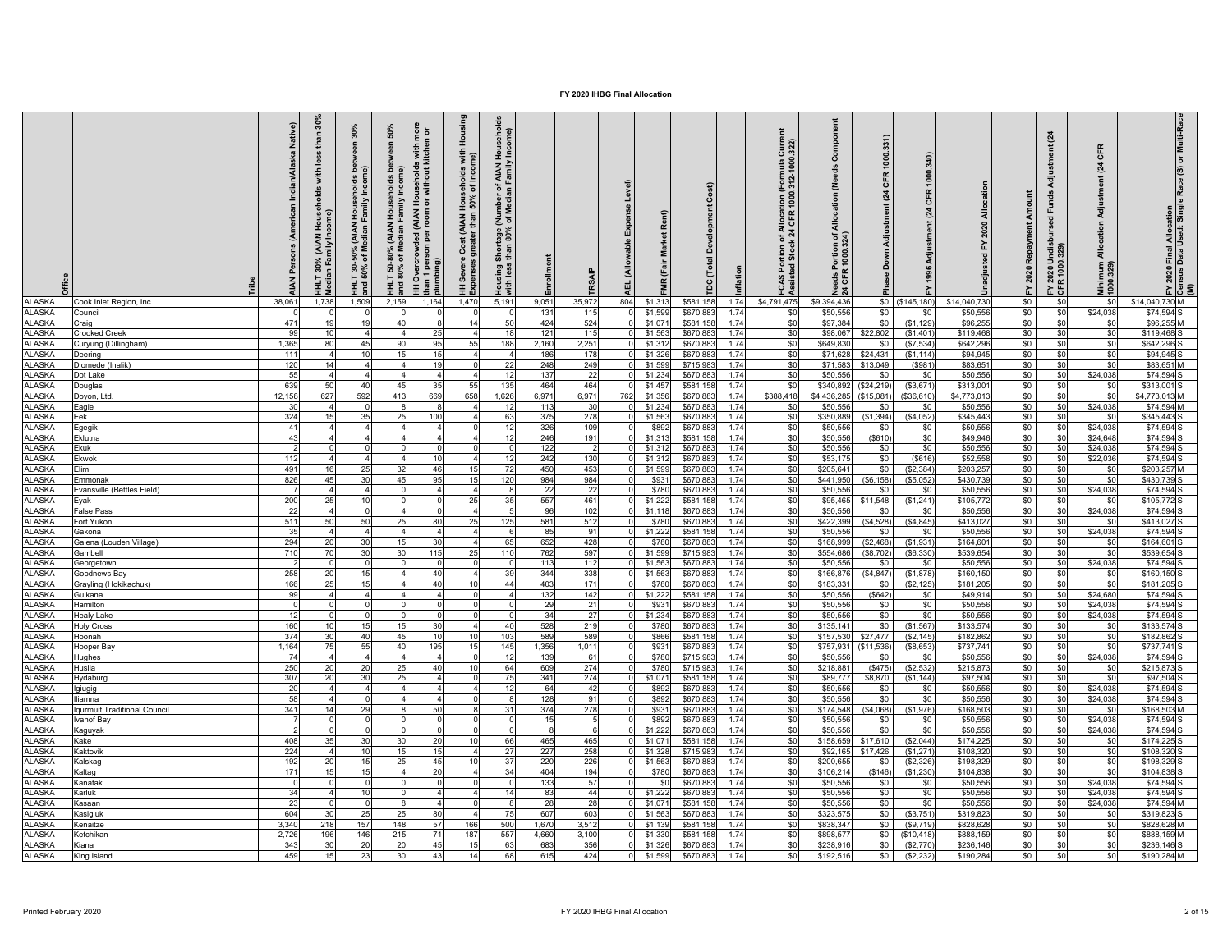# FY 2020 IHBG Final Allocation

| Office | Tribe | AIAN Persons (American Indian/Alaska Native) | HHLT 30% (AIAN Households with less than 30% Median Family Income) | HHLT 30-50% (AIAN Households between 30% and 50% of Median Family Income) | HHLT 50-80% (AIAN Households between 50% and 80% of Median Family Income) | HH Overcrowded (AIAN Households with more than 1 person per room or without kitchen or plumbing) | HH Severe Cost (AIAN Households with Housing Expenses greater than 50% of Income) | Housing Shortage (Number of AIAN Households with less than 80% of Median Family Income) | Enrollment | TRSAIP | AEL (Allowable Expense Level) | FMR (Fair Market Rent) | TDC (Total Development Cost) | Inflation | FCAS Portion of Allocation (Formula Current Assisted Stock 24 CFR 1000.312-1000.322) | Needs Portion of Allocation (Needs Component 24 CFR 1000.324) | Phase Down Adjustment (24 CFR 1000.331) | FY 1996 Adjustment (24 CFR 1000.340) | Unadjusted FY 2020 Allocation | FY 2020 Repayment Amount | FY 2020 Undisbursed Funds Adjustment (24 CFR 1000.329) | Minimum Allocation Adjustment (24 CFR 1000.329) | FY 2020 Final Allocation | Census Data Used: Single Race (S) or Multi-Race (M) |
|---|---|---|---|---|---|---|---|---|---|---|---|---|---|---|---|---|---|---|---|---|---|---|---|---|
| ALASKA | Cook Inlet Region, Inc. | 38,061 | 1,738 | 1,509 | 2,159 | 1,164 | 1,470 | 5,191 | 9,051 | 35,972 | 804 | $1,313 | $581,158 | 1.74 | $4,791,475 | $9,394,436 | $0 | ($145,180) | $14,040,730 | $0 | $0 | $0 | $14,040,730 | M |
| ALASKA | Council | 0 | 0 | 0 | 0 | 0 | 0 | 0 | 131 | 115 | 0 | $1,599 | $670,883 | 1.74 | $0 | $50,556 | $0 | $0 | $50,556 | $0 | $0 | $24,038 | $74,594 | S |
| ALASKA | Craig | 471 | 19 | 19 | 40 | 8 | 14 | 50 | 424 | 524 | 0 | $1,071 | $581,158 | 1.74 | $0 | $97,384 | $0 | ($1,129) | $96,255 | $0 | $0 | $0 | $96,255 | M |
| ALASKA | Crooked Creek | 99 | 10 | 4 | 4 | 25 | 4 | 18 | 121 | 115 | 0 | $1,563 | $670,883 | 1.74 | $0 | $98,067 | $22,802 | ($1,401) | $119,468 | $0 | $0 | $0 | $119,468 | S |
| ALASKA | Curyung (Dillingham) | 1,365 | 80 | 45 | 90 | 95 | 55 | 188 | 2,160 | 2,251 | 0 | $1,312 | $670,883 | 1.74 | $0 | $649,830 | $0 | ($7,534) | $642,296 | $0 | $0 | $0 | $642,296 | S |
| ALASKA | Deering | 111 | 4 | 10 | 15 | 15 | 4 | 4 | 186 | 178 | 0 | $1,326 | $670,883 | 1.74 | $0 | $71,628 | $24,431 | ($1,114) | $94,945 | $0 | $0 | $0 | $94,945 | S |
| ALASKA | Diomede (Inalik) | 120 | 14 | 4 | 4 | 19 | 0 | 22 | 248 | 249 | 0 | $1,599 | $715,983 | 1.74 | $0 | $71,583 | $13,049 | ($981) | $83,651 | $0 | $0 | $0 | $83,651 | M |
| ALASKA | Dot Lake | 55 | 4 | 4 | 4 | 4 | 4 | 12 | 137 | 22 | 0 | $1,234 | $670,883 | 1.74 | $0 | $50,556 | $0 | $0 | $50,556 | $0 | $0 | $24,038 | $74,594 | S |
| ALASKA | Douglas | 639 | 50 | 40 | 45 | 35 | 55 | 135 | 464 | 464 | 0 | $1,457 | $581,158 | 1.74 | $0 | $340,892 | ($24,219) | ($3,671) | $313,001 | $0 | $0 | $0 | $313,001 | S |
| ALASKA | Doyon, Ltd. | 12,158 | 627 | 592 | 413 | 669 | 658 | 1,626 | 6,971 | 6,971 | 762 | $1,356 | $670,883 | 1.74 | $388,418 | $4,436,285 | ($15,081) | ($36,610) | $4,773,013 | $0 | $0 | $0 | $4,773,013 | M |
| ALASKA | Eagle | 30 | 4 | 0 | 8 | 8 | 4 | 12 | 113 | 30 | 0 | $1,234 | $670,883 | 1.74 | $0 | $50,556 | $0 | $0 | $50,556 | $0 | $0 | $24,038 | $74,594 | M |
| ALASKA | Eek | 324 | 15 | 35 | 25 | 100 | 4 | 63 | 375 | 278 | 0 | $1,563 | $670,883 | 1.74 | $0 | $350,889 | ($1,394) | ($4,052) | $345,443 | $0 | $0 | $0 | $345,443 | S |
| ALASKA | Egegik | 41 | 4 | 4 | 4 | 4 | 0 | 12 | 326 | 109 | 0 | $892 | $670,883 | 1.74 | $0 | $50,556 | $0 | $0 | $50,556 | $0 | $0 | $24,038 | $74,594 | S |
| ALASKA | Eklutna | 43 | 4 | 4 | 4 | 4 | 4 | 12 | 246 | 191 | 0 | $1,313 | $581,158 | 1.74 | $0 | $50,556 | ($610) | $0 | $49,946 | $0 | $0 | $24,648 | $74,594 | S |
| ALASKA | Ekuk | 2 | 0 | 0 | 0 | 0 | 0 | 0 | 122 | 2 | 0 | $1,312 | $670,883 | 1.74 | $0 | $50,556 | $0 | $0 | $50,556 | $0 | $0 | $24,038 | $74,594 | S |
| ALASKA | Ekwok | 112 | 4 | 4 | 4 | 10 | 4 | 12 | 242 | 130 | 0 | $1,312 | $670,883 | 1.74 | $0 | $53,175 | $0 | ($616) | $52,558 | $0 | $0 | $22,036 | $74,594 | S |
| ALASKA | Elim | 491 | 16 | 25 | 32 | 46 | 15 | 72 | 450 | 453 | 0 | $1,599 | $670,883 | 1.74 | $0 | $205,641 | $0 | ($2,384) | $203,257 | $0 | $0 | $0 | $203,257 | M |
| ALASKA | Emmonak | 826 | 45 | 30 | 45 | 95 | 15 | 120 | 984 | 984 | 0 | $931 | $670,883 | 1.74 | $0 | $441,950 | ($6,158) | ($5,052) | $430,739 | $0 | $0 | $0 | $430,739 | S |
| ALASKA | Evansville (Bettles Field) | 7 | 4 | 4 | 0 | 4 | 4 | 8 | 22 | 22 | 0 | $780 | $670,883 | 1.74 | $0 | $50,556 | $0 | $0 | $50,556 | $0 | $0 | $24,038 | $74,594 | S |
| ALASKA | Eyak | 200 | 25 | 10 | 0 | 0 | 25 | 35 | 557 | 461 | 0 | $1,222 | $581,158 | 1.74 | $0 | $95,465 | $11,548 | ($1,241) | $105,772 | $0 | $0 | $0 | $105,772 | S |
| ALASKA | False Pass | 22 | 4 | 0 | 4 | 0 | 4 | 5 | 96 | 102 | 0 | $1,118 | $670,883 | 1.74 | $0 | $50,556 | $0 | $0 | $50,556 | $0 | $0 | $24,038 | $74,594 | S |
| ALASKA | Fort Yukon | 511 | 50 | 50 | 25 | 80 | 25 | 125 | 581 | 512 | 0 | $780 | $670,883 | 1.74 | $0 | $422,399 | ($4,528) | ($4,845) | $413,027 | $0 | $0 | $0 | $413,027 | S |
| ALASKA | Gakona | 35 | 4 | 4 | 4 | 4 | 4 | 6 | 85 | 91 | 0 | $1,222 | $581,158 | 1.74 | $0 | $50,556 | $0 | $0 | $50,556 | $0 | $0 | $24,038 | $74,594 | S |
| ALASKA | Galena (Louden Village) | 294 | 20 | 30 | 15 | 30 | 4 | 65 | 652 | 428 | 0 | $780 | $670,883 | 1.74 | $0 | $168,999 | ($2,468) | ($1,931) | $164,601 | $0 | $0 | $0 | $164,601 | S |
| ALASKA | Gambell | 710 | 70 | 30 | 30 | 115 | 25 | 110 | 762 | 597 | 0 | $1,599 | $715,983 | 1.74 | $0 | $554,686 | ($8,702) | ($6,330) | $539,654 | $0 | $0 | $0 | $539,654 | S |
| ALASKA | Georgetown | 2 | 0 | 0 | 0 | 0 | 0 | 0 | 113 | 112 | 0 | $1,563 | $670,883 | 1.74 | $0 | $50,556 | $0 | $0 | $50,556 | $0 | $0 | $24,038 | $74,594 | S |
| ALASKA | Goodnews Bay | 258 | 20 | 15 | 4 | 40 | 4 | 39 | 344 | 338 | 0 | $1,563 | $670,883 | 1.74 | $0 | $166,876 | ($4,847) | ($1,878) | $160,150 | $0 | $0 | $0 | $160,150 | S |
| ALASKA | Grayling (Hokikachuk) | 166 | 25 | 15 | 4 | 40 | 10 | 44 | 403 | 171 | 0 | $780 | $670,883 | 1.74 | $0 | $183,331 | $0 | ($2,125) | $181,205 | $0 | $0 | $0 | $181,205 | S |
| ALASKA | Gulkana | 99 | 4 | 4 | 4 | 4 | 0 | 4 | 132 | 142 | 0 | $1,222 | $581,158 | 1.74 | $0 | $50,556 | ($642) | $0 | $49,914 | $0 | $0 | $24,680 | $74,594 | S |
| ALASKA | Hamilton | 0 | 0 | 0 | 0 | 0 | 0 | 0 | 29 | 21 | 0 | $931 | $670,883 | 1.74 | $0 | $50,556 | $0 | $0 | $50,556 | $0 | $0 | $24,038 | $74,594 | S |
| ALASKA | Healy Lake | 12 | 0 | 0 | 0 | 0 | 0 | 0 | 34 | 27 | 0 | $1,234 | $670,883 | 1.74 | $0 | $50,556 | $0 | $0 | $50,556 | $0 | $0 | $24,038 | $74,594 | S |
| ALASKA | Holy Cross | 160 | 10 | 15 | 15 | 30 | 4 | 40 | 528 | 219 | 0 | $780 | $670,883 | 1.74 | $0 | $135,141 | $0 | ($1,567) | $133,574 | $0 | $0 | $0 | $133,574 | S |
| ALASKA | Hoonah | 374 | 30 | 40 | 45 | 10 | 10 | 103 | 589 | 589 | 0 | $866 | $581,158 | 1.74 | $0 | $157,530 | $27,477 | ($2,145) | $182,862 | $0 | $0 | $0 | $182,862 | S |
| ALASKA | Hooper Bay | 1,164 | 75 | 55 | 40 | 195 | 15 | 145 | 1,356 | 1,011 | 0 | $931 | $670,883 | 1.74 | $0 | $757,931 | ($11,536) | ($8,653) | $737,741 | $0 | $0 | $0 | $737,741 | S |
| ALASKA | Hughes | 74 | 4 | 4 | 4 | 4 | 0 | 12 | 139 | 61 | 0 | $780 | $715,983 | 1.74 | $0 | $50,556 | $0 | $0 | $50,556 | $0 | $0 | $24,038 | $74,594 | S |
| ALASKA | Huslia | 250 | 20 | 20 | 25 | 40 | 10 | 64 | 609 | 274 | 0 | $780 | $715,983 | 1.74 | $0 | $218,881 | ($475) | ($2,532) | $215,873 | $0 | $0 | $0 | $215,873 | S |
| ALASKA | Hydaburg | 307 | 20 | 30 | 25 | 4 | 0 | 75 | 341 | 274 | 0 | $1,071 | $581,158 | 1.74 | $0 | $89,777 | $8,870 | ($1,144) | $97,504 | $0 | $0 | $0 | $97,504 | S |
| ALASKA | Igiugig | 20 | 4 | 4 | 4 | 4 | 4 | 12 | 64 | 42 | 0 | $892 | $670,883 | 1.74 | $0 | $50,556 | $0 | $0 | $50,556 | $0 | $0 | $24,038 | $74,594 | S |
| ALASKA | Iliamna | 58 | 4 | 0 | 4 | 4 | 0 | 8 | 128 | 91 | 0 | $892 | $670,883 | 1.74 | $0 | $50,556 | $0 | $0 | $50,556 | $0 | $0 | $24,038 | $74,594 | S |
| ALASKA | Iqurmuit Traditional Council | 341 | 14 | 29 | 8 | 50 | 8 | 31 | 374 | 278 | 0 | $931 | $670,883 | 1.74 | $0 | $174,548 | ($4,068) | ($1,976) | $168,503 | $0 | $0 | $0 | $168,503 | M |
| ALASKA | Ivanof Bay | 7 | 0 | 0 | 0 | 0 | 0 | 0 | 15 | 5 | 0 | $892 | $670,883 | 1.74 | $0 | $50,556 | $0 | $0 | $50,556 | $0 | $0 | $24,038 | $74,594 | S |
| ALASKA | Kaguyak | 2 | 0 | 0 | 0 | 0 | 0 | 0 | 8 | 6 | 0 | $1,222 | $670,883 | 1.74 | $0 | $50,556 | $0 | $0 | $50,556 | $0 | $0 | $24,038 | $74,594 | S |
| ALASKA | Kake | 408 | 35 | 30 | 30 | 20 | 10 | 66 | 465 | 465 | 0 | $1,071 | $581,158 | 1.74 | $0 | $158,659 | $17,610 | ($2,044) | $174,225 | $0 | $0 | $0 | $174,225 | S |
| ALASKA | Kaktovik | 224 | 4 | 10 | 15 | 15 | 4 | 27 | 227 | 258 | 0 | $1,328 | $715,983 | 1.74 | $0 | $92,165 | $17,426 | ($1,271) | $108,320 | $0 | $0 | $0 | $108,320 | S |
| ALASKA | Kalskag | 192 | 20 | 15 | 25 | 45 | 10 | 37 | 220 | 226 | 0 | $1,563 | $670,883 | 1.74 | $0 | $200,655 | $0 | ($2,326) | $198,329 | $0 | $0 | $0 | $198,329 | S |
| ALASKA | Kaltag | 171 | 15 | 15 | 4 | 20 | 4 | 34 | 404 | 194 | 0 | $780 | $670,883 | 1.74 | $0 | $106,214 | ($146) | ($1,230) | $104,838 | $0 | $0 | $0 | $104,838 | S |
| ALASKA | Kanatak | 0 | 0 | 0 | 0 | 0 | 0 | 0 | 133 | 57 | 0 | $0 | $670,883 | 1.74 | $0 | $50,556 | $0 | $0 | $50,556 | $0 | $0 | $24,038 | $74,594 | S |
| ALASKA | Karluk | 34 | 4 | 10 | 0 | 4 | 4 | 14 | 83 | 44 | 0 | $1,222 | $670,883 | 1.74 | $0 | $50,556 | $0 | $0 | $50,556 | $0 | $0 | $24,038 | $74,594 | S |
| ALASKA | Kasaan | 23 | 0 | 0 | 8 | 4 | 0 | 8 | 28 | 28 | 0 | $1,071 | $581,158 | 1.74 | $0 | $50,556 | $0 | $0 | $50,556 | $0 | $0 | $24,038 | $74,594 | M |
| ALASKA | Kasigluk | 604 | 30 | 25 | 25 | 80 | 4 | 75 | 607 | 603 | 0 | $1,563 | $670,883 | 1.74 | $0 | $323,575 | $0 | ($3,751) | $319,823 | $0 | $0 | $0 | $319,823 | S |
| ALASKA | Kenaitze | 3,340 | 218 | 157 | 148 | 57 | 166 | 500 | 1,670 | 3,512 | 0 | $1,139 | $581,158 | 1.74 | $0 | $838,347 | $0 | ($9,719) | $828,628 | $0 | $0 | $0 | $828,628 | M |
| ALASKA | Ketchikan | 2,726 | 196 | 146 | 215 | 71 | 187 | 557 | 4,660 | 3,100 | 0 | $1,330 | $581,158 | 1.74 | $0 | $898,577 | $0 | ($10,418) | $888,159 | $0 | $0 | $0 | $888,159 | M |
| ALASKA | Kiana | 343 | 30 | 20 | 20 | 45 | 15 | 63 | 683 | 356 | 0 | $1,326 | $670,883 | 1.74 | $0 | $238,916 | $0 | ($2,770) | $236,146 | $0 | $0 | $0 | $236,146 | S |
| ALASKA | King Island | 459 | 15 | 23 | 30 | 43 | 14 | 68 | 615 | 424 | 0 | $1,599 | $670,883 | 1.74 | $0 | $192,516 | $0 | ($2,232) | $190,284 | $0 | $0 | $0 | $190,284 | M |

Printed February 2020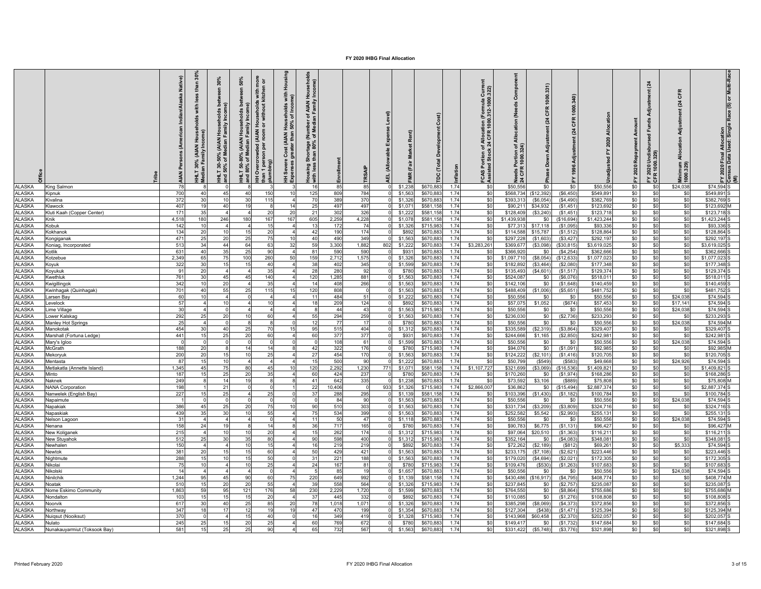# FY 2020 IHBG Final Allocation

| Office | Tribe | AIAN Persons (American Indian/Alaska Native) | HHLT 30% (AIAN Households with less than 30% Median Family Income) | HHLT 30-50% (AIAN Households between 30% and 50% of Median Family Income) | HHLT 50-80% (AIAN Households between 50% and 80% of Median Family Income) | HH Overcrowded (AIAN Households with more than 1 person per room or without kitchen or plumbing) | HH Severe Cost (AIAN Households with Housing Expenses greater than 50% of Income) | Housing Shortage (Number of AIAN Households with less than 80% of Median Family Income) | Enrollment | TRSAIP | AEL (Allowable Expense Level) | FMR (Fair Market Rent) | TDC (Total Development Cost) | Inflation | FCAS Portion of Allocation (Formula Current Assisted Stock 24 CFR 1000.312-1000.322) | Needs Portion of Allocation (Needs Component 24 CFR 1000.324) | Phase Down Adjustment (24 CFR 1000.331) | FY 1996 Adjustment (24 CFR 1000.340) | Unadjusted FY 2020 Allocation | FY 2020 Repayment Amount | FY 2020 Undisbursed Funds Adjustment (24 CFR 1000.329) | Minimum Allocation Adjustment (24 CFR 1000.329) | FY 2020 Final Allocation | Census Data Used: Single Race (S) or Multi-Race (M) |
|---|---|---|---|---|---|---|---|---|---|---|---|---|---|---|---|---|---|---|---|---|---|---|---|---|
| ALASKA | King Salmon | 78 | 8 | 0 | 8 | 3 | 3 | 16 | 85 | 85 | 0 | $1,238 | $670,883 | 1.74 | $0 | $50,556 | $0 | $0 | $50,556 | $0 | $0 | $24,038 | $74,594 | S |
| ALASKA | Kipnuk | 700 | 40 | 45 | 40 | 150 | 10 | 125 | 809 | 784 | 0 | $1,563 | $670,883 | 1.74 | $0 | $568,734 | ($12,392) | ($6,450) | $549,891 | $0 | $0 | $0 | $549,891 | S |
| ALASKA | Kivalina | 372 | 30 | 10 | 30 | 115 | 4 | 70 | 389 | 370 | 0 | $1,326 | $670,883 | 1.74 | $0 | $393,313 | ($6,054) | ($4,490) | $382,769 | $0 | $0 | $0 | $382,769 | S |
| ALASKA | Klawock | 407 | 19 | 40 | 19 | 8 | 14 | 25 | 497 | 497 | 0 | $1,071 | $581,158 | 1.74 | $0 | $90,211 | $34,932 | ($1,451) | $123,692 | $0 | $0 | $0 | $123,692 | M |
| ALASKA | Kluti Kaah (Copper Center) | 171 | 35 | 4 | 4 | 20 | 20 | 21 | 302 | 326 | 0 | $1,222 | $581,158 | 1.74 | $0 | $128,409 | ($3,240) | ($1,451) | $123,718 | $0 | $0 | $0 | $123,718 | S |
| ALASKA | Knik | 4,518 | 180 | 246 | 180 | 167 | 167 | 605 | 2,259 | 4,228 | 0 | $1,078 | $581,158 | 1.74 | $0 | $1,439,938 | $0 | ($16,694) | $1,423,244 | $0 | $0 | $0 | $1,423,244 | S |
| ALASKA | Kobuk | 142 | 10 | 4 | 4 | 15 | 4 | 13 | 172 | 74 | 0 | $1,326 | $715,983 | 1.74 | $0 | $77,313 | $17,118 | ($1,095) | $93,336 | $0 | $0 | $0 | $93,336 | S |
| ALASKA | Kokhanok | 134 | 20 | 10 | 15 | 20 | 4 | 42 | 190 | 174 | 0 | $892 | $670,883 | 1.74 | $0 | $114,588 | $15,787 | ($1,512) | $128,864 | $0 | $0 | $0 | $128,864 | S |
| ALASKA | Kongiganak | 471 | 25 | 20 | 25 | 75 | 10 | 40 | 490 | 349 | 0 | $1,563 | $670,883 | 1.74 | $0 | $297,228 | ($1,603) | ($3,427) | $292,197 | $0 | $0 | $0 | $292,197 | S |
| ALASKA | Koniag, Incorporated | 513 | 34 | 44 | 64 | 63 | 32 | 59 | 3,300 | 1,882 | 802 | $1,222 | $670,883 | 1.74 | $3,283,261 | $369,677 | ($3,098) | ($30,815) | $3,619,025 | $0 | $0 | $0 | $3,619,025 | S |
| ALASKA | Kotlik | 631 | 40 | 35 | 25 | 90 | 4 | 81 | 590 | 590 | 0 | $931 | $670,883 | 1.74 | $0 | $366,920 | $0 | ($4,254) | $362,666 | $0 | $0 | $0 | $362,666 | S |
| ALASKA | Kotzebue | 2,349 | 65 | 75 | 100 | 260 | 50 | 159 | 2,712 | 1,575 | 0 | $1,326 | $670,883 | 1.74 | $0 | $1,097,710 | ($8,054) | ($12,633) | $1,077,023 | $0 | $0 | $0 | $1,077,023 | S |
| ALASKA | Koyuk | 322 | 30 | 15 | 15 | 40 | 4 | 38 | 402 | 345 | 0 | $1,599 | $670,883 | 1.74 | $0 | $182,892 | ($3,464) | ($2,080) | $177,348 | $0 | $0 | $0 | $177,348 | S |
| ALASKA | Koyukuk | 91 | 20 | 4 | 4 | 35 | 4 | 28 | 280 | 92 | 0 | $780 | $670,883 | 1.74 | $0 | $135,493 | ($4,601) | ($1,517) | $129,374 | $0 | $0 | $0 | $129,374 | S |
| ALASKA | Kwethluk | 761 | 30 | 45 | 45 | 140 | 4 | 120 | 1,285 | 881 | 0 | $1,563 | $670,883 | 1.74 | $0 | $524,087 | $0 | ($6,076) | $518,011 | $0 | $0 | $0 | $518,011 | S |
| ALASKA | Kwigillingok | 342 | 10 | 20 | 4 | 35 | 4 | 14 | 408 | 266 | 0 | $1,563 | $670,883 | 1.74 | $0 | $142,106 | $0 | ($1,648) | $140,459 | $0 | $0 | $0 | $140,459 | S |
| ALASKA | Kwinhagak (Quinhagak) | 701 | 40 | 55 | 25 | 115 | 15 | 120 | 808 | 0 | 0 | $1,563 | $670,883 | 1.74 | $0 | $488,409 | ($1,006) | ($5,651) | $481,752 | $0 | $0 | $0 | $481,752 | S |
| ALASKA | Larsen Bay | 60 | 10 | 4 | 0 | 4 | 4 | 11 | 484 | 51 | 0 | $1,222 | $670,883 | 1.74 | $0 | $50,556 | $0 | $0 | $50,556 | $0 | $0 | $24,038 | $74,594 | S |
| ALASKA | Levelock | 57 | 4 | 10 | 4 | 10 | 4 | 18 | 209 | 124 | 0 | $892 | $670,883 | 1.74 | $0 | $57,075 | $1,052 | ($674) | $57,453 | $0 | $0 | $17,141 | $74,594 | S |
| ALASKA | Lime Village | 30 | 4 | 0 | 4 | 4 | 4 | 8 | 44 | 43 | 0 | $1,563 | $715,983 | 1.74 | $0 | $50,556 | $0 | $0 | $50,556 | $0 | $0 | $24,038 | $74,594 | S |
| ALASKA | Lower Kalskag | 292 | 25 | 20 | 10 | 60 | 4 | 55 | 294 | 259 | 0 | $1,563 | $670,883 | 1.74 | $0 | $236,030 | $0 | ($2,736) | $233,293 | $0 | $0 | $0 | $233,293 | S |
| ALASKA | Manley Hot Springs | 25 | 4 | 0 | 8 | 8 | 0 | 12 | 77 | 17 | 0 | $780 | $670,883 | 1.74 | $0 | $50,556 | $0 | $0 | $50,556 | $0 | $0 | $24,038 | $74,594 | M |
| ALASKA | Manokotak | 454 | 30 | 40 | 25 | 70 | 15 | 95 | 515 | 404 | 0 | $1,312 | $670,883 | 1.74 | $0 | $335,589 | ($2,319) | ($3,864) | $329,407 | $0 | $0 | $0 | $329,407 | S |
| ALASKA | Marshall (Fortuna Ledge) | 441 | 15 | 25 | 20 | 60 | 4 | 60 | 377 | 377 | 0 | $931 | $670,883 | 1.74 | $0 | $244,666 | $1,165 | ($2,850) | $242,981 | $0 | $0 | $0 | $242,981 | S |
| ALASKA | Mary's Igloo | 0 | 0 | 0 | 0 | 0 | 0 | 0 | 108 | 61 | 0 | $1,599 | $670,883 | 1.74 | $0 | $50,556 | $0 | $0 | $50,556 | $0 | $0 | $24,038 | $74,594 | S |
| ALASKA | McGrath | 188 | 20 | 8 | 14 | 14 | 8 | 42 | 322 | 176 | 0 | $780 | $715,983 | 1.74 | $0 | $94,076 | $0 | ($1,091) | $92,985 | $0 | $0 | $0 | $92,985 | M |
| ALASKA | Mekoryuk | 200 | 20 | 15 | 10 | 25 | 4 | 27 | 454 | 170 | 0 | $1,563 | $670,883 | 1.74 | $0 | $124,222 | ($2,101) | ($1,416) | $120,705 | $0 | $0 | $0 | $120,705 | S |
| ALASKA | Mentasta | 87 | 15 | 10 | 4 | 4 | 4 | 15 | 500 | 90 | 0 | $1,222 | $670,883 | 1.74 | $0 | $50,799 | ($549) | ($583) | $49,668 | $0 | $0 | $24,926 | $74,594 | S |
| ALASKA | Metlakatla (Annette Island) | 1,345 | 45 | 75 | 80 | 45 | 10 | 120 | 2,292 | 1,230 | 771 | $1,071 | $581,158 | 1.74 | $1,107,727 | $321,699 | ($3,069) | ($16,536) | $1,409,821 | $0 | $0 | $0 | $1,409,821 | S |
| ALASKA | Minto | 187 | 15 | 25 | 20 | 35 | 4 | 60 | 424 | 237 | 0 | $780 | $670,883 | 1.74 | $0 | $170,260 | $0 | ($1,974) | $168,286 | $0 | $0 | $0 | $168,286 | S |
| ALASKA | Naknek | 249 | 8 | 14 | 19 | 8 | 8 | 41 | 642 | 335 | 0 | $1,238 | $670,883 | 1.74 | $0 | $73,592 | $3,106 | ($889) | $75,808 | $0 | $0 | $0 | $75,808 | M |
| ALASKA | NANA Corporation | 198 | 1 | 21 | 0 | 0 | 1 | 22 | 10,406 | 0 | 933 | $1,326 | $715,983 | 1.74 | $2,866,007 | $36,862 | $0 | ($15,494) | $2,887,374 | $0 | $0 | $0 | $2,887,374 | S |
| ALASKA | Nanwelek (English Bay) | 227 | 15 | 25 | 4 | 25 | 0 | 37 | 288 | 295 | 0 | $1,139 | $581,158 | 1.74 | $0 | $103,396 | ($1,430) | ($1,182) | $100,784 | $0 | $0 | $0 | $100,784 | S |
| ALASKA | Napaimute | 1 | 0 | 0 | 0 | 0 | 0 | 0 | 84 | 90 | 0 | $1,563 | $670,883 | 1.74 | $0 | $50,556 | $0 | $0 | $50,556 | $0 | $0 | $24,038 | $74,594 | S |
| ALASKA | Napakiak | 386 | 45 | 25 | 20 | 75 | 10 | 90 | 510 | 303 | 0 | $1,563 | $670,883 | 1.74 | $0 | $331,734 | ($3,209) | ($3,809) | $324,716 | $0 | $0 | $0 | $324,716 | S |
| ALASKA | Napaskiak | 439 | 35 | 30 | 10 | 55 | 4 | 75 | 534 | 399 | 0 | $1,563 | $670,883 | 1.74 | $0 | $252,582 | $5,542 | ($2,993) | $255,131 | $0 | $0 | $0 | $255,131 | S |
| ALASKA | Nelson Lagoon | 31 | 4 | 4 | 4 | 0 | 4 | 11 | 50 | 47 | 0 | $1,118 | $670,883 | 1.74 | $0 | $50,556 | $0 | $0 | $50,556 | $0 | $0 | $24,038 | $74,594 | S |
| ALASKA | Nenana | 158 | 24 | 19 | 8 | 14 | 8 | 36 | 717 | 165 | 0 | $780 | $670,883 | 1.74 | $0 | $90,783 | $6,775 | ($1,131) | $96,427 | $0 | $0 | $0 | $96,427 | M |
| ALASKA | New Koliganek | 215 | 4 | 10 | 10 | 20 | 4 | 15 | 262 | 174 | 0 | $1,312 | $715,983 | 1.74 | $0 | $97,064 | $20,510 | ($1,363) | $116,211 | $0 | $0 | $0 | $116,211 | S |
| ALASKA | New Stuyahok | 512 | 25 | 30 | 35 | 80 | 4 | 90 | 598 | 400 | 0 | $1,312 | $715,983 | 1.74 | $0 | $352,164 | $0 | ($4,083) | $348,081 | $0 | $0 | $0 | $348,081 | S |
| ALASKA | Newhalen | 150 | 4 | 4 | 10 | 15 | 4 | 16 | 219 | 219 | 0 | $892 | $670,883 | 1.74 | $0 | $72,262 | ($2,189) | ($812) | $69,261 | $0 | $0 | $5,333 | $74,594 | S |
| ALASKA | Newtok | 381 | 20 | 15 | 15 | 60 | 4 | 50 | 429 | 421 | 0 | $1,563 | $670,883 | 1.74 | $0 | $233,175 | ($7,108) | ($2,621) | $223,446 | $0 | $0 | $0 | $223,446 | S |
| ALASKA | Nightmute | 288 | 15 | 10 | 15 | 50 | 0 | 31 | 221 | 188 | 0 | $1,563 | $670,883 | 1.74 | $0 | $179,020 | ($4,694) | ($2,021) | $172,305 | $0 | $0 | $0 | $172,305 | S |
| ALASKA | Nikolai | 75 | 10 | 4 | 10 | 25 | 4 | 24 | 167 | 81 | 0 | $780 | $715,983 | 1.74 | $0 | $109,476 | ($530) | ($1,263) | $107,683 | $0 | $0 | $0 | $107,683 | S |
| ALASKA | Nikolski | 14 | 4 | 4 | 4 | 0 | 4 | 5 | 85 | 19 | 0 | $1,657 | $670,883 | 1.74 | $0 | $50,556 | $0 | $0 | $50,556 | $0 | $0 | $24,038 | $74,594 | S |
| ALASKA | Ninilchik | 1,244 | 95 | 45 | 90 | 60 | 75 | 220 | 649 | 992 | 0 | $1,139 | $581,158 | 1.74 | $0 | $430,486 | ($16,917) | ($4,795) | $408,774 | $0 | $0 | $0 | $408,774 | M |
| ALASKA | Noatak | 510 | 15 | 20 | 20 | 55 | 4 | 39 | 558 | 564 | 0 | $1,326 | $715,983 | 1.74 | $0 | $237,845 | $0 | ($2,757) | $235,087 | $0 | $0 | $0 | $235,087 | S |
| ALASKA | Nome Eskimo Community | 1,863 | 59 | 95 | 121 | 176 | 58 | 230 | 2,229 | 1,720 | 0 | $1,599 | $670,883 | 1.74 | $0 | $764,550 | $0 | ($8,864) | $755,686 | $0 | $0 | $0 | $755,686 | M |
| ALASKA | Nondalton | 103 | 15 | 15 | 15 | 20 | 4 | 37 | 445 | 332 | 0 | $892 | $670,883 | 1.74 | $0 | $110,085 | $0 | ($1,276) | $108,808 | $0 | $0 | $0 | $108,808 | S |
| ALASKA | Noorvik | 617 | 30 | 40 | 25 | 85 | 20 | 78 | 1,018 | 1,071 | 0 | $1,326 | $670,883 | 1.74 | $0 | $385,298 | ($8,069) | ($4,373) | $372,856 | $0 | $0 | $0 | $372,856 | S |
| ALASKA | Northway | 347 | 18 | 17 | 12 | 19 | 19 | 47 | 470 | 199 | 0 | $1,354 | $670,883 | 1.74 | $0 | $127,304 | ($438) | ($1,471) | $125,394 | $0 | $0 | $0 | $125,394 | M |
| ALASKA | Nuiqsut (Nooiksut) | 370 | 0 | 4 | 15 | 40 | 0 | 16 | 349 | 419 | 0 | $1,328 | $715,983 | 1.74 | $0 | $143,968 | $60,458 | ($2,370) | $202,057 | $0 | $0 | $0 | $202,057 | S |
| ALASKA | Nulato | 245 | 25 | 15 | 20 | 25 | 4 | 60 | 769 | 672 | 0 | $780 | $670,883 | 1.74 | $0 | $149,417 | $0 | ($1,732) | $147,684 | $0 | $0 | $0 | $147,684 | S |
| ALASKA | Nunakauyarmiut (Toksook Bay) | 581 | 15 | 25 | 25 | 90 | 4 | 65 | 732 | 567 | 0 | $1,563 | $670,883 | 1.74 | $0 | $331,422 | ($5,748) | ($3,776) | $321,898 | $0 | $0 | $0 | $321,898 | S |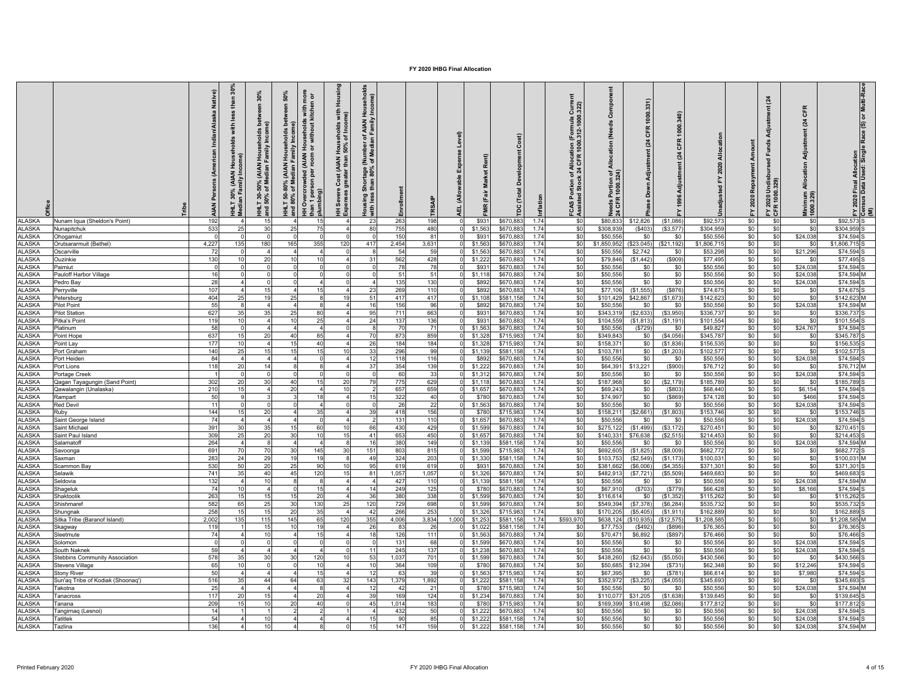# FY 2020 IHBG Final Allocation

| Office | Tribe | AIAN Persons (American Indian/Alaska Native) | HHLT 30% (AIAN Households with less than 30% Median Family Income) | HHLT 30-50% (AIAN Households between 30% and 50% of Median Family Income) | HHLT 50-80% (AIAN Households between 50% and 80% of Median Family Income) | HH Overcrowded (AIAN Households with more than 1 person per room or without kitchen or plumbing) | HH Severe Cost (AIAN Households with Housing Expenses greater than 50% of Income) | Housing Shortage (Number of AIAN Households with less than 80% of Median Family Income) | Enrollment | TRSAIP | AEL (Allowable Expense Level) | FMR (Fair Market Rent) | TDC (Total Development Cost) | Inflation | FCAS Portion of Allocation (Formula Current Assisted Stock 24 CFR 1000.312-1000.322) | Needs Portion of Allocation (Needs Component 24 CFR 1000.324) | Phase Down Adjustment (24 CFR 1000.331) | FY 1996 Adjustment (24 CFR 1000.340) | Unadjusted FY 2020 Allocation | FY 2020 Repayment Amount | FY 2020 Undisbursed Funds Adjustment (24 CFR 1000.329) | Minimum Allocation Adjustment (24 CFR 1000.329) | FY 2020 Final Allocation | Census Data Used: Single Race (S) or Multi-Race (M) |
|---|---|---|---|---|---|---|---|---|---|---|---|---|---|---|---|---|---|---|---|---|---|---|---|---|
| ALASKA | Nunam Iqua (Sheldon's Point) | 192 | 4 | 15 | 4 | 15 | 4 | 23 | 263 | 198 | 0 | $931 | $670,883 | 1.74 | $0 | $80,833 | $12,826 | ($1,086) | $92,573 | $0 | $0 | $0 | $92,573 | S |
| ALASKA | Nunapitchuk | 533 | 25 | 30 | 25 | 75 | 4 | 80 | 755 | 480 | 0 | $1,563 | $670,883 | 1.74 | $0 | $308,939 | ($403) | ($3,577) | $304,959 | $0 | $0 | $0 | $304,959 | S |
| ALASKA | Ohogamiut | 0 | 0 | 0 | 0 | 0 | 0 | 0 | 150 | 81 | 0 | $931 | $670,883 | 1.74 | $0 | $50,556 | $0 | $0 | $50,556 | $0 | $0 | $24,038 | $74,594 | S |
| ALASKA | Orutsararmuit (Bethel) | 4,227 | 135 | 180 | 165 | 355 | 120 | 417 | 2,454 | 3,631 | 0 | $1,563 | $670,883 | 1.74 | $0 | $1,850,952 | ($23,045) | ($21,192) | $1,806,715 | $0 | $0 | $0 | $1,806,715 | S |
| ALASKA | Oscarville | 72 | 0 | 4 | 4 | 4 | 0 | 8 | 54 | 59 | 0 | $1,563 | $670,883 | 1.74 | $0 | $50,556 | $2,742 | $0 | $53,298 | $0 | $0 | $21,296 | $74,594 | S |
| ALASKA | Ouzinkie | 130 | 10 | 20 | 10 | 10 | 4 | 31 | 562 | 428 | 0 | $1,222 | $670,883 | 1.74 | $0 | $79,846 | ($1,442) | ($909) | $77,495 | $0 | $0 | $0 | $77,495 | S |
| ALASKA | Paimiut | 0 | 0 | 0 | 0 | 0 | 0 | 0 | 78 | 78 | 0 | $931 | $670,883 | 1.74 | $0 | $50,556 | $0 | $0 | $50,556 | $0 | $0 | $24,038 | $74,594 | S |
| ALASKA | Pauloff Harbor Village | 16 | 0 | 0 | 0 | 0 | 0 | 0 | 51 | 51 | 0 | $1,118 | $670,883 | 1.74 | $0 | $50,556 | $0 | $0 | $50,556 | $0 | $0 | $24,038 | $74,594 | M |
| ALASKA | Pedro Bay | 28 | 4 | 0 | 0 | 4 | 0 | 4 | 135 | 130 | 0 | $892 | $670,883 | 1.74 | $0 | $50,556 | $0 | $0 | $50,556 | $0 | $0 | $24,038 | $74,594 | S |
| ALASKA | Perryville | 107 | 4 | 15 | 4 | 15 | 4 | 23 | 269 | 110 | 0 | $892 | $670,883 | 1.74 | $0 | $77,106 | ($1,555) | ($876) | $74,675 | $0 | $0 | $0 | $74,675 | S |
| ALASKA | Petersburg | 404 | 25 | 19 | 25 | 8 | 19 | 51 | 417 | 417 | 0 | $1,108 | $581,158 | 1.74 | $0 | $101,429 | $42,867 | ($1,673) | $142,623 | $0 | $0 | $0 | $142,623 | M |
| ALASKA | Pilot Point | 55 | 8 | 4 | 4 | 8 | 4 | 16 | 156 | 96 | 0 | $892 | $670,883 | 1.74 | $0 | $50,556 | $0 | $0 | $50,556 | $0 | $0 | $24,038 | $74,594 | M |
| ALASKA | Pilot Station | 627 | 35 | 35 | 25 | 80 | 4 | 95 | 711 | 663 | 0 | $931 | $670,883 | 1.74 | $0 | $343,319 | ($2,633) | ($3,950) | $336,737 | $0 | $0 | $0 | $336,737 | S |
| ALASKA | Pitka's Point | 119 | 10 | 4 | 10 | 25 | 4 | 24 | 137 | 136 | 0 | $931 | $670,883 | 1.74 | $0 | $104,559 | ($1,813) | ($1,191) | $101,554 | $0 | $0 | $0 | $101,554 | S |
| ALASKA | Platinum | 58 | 0 | 4 | 4 | 4 | 0 | 8 | 70 | 71 | 0 | $1,563 | $670,883 | 1.74 | $0 | $50,556 | ($729) | $0 | $49,827 | $0 | $0 | $24,767 | $74,594 | S |
| ALASKA | Point Hope | 637 | 15 | 20 | 40 | 85 | 4 | 70 | 873 | 859 | 0 | $1,328 | $715,983 | 1.74 | $0 | $349,843 | $0 | ($4,056) | $345,787 | $0 | $0 | $0 | $345,787 | S |
| ALASKA | Point Lay | 177 | 10 | 4 | 15 | 40 | 4 | 26 | 184 | 184 | 0 | $1,328 | $715,983 | 1.74 | $0 | $158,371 | $0 | ($1,836) | $156,535 | $0 | $0 | $0 | $156,535 | S |
| ALASKA | Port Graham | 140 | 25 | 15 | 15 | 15 | 10 | 33 | 296 | 99 | 0 | $1,139 | $581,158 | 1.74 | $0 | $103,781 | $0 | ($1,203) | $102,577 | $0 | $0 | $0 | $102,577 | S |
| ALASKA | Port Heiden | 84 | 4 | 4 | 4 | 0 | 4 | 12 | 118 | 116 | 0 | $892 | $670,883 | 1.74 | $0 | $50,556 | $0 | $0 | $50,556 | $0 | $0 | $24,038 | $74,594 | S |
| ALASKA | Port Lions | 118 | 20 | 14 | 8 | 8 | 4 | 37 | 354 | 139 | 0 | $1,222 | $670,883 | 1.74 | $0 | $64,391 | $13,221 | ($900) | $76,712 | $0 | $0 | $0 | $76,712 | M |
| ALASKA | Portage Creek | 1 | 0 | 0 | 0 | 0 | 0 | 0 | 60 | 33 | 0 | $1,312 | $670,883 | 1.74 | $0 | $50,556 | $0 | $0 | $50,556 | $0 | $0 | $24,038 | $74,594 | S |
| ALASKA | Qagan Tayagungin (Sand Point) | 302 | 20 | 30 | 40 | 15 | 20 | 79 | 775 | 629 | 0 | $1,118 | $670,883 | 1.74 | $0 | $187,968 | $0 | ($2,179) | $185,789 | $0 | $0 | $0 | $185,789 | S |
| ALASKA | Qawalangin (Unalaska) | 210 | 15 | 4 | 20 | 4 | 10 | 2 | 657 | 659 | 0 | $1,657 | $670,883 | 1.74 | $0 | $69,243 | $0 | ($803) | $68,440 | $0 | $0 | $6,154 | $74,594 | S |
| ALASKA | Rampart | 50 | 9 | 3 | 3 | 18 | 4 | 15 | 322 | 40 | 0 | $780 | $670,883 | 1.74 | $0 | $74,997 | $0 | ($869) | $74,128 | $0 | $0 | $466 | $74,594 | S |
| ALASKA | Red Devil | 11 | 0 | 0 | 0 | 4 | 0 | 0 | 26 | 22 | 0 | $1,563 | $670,883 | 1.74 | $0 | $50,556 | $0 | $0 | $50,556 | $0 | $0 | $24,038 | $74,594 | S |
| ALASKA | Ruby | 144 | 15 | 20 | 4 | 35 | 4 | 39 | 418 | 156 | 0 | $780 | $715,983 | 1.74 | $0 | $158,211 | ($2,661) | ($1,803) | $153,746 | $0 | $0 | $0 | $153,746 | S |
| ALASKA | Saint George Island | 74 | 4 | 4 | 4 | 0 | 4 | 2 | 131 | 110 | 0 | $1,657 | $670,883 | 1.74 | $0 | $50,556 | $0 | $0 | $50,556 | $0 | $0 | $24,038 | $74,594 | S |
| ALASKA | Saint Michael | 391 | 30 | 35 | 15 | 60 | 10 | 66 | 430 | 429 | 0 | $1,599 | $670,883 | 1.74 | $0 | $275,122 | ($1,499) | ($3,172) | $270,451 | $0 | $0 | $0 | $270,451 | S |
| ALASKA | Saint Paul Island | 309 | 25 | 20 | 30 | 10 | 15 | 41 | 653 | 450 | 0 | $1,657 | $670,883 | 1.74 | $0 | $140,331 | $76,638 | ($2,515) | $214,453 | $0 | $0 | $0 | $214,453 | S |
| ALASKA | Salamatoff | 264 | 4 | 8 | 4 | 4 | 8 | 16 | 380 | 149 | 0 | $1,139 | $581,158 | 1.74 | $0 | $50,556 | $0 | $0 | $50,556 | $0 | $0 | $24,038 | $74,594 | M |
| ALASKA | Savoonga | 691 | 70 | 70 | 30 | 145 | 30 | 151 | 803 | 815 | 0 | $1,599 | $715,983 | 1.74 | $0 | $692,605 | ($1,825) | ($8,009) | $682,772 | $0 | $0 | $0 | $682,772 | S |
| ALASKA | Saxman | 283 | 24 | 29 | 19 | 19 | 8 | 49 | 324 | 203 | 0 | $1,330 | $581,158 | 1.74 | $0 | $103,753 | ($2,549) | ($1,173) | $100,031 | $0 | $0 | $0 | $100,031 | M |
| ALASKA | Scammon Bay | 530 | 50 | 20 | 25 | 90 | 10 | 95 | 619 | 619 | 0 | $931 | $670,883 | 1.74 | $0 | $381,662 | ($6,006) | ($4,355) | $371,301 | $0 | $0 | $0 | $371,301 | S |
| ALASKA | Selawik | 741 | 35 | 40 | 45 | 120 | 15 | 81 | 1,057 | 1,057 | 0 | $1,326 | $670,883 | 1.74 | $0 | $482,913 | ($7,721) | ($5,509) | $469,683 | $0 | $0 | $0 | $469,683 | S |
| ALASKA | Seldovia | 132 | 4 | 10 | 8 | 8 | 4 | 4 | 427 | 110 | 0 | $1,139 | $581,158 | 1.74 | $0 | $50,556 | $0 | $0 | $50,556 | $0 | $0 | $24,038 | $74,594 | M |
| ALASKA | Shageluk | 74 | 10 | 4 | 0 | 15 | 4 | 14 | 249 | 125 | 0 | $780 | $670,883 | 1.74 | $0 | $67,910 | ($703) | ($779) | $66,428 | $0 | $0 | $8,166 | $74,594 | S |
| ALASKA | Shaktoolik | 263 | 15 | 15 | 15 | 20 | 4 | 36 | 380 | 338 | 0 | $1,599 | $670,883 | 1.74 | $0 | $116,614 | $0 | ($1,352) | $115,262 | $0 | $0 | $0 | $115,262 | S |
| ALASKA | Shishmaref | 582 | 65 | 25 | 30 | 130 | 25 | 120 | 729 | 698 | 0 | $1,599 | $670,883 | 1.74 | $0 | $549,394 | ($7,378) | ($6,284) | $535,732 | $0 | $0 | $0 | $535,732 | S |
| ALASKA | Shungnak | 258 | 15 | 15 | 20 | 35 | 4 | 42 | 266 | 253 | 0 | $1,326 | $715,983 | 1.74 | $0 | $170,205 | ($5,405) | ($1,911) | $162,889 | $0 | $0 | $0 | $162,889 | S |
| ALASKA | Sitka Tribe (Baranof Island) | 2,002 | 135 | 115 | 145 | 65 | 120 | 355 | 4,006 | 3,834 | 1,000 | $1,253 | $581,158 | 1.74 | $593,970 | $638,124 | ($10,935) | ($12,575) | $1,208,585 | $0 | $0 | $0 | $1,208,585 | M |
| ALASKA | Skagway | 119 | 1 | 15 | 10 | 19 | 4 | 26 | 83 | 26 | 0 | $1,022 | $581,158 | 1.74 | $0 | $77,753 | ($492) | ($896) | $76,365 | $0 | $0 | $0 | $76,365 | S |
| ALASKA | Sleetmute | 74 | 4 | 10 | 4 | 15 | 4 | 18 | 126 | 111 | 0 | $1,563 | $670,883 | 1.74 | $0 | $70,471 | $6,892 | ($897) | $76,466 | $0 | $0 | $0 | $76,466 | S |
| ALASKA | Solomon | 0 | 0 | 0 | 0 | 0 | 0 | 0 | 131 | 68 | 0 | $1,599 | $670,883 | 1.74 | $0 | $50,556 | $0 | $0 | $50,556 | $0 | $0 | $24,038 | $74,594 | S |
| ALASKA | South Naknek | 59 | 4 | 4 | 4 | 4 | 0 | 11 | 245 | 137 | 0 | $1,238 | $670,883 | 1.74 | $0 | $50,556 | $0 | $0 | $50,556 | $0 | $0 | $24,038 | $74,594 | S |
| ALASKA | Stebbins Community Association | 578 | 35 | 30 | 30 | 120 | 10 | 53 | 1,037 | 701 | 0 | $1,599 | $670,883 | 1.74 | $0 | $438,260 | ($2,643) | ($5,050) | $430,566 | $0 | $0 | $0 | $430,566 | S |
| ALASKA | Stevens Village | 65 | 10 | 0 | 0 | 10 | 4 | 10 | 364 | 109 | 0 | $780 | $670,883 | 1.74 | $0 | $50,685 | $12,394 | ($731) | $62,348 | $0 | $0 | $12,246 | $74,594 | S |
| ALASKA | Stony River | 50 | 4 | 4 | 4 | 15 | 4 | 12 | 63 | 39 | 0 | $1,563 | $715,983 | 1.74 | $0 | $67,395 | $0 | ($781) | $66,614 | $0 | $0 | $7,980 | $74,594 | S |
| ALASKA | Sun'aq Tribe of Kodiak (Shoonaq') | 516 | 35 | 44 | 64 | 63 | 32 | 143 | 1,379 | 1,892 | 0 | $1,222 | $581,158 | 1.74 | $0 | $352,972 | ($3,225) | ($4,055) | $345,693 | $0 | $0 | $0 | $345,693 | S |
| ALASKA | Takotna | 25 | 4 | 4 | 4 | 8 | 4 | 12 | 42 | 21 | 0 | $780 | $715,983 | 1.74 | $0 | $50,556 | $0 | $0 | $50,556 | $0 | $0 | $24,038 | $74,594 | M |
| ALASKA | Tanacross | 117 | 20 | 15 | 4 | 20 | 4 | 39 | 169 | 124 | 0 | $1,234 | $670,883 | 1.74 | $0 | $110,077 | $31,205 | ($1,638) | $139,645 | $0 | $0 | $0 | $139,645 | S |
| ALASKA | Tanana | 209 | 15 | 10 | 20 | 40 | 0 | 45 | 1,014 | 183 | 0 | $780 | $715,983 | 1.74 | $0 | $169,399 | $10,498 | ($2,086) | $177,812 | $0 | $0 | $0 | $177,812 | S |
| ALASKA | Tangirnaq (Lesnoi) | 14 | 1 | 1 | 2 | 2 | 1 | 4 | 432 | 50 | 0 | $1,222 | $670,883 | 1.74 | $0 | $50,556 | $0 | $0 | $50,556 | $0 | $0 | $24,038 | $74,594 | S |
| ALASKA | Tatitlek | 54 | 4 | 10 | 4 | 4 | 4 | 15 | 90 | 85 | 0 | $1,222 | $581,158 | 1.74 | $0 | $50,556 | $0 | $0 | $50,556 | $0 | $0 | $24,038 | $74,594 | S |
| ALASKA | Tazlina | 136 | 4 | 10 | 4 | 8 | 0 | 15 | 147 | 159 | 0 | $1,222 | $581,158 | 1.74 | $0 | $50,556 | $0 | $0 | $50,556 | $0 | $0 | $24,038 | $74,594 | M |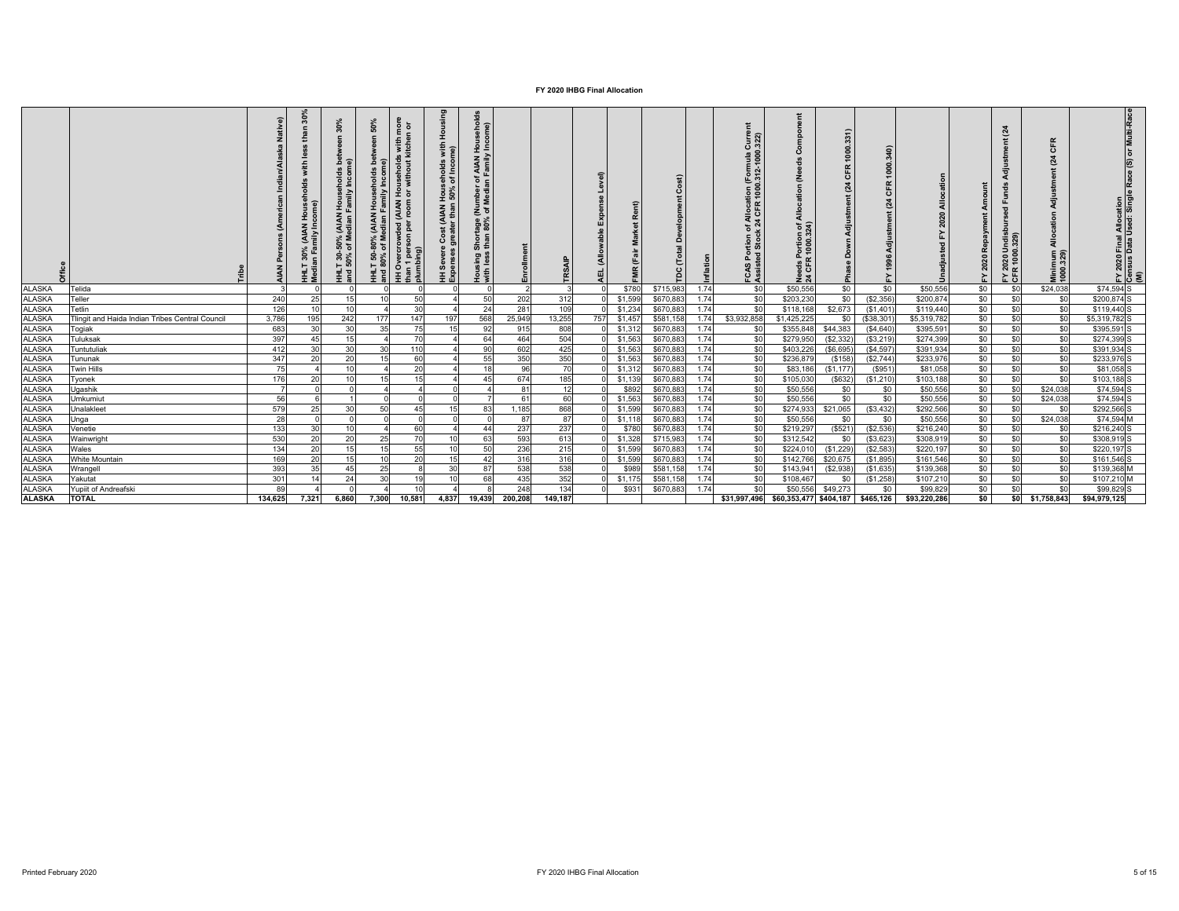# FY 2020 IHBG Final Allocation

| Office | Tribe | AIAN Persons (American Indian/Alaska Native) | HHLT 30% (AIAN Households with less than 30% Median Family Income) | HHLT 30-50% (AIAN Households between 30% and 50% of Median Family Income) | HHLT 50-80% (AIAN Households between 50% and 80% of Median Family Income) | HH Overcrowded (AIAN Households with more than 1 person per room or without kitchen or plumbing) | HH Severe Cost (AIAN Households with Housing Expenses greater than 50% of Income) | Housing Shortage (Number of AIAN Households with less than 80% of Median Family Income) | Enrollment | TRSAIP | AEL (Allowable Expense Level) | FMR (Fair Market Rent) | TDC (Total Development Cost) | Inflation | FCAS Portion of Allocation (Formula Current Assisted Stock 24 CFR 1000.312-1000.322) | Needs Portion of Allocation (Needs Component 24 CFR 1000.324) | Phase Down Adjustment (24 CFR 1000.331) | FY 1996 Adjustment (24 CFR 1000.340) | Unadjusted FY 2020 Allocation | FY 2020 Repayment Amount | FY 2020 Undisbursed Funds Adjustment (24 CFR 1000.329) | Minimum Allocation Adjustment (24 CFR 1000.329) | FY 2020 Final Allocation | Census Data Used: Single Race (S) or Multi-Race (M) |
|---|---|---|---|---|---|---|---|---|---|---|---|---|---|---|---|---|---|---|---|---|---|---|---|---|
| ALASKA | Telida | 3 | 0 | 0 | 0 | 0 | 0 | 0 | 2 | 3 | 0 | $780 | $715,983 | 1.74 | $0 | $50,556 | $0 | $0 | $50,556 | $0 | $0 | $24,038 | $74,594 | S |
| ALASKA | Teller | 240 | 25 | 15 | 10 | 50 | 4 | 50 | 202 | 312 | 0 | $1,599 | $670,883 | 1.74 | $0 | $203,230 | $0 | ($2,356) | $200,874 | $0 | $0 | $0 | $200,874 | S |
| ALASKA | Tetlin | 126 | 10 | 10 | 4 | 30 | 4 | 24 | 281 | 109 | 0 | $1,234 | $670,883 | 1.74 | $0 | $118,168 | $2,673 | ($1,401) | $119,440 | $0 | $0 | $0 | $119,440 | S |
| ALASKA | Tlingit and Haida Indian Tribes Central Council | 3,786 | 195 | 242 | 177 | 147 | 197 | 568 | 25,949 | 13,255 | 757 | $1,457 | $581,158 | 1.74 | $3,932,858 | $1,425,225 | $0 | ($38,301) | $5,319,782 | $0 | $0 | $0 | $5,319,782 | S |
| ALASKA | Togiak | 683 | 30 | 30 | 35 | 75 | 15 | 92 | 915 | 808 | 0 | $1,312 | $670,883 | 1.74 | $0 | $355,848 | $44,383 | ($4,640) | $395,591 | $0 | $0 | $0 | $395,591 | S |
| ALASKA | Tuluksak | 397 | 45 | 15 | 4 | 70 | 4 | 64 | 464 | 504 | 0 | $1,563 | $670,883 | 1.74 | $0 | $279,950 | ($2,332) | ($3,219) | $274,399 | $0 | $0 | $0 | $274,399 | S |
| ALASKA | Tuntutuliak | 412 | 30 | 30 | 30 | 110 | 4 | 90 | 602 | 425 | 0 | $1,563 | $670,883 | 1.74 | $0 | $403,226 | ($6,695) | ($4,597) | $391,934 | $0 | $0 | $0 | $391,934 | S |
| ALASKA | Tununak | 347 | 20 | 20 | 15 | 60 | 4 | 55 | 350 | 350 | 0 | $1,563 | $670,883 | 1.74 | $0 | $236,879 | ($158) | ($2,744) | $233,976 | $0 | $0 | $0 | $233,976 | S |
| ALASKA | Twin Hills | 75 | 4 | 10 | 4 | 20 | 4 | 18 | 96 | 70 | 0 | $1,312 | $670,883 | 1.74 | $0 | $83,186 | ($1,177) | ($951) | $81,058 | $0 | $0 | $0 | $81,058 | S |
| ALASKA | Tyonek | 176 | 20 | 10 | 15 | 15 | 4 | 45 | 674 | 185 | 0 | $1,139 | $670,883 | 1.74 | $0 | $105,030 | ($632) | ($1,210) | $103,188 | $0 | $0 | $0 | $103,188 | S |
| ALASKA | Ugashik | 7 | 0 | 0 | 4 | 4 | 0 | 4 | 81 | 12 | 0 | $892 | $670,883 | 1.74 | $0 | $50,556 | $0 | $0 | $50,556 | $0 | $0 | $24,038 | $74,594 | S |
| ALASKA | Umkumiut | 56 | 6 | 1 | 0 | 0 | 0 | 7 | 61 | 60 | 0 | $1,563 | $670,883 | 1.74 | $0 | $50,556 | $0 | $0 | $50,556 | $0 | $0 | $24,038 | $74,594 | S |
| ALASKA | Unalakleet | 579 | 25 | 30 | 50 | 45 | 15 | 83 | 1,185 | 868 | 0 | $1,599 | $670,883 | 1.74 | $0 | $274,933 | $21,065 | ($3,432) | $292,566 | $0 | $0 | $0 | $292,566 | S |
| ALASKA | Unga | 28 | 0 | 0 | 0 | 0 | 0 | 0 | 87 | 87 | 0 | $1,118 | $670,883 | 1.74 | $0 | $50,556 | $0 | $0 | $50,556 | $0 | $0 | $24,038 | $74,594 | M |
| ALASKA | Venetie | 133 | 30 | 10 | 4 | 60 | 4 | 44 | 237 | 237 | 0 | $780 | $670,883 | 1.74 | $0 | $219,297 | ($521) | ($2,536) | $216,240 | $0 | $0 | $0 | $216,240 | S |
| ALASKA | Wainwright | 530 | 20 | 20 | 25 | 70 | 10 | 63 | 593 | 613 | 0 | $1,328 | $715,983 | 1.74 | $0 | $312,542 | $0 | ($3,623) | $308,919 | $0 | $0 | $0 | $308,919 | S |
| ALASKA | Wales | 134 | 20 | 15 | 15 | 55 | 10 | 50 | 236 | 215 | 0 | $1,599 | $670,883 | 1.74 | $0 | $224,010 | ($1,229) | ($2,583) | $220,197 | $0 | $0 | $0 | $220,197 | S |
| ALASKA | White Mountain | 169 | 20 | 15 | 10 | 20 | 15 | 42 | 316 | 316 | 0 | $1,599 | $670,883 | 1.74 | $0 | $142,766 | $20,675 | ($1,895) | $161,546 | $0 | $0 | $0 | $161,546 | S |
| ALASKA | Wrangell | 393 | 35 | 45 | 25 | 8 | 30 | 87 | 538 | 538 | 0 | $989 | $581,158 | 1.74 | $0 | $143,941 | ($2,938) | ($1,635) | $139,368 | $0 | $0 | $0 | $139,368 | M |
| ALASKA | Yakutat | 301 | 14 | 24 | 30 | 19 | 10 | 68 | 435 | 352 | 0 | $1,175 | $581,158 | 1.74 | $0 | $108,467 | $0 | ($1,258) | $107,210 | $0 | $0 | $0 | $107,210 | M |
| ALASKA | Yupiit of Andreafski | 89 | 4 | 0 | 4 | 10 | 4 | 8 | 248 | 134 | 0 | $931 | $670,883 | 1.74 | $0 | $50,556 | $49,273 | $0 | $99,829 | $0 | $0 | $0 | $99,829 | S |
| **ALASKA** | **TOTAL** | **134,625** | **7,321** | **6,860** | **7,300** | **10,581** | **4,837** | **19,439** | **200,208** | **149,187** | | | | | **$31,997,496** | **$60,353,477** | **$404,187** | **$465,126** | **$93,220,286** | **$0** | **$0** | **$1,758,843** | **$94,979,125** | |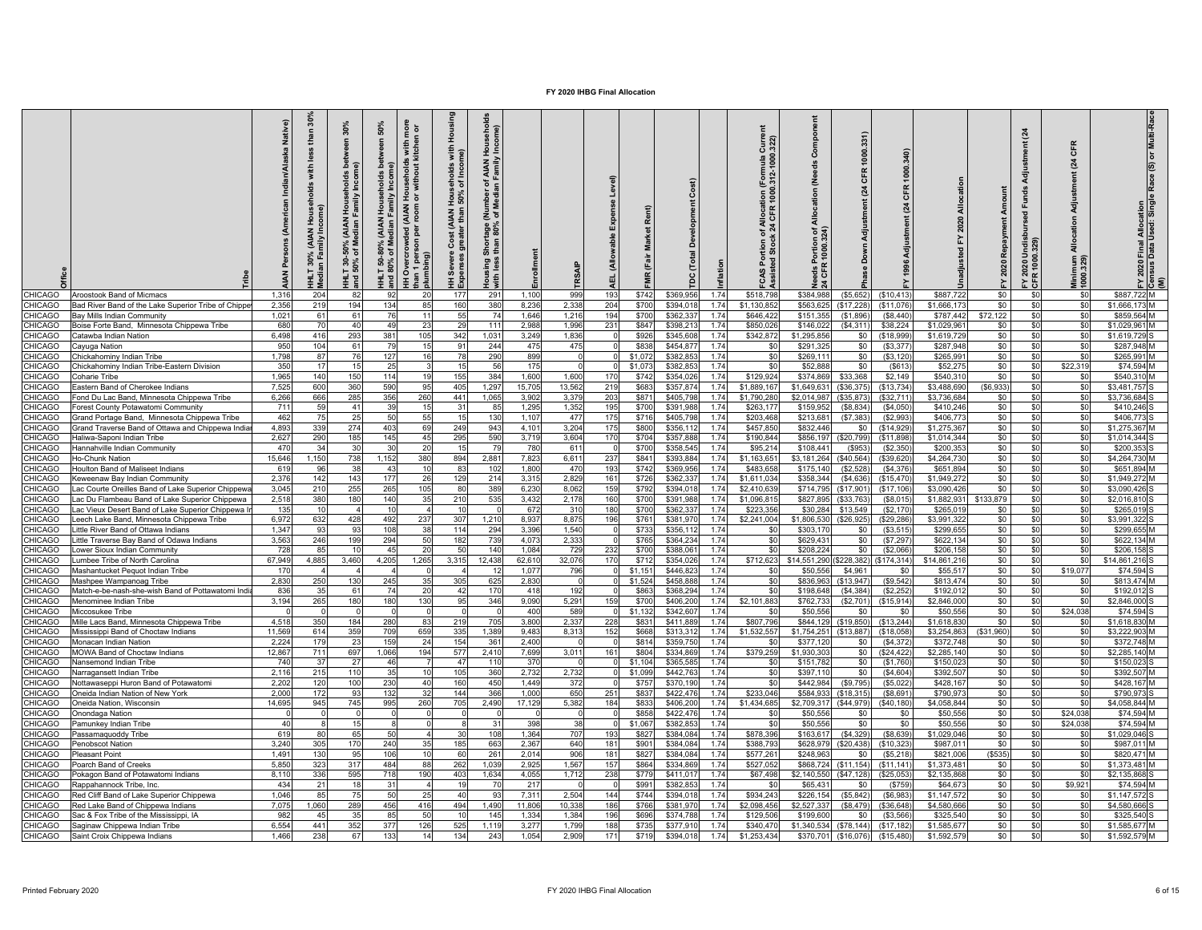# FY 2020 IHBG Final Allocation

| Office | Tribe | AIAN Persons (American Indian/Alaska Native) | HHLT 30% (AIAN Households with less than 30% Median Family Income) | HHLT 30-50% (AIAN Households between 30% and 50% of Median Family Income) | HHLT 50-80% (AIAN Households between 50% and 80% of Median Family Income) | HH Overcrowded (AIAN Households with more than 1 person per room or without kitchen or plumbing) | HH Severe Cost (AIAN Households with Housing Expenses greater than 50% of Income) | Housing Shortage (Number of AIAN Households with less than 80% of Median Family Income) | Enrollment | TRSAIP | AEL (Allowable Expense Level) | FMR (Fair Market Rent) | TDC (Total Development Cost) | Inflation | FCAS Portion of Allocation (Formula Current Assisted Stock 24 CFR 1000.312-1000.322) | Needs Portion of Allocation (Needs Component 24 CFR 1000.324) | Phase Down Adjustment (24 CFR 1000.331) | FY 1996 Adjustment (24 CFR 1000.340) | Unadjusted FY 2020 Allocation | FY 2020 Repayment Amount | FY 2020 Undisbursed Funds Adjustment (24 CFR 1000.329) | Minimum Allocation Adjustment (24 CFR 1000.329) | FY 2020 Final Allocation | Census Data Used: Single Race (S) or Multi-Race (M) |
|---|---|---|---|---|---|---|---|---|---|---|---|---|---|---|---|---|---|---|---|---|---|---|---|---|
| CHICAGO | Aroostook Band of Micmacs | 1,316 | 204 | 82 | 92 | 20 | 177 | 291 | 1,100 | 999 | 193 | $742 | $369,956 | 1.74 | $518,798 | $384,988 | ($5,652) | ($10,413) | $887,722 | $0 | $0 | $0 | $887,722 | M |
| CHICAGO | Bad River Band of the Lake Superior Tribe of Chippe | 2,356 | 219 | 194 | 134 | 85 | 160 | 380 | 8,236 | 2,338 | 204 | $700 | $394,018 | 1.74 | $1,130,852 | $563,625 | ($17,228) | ($11,076) | $1,666,173 | $0 | $0 | $0 | $1,666,173 | M |
| CHICAGO | Bay Mills Indian Community | 1,021 | 61 | 61 | 76 | 11 | 55 | 74 | 1,646 | 1,216 | 194 | $700 | $362,337 | 1.74 | $646,422 | $151,355 | ($1,896) | ($8,440) | $787,442 | $72,122 | $0 | $0 | $859,564 | M |
| CHICAGO | Boise Forte Band, Minnesota Chippewa Tribe | 680 | 70 | 40 | 49 | 23 | 29 | 111 | 2,988 | 1,996 | 231 | $847 | $398,213 | 1.74 | $850,026 | $146,022 | ($4,311) | $38,224 | $1,029,961 | $0 | $0 | $0 | $1,029,961 | M |
| CHICAGO | Catawba Indian Nation | 6,498 | 416 | 293 | 381 | 105 | 342 | 1,031 | 3,249 | 1,836 | 0 | $926 | $345,608 | 1.74 | $342,872 | $1,295,856 | $0 | ($18,999) | $1,619,729 | $0 | $0 | $0 | $1,619,729 | S |
| CHICAGO | Cayuga Nation | 950 | 104 | 61 | 79 | 15 | 91 | 244 | 475 | 475 | 0 | $838 | $454,877 | 1.74 | $0 | $291,325 | $0 | ($3,377) | $287,948 | $0 | $0 | $0 | $287,948 | M |
| CHICAGO | Chickahominy Indian Tribe | 1,798 | 87 | 76 | 127 | 16 | 78 | 290 | 899 | 0 | 0 | $1,072 | $382,853 | 1.74 | $0 | $269,111 | $0 | ($3,120) | $265,991 | $0 | $0 | $0 | $265,991 | M |
| CHICAGO | Chickahominy Indian Tribe-Eastern Division | 350 | 17 | 15 | 25 | 3 | 15 | 56 | 175 | 0 | 0 | $1,073 | $382,853 | 1.74 | $0 | $52,888 | $0 | ($613) | $52,275 | $0 | $0 | $22,319 | $74,594 | M |
| CHICAGO | Coharie Tribe | 1,965 | 140 | 150 | 114 | 19 | 155 | 384 | 1,600 | 1,600 | 170 | $742 | $354,026 | 1.74 | $129,924 | $374,869 | $33,368 | $2,149 | $540,310 | $0 | $0 | $0 | $540,310 | M |
| CHICAGO | Eastern Band of Cherokee Indians | 7,525 | 600 | 360 | 590 | 95 | 405 | 1,297 | 15,705 | 13,562 | 219 | $683 | $357,874 | 1.74 | $1,889,167 | $1,649,631 | ($36,375) | ($13,734) | $3,488,690 | ($6,933) | $0 | $0 | $3,481,757 | S |
| CHICAGO | Fond Du Lac Band, Minnesota Chippewa Tribe | 6,266 | 666 | 285 | 356 | 260 | 441 | 1,065 | 3,902 | 3,379 | 203 | $871 | $405,798 | 1.74 | $1,790,280 | $2,014,987 | ($35,873) | ($32,711) | $3,736,684 | $0 | $0 | $0 | $3,736,684 | S |
| CHICAGO | Forest County Potawatomi Community | 711 | 59 | 41 | 39 | 15 | 31 | 85 | 1,295 | 1,352 | 195 | $700 | $391,988 | 1.74 | $263,177 | $159,952 | ($8,834) | ($4,050) | $410,246 | $0 | $0 | $0 | $410,246 | S |
| CHICAGO | Grand Portage Band, Minnesota Chippewa Tribe | 462 | 75 | 25 | 50 | 55 | 15 | 130 | 1,107 | 477 | 175 | $716 | $405,798 | 1.74 | $203,468 | $213,681 | ($7,383) | ($2,993) | $406,773 | $0 | $0 | $0 | $406,773 | S |
| CHICAGO | Grand Traverse Band of Ottawa and Chippewa India | 4,893 | 339 | 274 | 403 | 69 | 249 | 943 | 4,101 | 3,204 | 175 | $800 | $356,112 | 1.74 | $457,850 | $832,446 | $0 | ($14,929) | $1,275,367 | $0 | $0 | $0 | $1,275,367 | M |
| CHICAGO | Haliwa-Saponi Indian Tribe | 2,627 | 290 | 185 | 145 | 45 | 295 | 590 | 3,719 | 3,604 | 170 | $704 | $357,888 | 1.74 | $190,844 | $856,197 | ($20,799) | ($11,898) | $1,014,344 | $0 | $0 | $0 | $1,014,344 | S |
| CHICAGO | Hannahville Indian Community | 470 | 34 | 30 | 30 | 20 | 15 | 79 | 780 | 611 | 0 | $700 | $358,545 | 1.74 | $95,214 | $108,441 | ($953) | ($2,350) | $200,353 | $0 | $0 | $0 | $200,353 | S |
| CHICAGO | Ho-Chunk Nation | 15,646 | 1,150 | 738 | 1,152 | 380 | 894 | 2,881 | 7,823 | 6,611 | 237 | $841 | $393,884 | 1.74 | $1,163,651 | $3,181,264 | ($40,564) | ($39,620) | $4,264,730 | $0 | $0 | $0 | $4,264,730 | M |
| CHICAGO | Houlton Band of Maliseet Indians | 619 | 96 | 38 | 43 | 10 | 83 | 102 | 1,800 | 470 | 193 | $742 | $369,956 | 1.74 | $483,658 | $175,140 | ($2,528) | ($4,376) | $651,894 | $0 | $0 | $0 | $651,894 | M |
| CHICAGO | Keweenaw Bay Indian Community | 2,376 | 142 | 143 | 177 | 26 | 129 | 214 | 3,315 | 2,829 | 161 | $726 | $362,337 | 1.74 | $1,611,034 | $358,344 | ($4,636) | ($15,470) | $1,949,272 | $0 | $0 | $0 | $1,949,272 | M |
| CHICAGO | Lac Courte Oreilles Band of Lake Superior Chippewa | 3,045 | 210 | 255 | 265 | 105 | 80 | 389 | 6,230 | 8,062 | 159 | $792 | $394,018 | 1.74 | $2,410,639 | $714,795 | ($17,901) | ($17,106) | $3,090,426 | $0 | $0 | $0 | $3,090,426 | S |
| CHICAGO | Lac Du Flambeau Band of Lake Superior Chippewa | 2,518 | 380 | 180 | 140 | 35 | 210 | 535 | 3,432 | 2,178 | 160 | $700 | $391,988 | 1.74 | $1,096,815 | $827,895 | ($33,763) | ($8,015) | $1,882,931 | $133,879 | $0 | $0 | $2,016,810 | S |
| CHICAGO | Lac Vieux Desert Band of Lake Superior Chippewa I | 135 | 10 | 4 | 10 | 4 | 10 | 0 | 672 | 310 | 180 | $700 | $362,337 | 1.74 | $223,356 | $30,284 | $13,549 | ($2,170) | $265,019 | $0 | $0 | $0 | $265,019 | S |
| CHICAGO | Leech Lake Band, Minnesota Chippewa Tribe | 6,972 | 632 | 428 | 492 | 237 | 307 | 1,210 | 8,937 | 8,875 | 196 | $761 | $381,970 | 1.74 | $2,241,004 | $1,806,530 | ($26,925) | ($29,286) | $3,991,322 | $0 | $0 | $0 | $3,991,322 | S |
| CHICAGO | Little River Band of Ottawa Indians | 1,347 | 93 | 93 | 108 | 38 | 114 | 294 | 3,396 | 1,540 | 0 | $733 | $356,112 | 1.74 | $0 | $303,170 | $0 | ($3,515) | $299,655 | $0 | $0 | $0 | $299,655 | M |
| CHICAGO | Little Traverse Bay Band of Odawa Indians | 3,563 | 246 | 199 | 294 | 50 | 182 | 739 | 4,073 | 2,333 | 0 | $765 | $364,234 | 1.74 | $0 | $629,431 | $0 | ($7,297) | $622,134 | $0 | $0 | $0 | $622,134 | M |
| CHICAGO | Lower Sioux Indian Community | 728 | 85 | 10 | 45 | 20 | 50 | 140 | 1,084 | 729 | 232 | $700 | $388,061 | 1.74 | $0 | $208,224 | $0 | ($2,066) | $206,158 | $0 | $0 | $0 | $206,158 | S |
| CHICAGO | Lumbee Tribe of North Carolina | 67,949 | 4,885 | 3,460 | 4,205 | 1,265 | 3,315 | 12,438 | 62,610 | 32,076 | 170 | $712 | $354,026 | 1.74 | $712,623 | $14,551,290 | ($228,382) | ($174,314) | $14,861,216 | $0 | $0 | $0 | $14,861,216 | S |
| CHICAGO | Mashantucket Pequot Indian Tribe | 170 | 4 | 4 | 4 | 0 | 4 | 12 | 1,077 | 796 | 0 | $1,151 | $446,823 | 1.74 | $0 | $50,556 | $4,961 | $0 | $55,517 | $0 | $0 | $19,077 | $74,594 | M |
| CHICAGO | Mashpee Wampanoag Tribe | 2,830 | 250 | 130 | 245 | 35 | 305 | 625 | 2,830 | 0 | 0 | $1,524 | $458,888 | 1.74 | $0 | $836,963 | ($13,947) | ($9,542) | $813,474 | $0 | $0 | $0 | $813,474 | M |
| CHICAGO | Match-e-be-nash-she-wish Band of Pottawatomi India | 836 | 35 | 61 | 74 | 20 | 42 | 170 | 418 | 192 | 0 | $863 | $368,294 | 1.74 | $0 | $198,648 | ($4,384) | ($2,252) | $192,012 | $0 | $0 | $0 | $192,012 | S |
| CHICAGO | Menominee Indian Tribe | 3,194 | 265 | 180 | 180 | 130 | 95 | 346 | 9,090 | 5,291 | 159 | $700 | $406,200 | 1.74 | $2,101,883 | $762,733 | ($2,701) | ($15,914) | $2,846,000 | $0 | $0 | $0 | $2,846,000 | S |
| CHICAGO | Miccosukee Tribe | 0 | 0 | 0 | 0 | 0 | 0 | 0 | 400 | 589 | 0 | $1,132 | $342,607 | 1.74 | $0 | $50,556 | $0 | $0 | $50,556 | $0 | $0 | $24,038 | $74,594 | S |
| CHICAGO | Mille Lacs Band, Minnesota Chippewa Tribe | 4,518 | 350 | 184 | 280 | 83 | 219 | 705 | 3,800 | 2,337 | 228 | $831 | $411,889 | 1.74 | $807,796 | $844,129 | ($19,850) | ($13,244) | $1,618,830 | $0 | $0 | $0 | $1,618,830 | M |
| CHICAGO | Mississippi Band of Choctaw Indians | 11,569 | 614 | 359 | 709 | 659 | 335 | 1,389 | 9,483 | 8,313 | 152 | $668 | $313,312 | 1.74 | $1,532,557 | $1,754,251 | ($13,887) | ($18,058) | $3,254,863 | ($31,960) | $0 | $0 | $3,222,903 | M |
| CHICAGO | Monacan Indian Nation | 2,224 | 179 | 23 | 159 | 24 | 154 | 361 | 2,400 | 0 | 0 | $814 | $359,750 | 1.74 | $0 | $377,120 | $0 | ($4,372) | $372,748 | $0 | $0 | $0 | $372,748 | M |
| CHICAGO | MOWA Band of Choctaw Indians | 12,867 | 711 | 697 | 1,066 | 194 | 577 | 2,410 | 7,699 | 3,011 | 161 | $804 | $334,869 | 1.74 | $379,259 | $1,930,303 | $0 | ($24,422) | $2,285,140 | $0 | $0 | $0 | $2,285,140 | M |
| CHICAGO | Nansemond Indian Tribe | 740 | 37 | 27 | 46 | 7 | 47 | 110 | 370 | 0 | 0 | $1,104 | $365,585 | 1.74 | $0 | $151,782 | $0 | ($1,760) | $150,023 | $0 | $0 | $0 | $150,023 | S |
| CHICAGO | Narragansett Indian Tribe | 2,116 | 215 | 110 | 35 | 10 | 105 | 360 | 2,732 | 2,732 | 0 | $1,099 | $442,763 | 1.74 | $0 | $397,110 | $0 | ($4,604) | $392,507 | $0 | $0 | $0 | $392,507 | M |
| CHICAGO | Nottawaseppi Huron Band of Potawatomi | 2,202 | 120 | 100 | 230 | 40 | 160 | 450 | 1,449 | 372 | 0 | $757 | $370,190 | 1.74 | $0 | $442,984 | ($9,795) | ($5,022) | $428,167 | $0 | $0 | $0 | $428,167 | M |
| CHICAGO | Oneida Indian Nation of New York | 2,000 | 172 | 93 | 132 | 32 | 144 | 366 | 1,000 | 650 | 251 | $837 | $422,476 | 1.74 | $233,046 | $584,933 | ($18,315) | ($8,691) | $790,973 | $0 | $0 | $0 | $790,973 | S |
| CHICAGO | Oneida Nation, Wisconsin | 14,695 | 945 | 745 | 995 | 260 | 705 | 2,490 | 17,129 | 5,382 | 184 | $833 | $406,200 | 1.74 | $1,434,685 | $2,709,317 | ($44,979) | ($40,180) | $4,058,844 | $0 | $0 | $0 | $4,058,844 | M |
| CHICAGO | Onondaga Nation | 0 | 0 | 0 | 0 | 0 | 0 | 0 | 0 | 0 | 0 | $858 | $422,476 | 1.74 | $0 | $50,556 | $0 | $0 | $50,556 | $0 | $0 | $24,038 | $74,594 | M |
| CHICAGO | Pamunkey Indian Tribe | 40 | 8 | 15 | 8 | 0 | 8 | 31 | 398 | 38 | 0 | $1,067 | $382,853 | 1.74 | $0 | $50,556 | $0 | $0 | $50,556 | $0 | $0 | $24,038 | $74,594 | M |
| CHICAGO | Passamaquoddy Tribe | 619 | 80 | 65 | 50 | 4 | 30 | 108 | 1,364 | 707 | 193 | $827 | $384,084 | 1.74 | $878,396 | $163,617 | ($4,329) | ($8,639) | $1,029,046 | $0 | $0 | $0 | $1,029,046 | S |
| CHICAGO | Penobscot Nation | 3,240 | 305 | 170 | 240 | 35 | 185 | 663 | 2,367 | 640 | 181 | $901 | $384,084 | 1.74 | $388,793 | $628,979 | ($20,438) | ($10,323) | $987,011 | $0 | $0 | $0 | $987,011 | M |
| CHICAGO | Pleasant Point | 1,491 | 130 | 95 | 106 | 10 | 60 | 261 | 2,014 | 906 | 181 | $827 | $384,084 | 1.74 | $577,261 | $248,963 | $0 | ($5,218) | $821,006 | ($535) | $0 | $0 | $820,471 | M |
| CHICAGO | Poarch Band of Creeks | 5,850 | 323 | 317 | 484 | 88 | 262 | 1,039 | 2,925 | 1,567 | 157 | $864 | $334,869 | 1.74 | $527,052 | $868,724 | ($11,154) | ($11,141) | $1,373,481 | $0 | $0 | $0 | $1,373,481 | M |
| CHICAGO | Pokagon Band of Potawatomi Indians | 8,110 | 336 | 595 | 718 | 190 | 403 | 1,634 | 4,055 | 1,712 | 238 | $779 | $411,017 | 1.74 | $67,498 | $2,140,550 | ($47,128) | ($25,053) | $2,135,868 | $0 | $0 | $0 | $2,135,868 | S |
| CHICAGO | Rappahannock Tribe, Inc. | 434 | 21 | 18 | 31 | 4 | 19 | 70 | 217 | 0 | 0 | $991 | $382,853 | 1.74 | $0 | $65,431 | $0 | ($759) | $64,673 | $0 | $0 | $9,921 | $74,594 | M |
| CHICAGO | Red Cliff Band of Lake Superior Chippewa | 1,046 | 85 | 75 | 50 | 25 | 40 | 93 | 7,311 | 2,504 | 144 | $744 | $394,018 | 1.74 | $934,243 | $226,154 | ($5,842) | ($6,983) | $1,147,572 | $0 | $0 | $0 | $1,147,572 | S |
| CHICAGO | Red Lake Band of Chippewa Indians | 7,075 | 1,060 | 289 | 456 | 416 | 494 | 1,490 | 11,806 | 10,338 | 186 | $766 | $381,970 | 1.74 | $2,098,456 | $2,527,337 | ($8,479) | ($36,648) | $4,580,666 | $0 | $0 | $0 | $4,580,666 | S |
| CHICAGO | Sac & Fox Tribe of the Mississippi, IA | 982 | 45 | 35 | 85 | 50 | 10 | 145 | 1,334 | 1,384 | 196 | $696 | $374,788 | 1.74 | $129,506 | $199,600 | $0 | ($3,566) | $325,540 | $0 | $0 | $0 | $325,540 | M |
| CHICAGO | Saginaw Chippewa Indian Tribe | 6,554 | 441 | 352 | 377 | 126 | 525 | 1,119 | 3,277 | 1,799 | 188 | $735 | $377,910 | 1.74 | $340,470 | $1,340,534 | ($78,144) | ($17,182) | $1,585,677 | $0 | $0 | $0 | $1,585,677 | M |
| CHICAGO | Saint Croix Chippewa Indians | 1,466 | 238 | 67 | 133 | 14 | 134 | 243 | 1,054 | 2,909 | 171 | $719 | $394,018 | 1.74 | $1,253,434 | $370,701 | ($16,076) | ($15,480) | $1,592,579 | $0 | $0 | $0 | $1,592,579 | M |

Printed February 2020 FY 2020 IHBG Final Allocation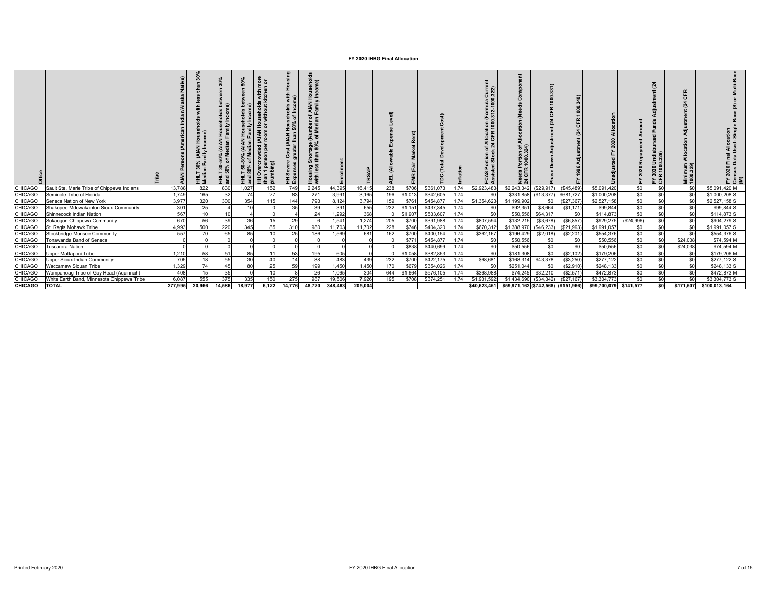# FY 2020 IHBG Final Allocation

| Office | Tribe | AIAN Persons (American Indian/Alaska Native) | HHLT 30% (AIAN Households with less than 30% Median Family Income) | HHLT 30-50% (AIAN Households between 30% and 50% of Median Family Income) | HHLT 50-80% (AIAN Households between 50% and 80% of Median Family Income) | HH Overcrowded (AIAN Households with more than 1 person per room or without kitchen or plumbing) | HH Severe Cost (AIAN Households with Housing Expenses greater than 50% of Income) | Housing Shortage (Number of AIAN Households with less than 80% of Median Family Income) | Enrollment | TRSAIP | AEL (Allowable Expense Level) | FMR (Fair Market Rent) | TDC (Total Development Cost) | Inflation | FCAS Portion of Allocation (Formula Current Assisted Stock 24 CFR 1000.312-1000.322) | Needs Portion of Allocation (Needs Component 24 CFR 1000.324) | Phase Down Adjustment (24 CFR 1000.331) | FY 1996 Adjustment (24 CFR 1000.340) | Unadjusted FY 2020 Allocation | FY 2020 Repayment Amount | FY 2020 Undisbursed Funds Adjustment (24 CFR 1000.329) | Minimum Allocation Adjustment (24 CFR 1000.329) | FY 2020 Final Allocation | Census Data Used: Single Race (S) or Multi-Race (M) |
|---|---|---|---|---|---|---|---|---|---|---|---|---|---|---|---|---|---|---|---|---|---|---|---|---|
| CHICAGO | Sault Ste. Marie Tribe of Chippewa Indians | 13,788 | 822 | 830 | 1,027 | 152 | 749 | 2,245 | 44,395 | 16,415 | 238 | $706 | $361,073 | 1.74 | $2,923,483 | $2,243,342 | ($29,917) | ($45,489) | $5,091,420 | $0 | $0 | $0 | $5,091,420 | M |
| CHICAGO | Seminole Tribe of Florida | 1,749 | 165 | 32 | 74 | 27 | 83 | 271 | 3,991 | 3,165 | 196 | $1,013 | $342,605 | 1.74 | $0 | $331,858 | ($13,377) | $681,727 | $1,000,208 | $0 | $0 | $0 | $1,000,208 | S |
| CHICAGO | Seneca Nation of New York | 3,977 | 320 | 300 | 354 | 115 | 144 | 793 | 8,124 | 3,794 | 159 | $761 | $454,877 | 1.74 | $1,354,623 | $1,199,902 | $0 | ($27,367) | $2,527,158 | $0 | $0 | $0 | $2,527,158 | S |
| CHICAGO | Shakopee Mdewakanton Sioux Community | 301 | 25 | 4 | 10 | 0 | 35 | 39 | 391 | 655 | 232 | $1,151 | $437,345 | 1.74 | $0 | $92,351 | $8,664 | ($1,171) | $99,844 | $0 | $0 | $0 | $99,844 | S |
| CHICAGO | Shinnecock Indian Nation | 567 | 10 | 10 | 4 | 0 | 4 | 24 | 1,292 | 368 | 0 | $1,907 | $533,607 | 1.74 | $0 | $50,556 | $64,317 | $0 | $114,873 | $0 | $0 | $0 | $114,873 | S |
| CHICAGO | Sokaogon Chippewa Community | 670 | 56 | 39 | 36 | 15 | 29 | 6 | 1,541 | 1,274 | 205 | $700 | $391,988 | 1.74 | $807,594 | $132,215 | ($3,678) | ($6,857) | $929,275 | ($24,996) | $0 | $0 | $904,279 | S |
| CHICAGO | St. Regis Mohawk Tribe | 4,993 | 500 | 220 | 345 | 85 | 310 | 980 | 11,703 | 11,702 | 228 | $746 | $404,320 | 1.74 | $670,312 | $1,388,970 | ($46,233) | ($21,993) | $1,991,057 | $0 | $0 | $0 | $1,991,057 | S |
| CHICAGO | Stockbridge-Munsee Community | 557 | 70 | 65 | 85 | 10 | 25 | 186 | 1,569 | 681 | 162 | $700 | $400,154 | 1.74 | $362,167 | $196,429 | ($2,018) | ($2,201) | $554,376 | $0 | $0 | $0 | $554,376 | S |
| CHICAGO | Tonawanda Band of Seneca | 0 | 0 | 0 | 0 | 0 | 0 | 0 | 0 | 0 | 0 | $771 | $454,877 | 1.74 | $0 | $50,556 | $0 | $0 | $50,556 | $0 | $0 | $24,038 | $74,594 | M |
| CHICAGO | Tuscarora Nation | 0 | 0 | 0 | 0 | 0 | 0 | 0 | 0 | 0 | 0 | $838 | $440,699 | 1.74 | $0 | $50,556 | $0 | $0 | $50,556 | $0 | $0 | $24,038 | $74,594 | M |
| CHICAGO | Upper Mattaponi Tribe | 1,210 | 58 | 51 | 85 | 11 | 53 | 195 | 605 | 0 | 0 | $1,058 | $382,853 | 1.74 | $0 | $181,308 | $0 | ($2,102) | $179,206 | $0 | $0 | $0 | $179,206 | M |
| CHICAGO | Upper Sioux Indian Community | 705 | 18 | 55 | 30 | 40 | 14 | 88 | 483 | 439 | 232 | $700 | $422,175 | 1.74 | $68,681 | $168,314 | $43,378 | ($3,250) | $277,122 | $0 | $0 | $0 | $277,122 | S |
| CHICAGO | Waccamaw Siouan Tribe | 1,329 | 74 | 45 | 80 | 25 | 59 | 199 | 1,450 | 1,450 | 170 | $679 | $354,026 | 1.74 | $0 | $251,044 | $0 | ($2,910) | $248,133 | $0 | $0 | $0 | $248,133 | S |
| CHICAGO | Wampanoag Tribe of Gay Head (Aquinnah) | 408 | 15 | 35 | 0 | 10 | 8 | 26 | 1,065 | 304 | 644 | $1,664 | $576,105 | 1.74 | $368,988 | $74,245 | $32,210 | ($2,571) | $472,873 | $0 | $0 | $0 | $472,873 | M |
| CHICAGO | White Earth Band, Minnesota Chippewa Tribe | 6,087 | 555 | 375 | 335 | 150 | 275 | 987 | 19,506 | 7,926 | 195 | $708 | $374,251 | 1.74 | $1,931,592 | $1,434,690 | ($34,342) | ($27,167) | $3,304,773 | $0 | $0 | $0 | $3,304,773 | S |
| **CHICAGO** | **TOTAL** | **277,995** | **20,966** | **14,586** | **18,977** | **6,122** | **14,776** | **48,720** | **348,463** | **205,004** | | | | | **$40,623,451** | **$59,971,162** | **($742,568)** | **($151,966)** | **$99,700,079** | **$141,577** | **$0** | **$171,507** | **$100,013,164** | |

Printed February 2020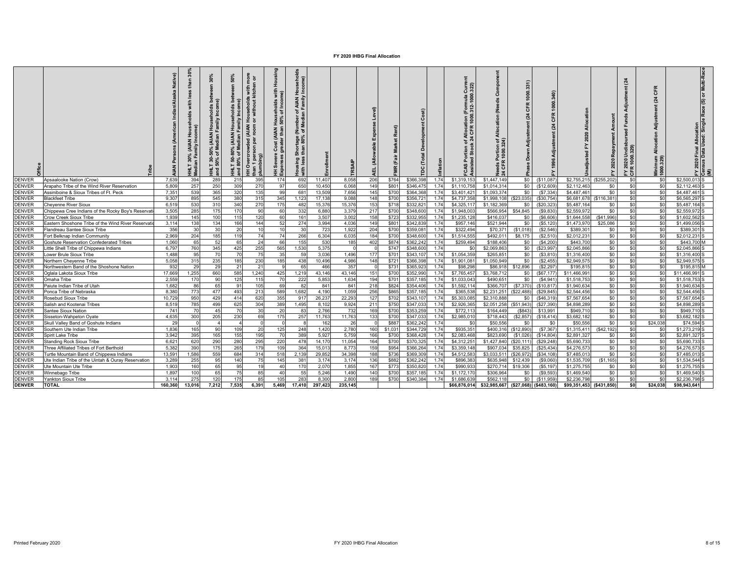# FY 2020 IHBG Final Allocation

| Office | Tribe | AIAN Persons (American Indian/Alaska Native) | HHLT 30% (AIAN Households with less than 30% Median Family Income) | HHLT 30-50% (AIAN Households between 30% and 50% of Median Family Income) | HHLT 50-80% (AIAN Households between 50% and 80% of Median Family Income) | HH Overcrowded (AIAN Households with more than 1 person per room or without kitchen or plumbing) | HH Severe Cost (AIAN Households with Housing Expenses greater than 50% of Income) | Housing Shortage (Number of AIAN Households with less than 80% of Median Family Income) | Enrollment | TRSAIP | AEL (Allowable Expense Level) | FMR (Fair Market Rent) | TDC (Total Development Cost) | Inflation | FCAS Portion of Allocation (Formula Current Assisted Stock 24 CFR 1000.312-1000.322) | Needs Portion of Allocation (Needs Component 24 CFR 1000.324) | Phase Down Adjustment (24 CFR 1000.331) | FY 1996 Adjustment (24 CFR 1000.340) | Unadjusted FY 2020 Allocation | FY 2020 Repayment Amount | FY 2020 Undisbursed Funds Adjustment (24 CFR 1000.329) | Minimum Allocation Adjustment (24 CFR 1000.329) | FY 2020 Final Allocation | Census Data Used: Single Race (S) or Multi-Race (M) |
|---|---|---|---|---|---|---|---|---|---|---|---|---|---|---|---|---|---|---|---|---|---|---|---|---|
| DENVER | Apsaalooke Nation (Crow) | 7,639 | 394 | 289 | 215 | 395 | 174 | 692 | 11,407 | 8,058 | 206 | $764 | $366,398 | 1.74 | $1,319,153 | $1,447,149 | $0 | ($11,087) | $2,755,215 | ($255,202) | $0 | $0 | $2,500,013 | S |
| DENVER | Arapaho Tribe of the Wind River Reservation | 5,809 | 257 | 250 | 309 | 270 | 97 | 650 | 10,450 | 6,068 | 149 | $801 | $346,475 | 1.74 | $1,110,758 | $1,014,314 | $0 | ($12,609) | $2,112,463 | $0 | $0 | $0 | $2,112,463 | S |
| DENVER | Assiniboine & Sioux Tribes of Ft. Peck | 7,351 | 539 | 365 | 320 | 135 | 99 | 681 | 13,509 | 7,656 | 145 | $700 | $364,368 | 1.74 | $3,401,421 | $1,093,374 | $0 | ($7,334) | $4,487,461 | $0 | $0 | $0 | $4,487,461 | S |
| DENVER | Blackfeet Tribe | 9,307 | 895 | 545 | 380 | 315 | 345 | 1,123 | 17,138 | 9,088 | 148 | $700 | $356,721 | 1.74 | $4,737,358 | $1,998,108 | ($23,035) | ($30,754) | $6,681,678 | ($116,381) | $0 | $0 | $6,565,297 | S |
| DENVER | Cheyenne River Sioux | 6,519 | 530 | 310 | 340 | 270 | 175 | 482 | 15,376 | 15,376 | 153 | $718 | $332,821 | 1.74 | $4,325,117 | $1,182,369 | $0 | ($20,323) | $5,487,164 | $0 | $0 | $0 | $5,487,164 | S |
| DENVER | Chippewa Cree Indians of the Rocky Boy's Reservati | 3,505 | 285 | 175 | 170 | 90 | 60 | 332 | 6,880 | 3,379 | 217 | $700 | $348,600 | 1.74 | $1,948,003 | $566,954 | $54,845 | ($9,830) | $2,559,972 | $0 | $0 | $0 | $2,559,972 | S |
| DENVER | Crow Creek Sioux Tribe | 1,939 | 145 | 100 | 115 | 120 | 60 | 161 | 3,507 | 3,002 | 158 | $723 | $332,955 | 1.74 | $1,235,128 | $416,037 | $0 | ($6,606) | $1,644,558 | ($41,996) | $0 | $0 | $1,602,562 | S |
| DENVER | Eastern Shoshone Tribe of the Wind River Reservati | 3,114 | 138 | 134 | 166 | 144 | 52 | 274 | 3,994 | 4,036 | 149 | $801 | $342,839 | 1.74 | $957,146 | $521,944 | $0 | ($5,120) | $1,473,970 | $25,086 | $0 | $0 | $1,499,056 | S |
| DENVER | Flandreau Santee Sioux Tribe | 356 | 30 | 30 | 20 | 10 | 10 | 30 | 723 | 1,922 | 204 | $700 | $359,081 | 1.74 | $322,494 | $70,371 | ($1,018) | ($2,546) | $389,301 | $0 | $0 | $0 | $389,301 | S |
| DENVER | Fort Belknap Indian Community | 2,969 | 204 | 185 | 119 | 74 | 74 | 266 | 6,304 | 6,035 | 184 | $700 | $348,600 | 1.74 | $1,514,555 | $492,011 | $8,175 | ($2,510) | $2,012,231 | $0 | $0 | $0 | $2,012,231 | S |
| DENVER | Goshute Reservation Confederated Tribes | 1,060 | 65 | 52 | 65 | 24 | 66 | 155 | 530 | 185 | 402 | $874 | $362,242 | 1.74 | $259,494 | $188,406 | $0 | ($4,200) | $443,700 | $0 | $0 | $0 | $443,700 | M |
| DENVER | Little Shell Tribe of Chippewa Indians | 6,797 | 760 | 345 | 425 | 255 | 565 | 1,530 | 5,375 | 0 | 0 | $747 | $348,600 | 1.74 | $0 | $2,069,863 | $0 | ($23,997) | $2,045,866 | $0 | $0 | $0 | $2,045,866 | S |
| DENVER | Lower Brule Sioux Tribe | 1,488 | 95 | 70 | 70 | 75 | 35 | 59 | 3,036 | 1,496 | 177 | $701 | $343,107 | 1.74 | $1,054,359 | $265,851 | $0 | ($3,810) | $1,316,400 | $0 | $0 | $0 | $1,316,400 | S |
| DENVER | Northern Cheyenne Tribe | 5,058 | 315 | 235 | 185 | 230 | 185 | 438 | 10,496 | 4,986 | 148 | $721 | $366,398 | 1.74 | $1,901,081 | $1,050,949 | $0 | ($2,455) | $2,949,575 | $0 | $0 | $0 | $2,949,575 | S |
| DENVER | Northwestern Band of the Shoshone Nation | 932 | 29 | 29 | 21 | 21 | 9 | 65 | 466 | 357 | 0 | $731 | $365,923 | 1.74 | $98,298 | $86,918 | $12,896 | ($2,297) | $195,815 | $0 | $0 | $0 | $195,815 | M |
| DENVER | Oglala Lakota Sioux Tribe | 17,669 | 1,255 | 660 | 585 | 1,240 | 425 | 1,219 | 43,146 | 43,146 | 151 | $700 | $352,990 | 1.74 | $7,765,457 | $3,768,712 | $0 | ($67,177) | $11,466,991 | $0 | $0 | $0 | $11,466,991 | S |
| DENVER | Omaha Tribe | 2,559 | 170 | 90 | 125 | 115 | 70 | 222 | 5,853 | 1,634 | 194 | $701 | $357,185 | 1.74 | $1,033,043 | $490,651 | $0 | ($4,941) | $1,518,753 | $0 | $0 | $0 | $1,518,753 | S |
| DENVER | Paiute Indian Tribe of Utah | 1,682 | 86 | 65 | 91 | 105 | 69 | 82 | 841 | 841 | 218 | $824 | $354,406 | 1.74 | $1,592,114 | $366,707 | ($7,370) | ($10,817) | $1,940,634 | $0 | $0 | $0 | $1,940,634 | S |
| DENVER | Ponca Tribe of Nebraska | 8,380 | 773 | 477 | 493 | 213 | 589 | 1,682 | 4,190 | 1,059 | 256 | $865 | $357,185 | 1.74 | $365,538 | $2,231,251 | ($22,488) | ($29,845) | $2,544,456 | $0 | $0 | $0 | $2,544,456 | S |
| DENVER | Rosebud Sioux Tribe | 10,729 | 950 | 429 | 414 | 620 | 355 | 917 | 26,237 | 22,293 | 127 | $702 | $343,107 | 1.74 | $5,303,085 | $2,310,888 | $0 | ($46,319) | $7,567,654 | $0 | $0 | $0 | $7,567,654 | S |
| DENVER | Salish and Kootenai Tribes | 8,519 | 785 | 499 | 625 | 304 | 389 | 1,495 | 8,102 | 9,924 | 211 | $750 | $347,033 | 1.74 | $2,926,365 | $2,051,258 | ($51,943) | ($27,390) | $4,898,289 | $0 | $0 | $0 | $4,898,289 | S |
| DENVER | Santee Sioux Nation | 741 | 70 | 45 | 70 | 30 | 20 | 83 | 2,766 | 732 | 169 | $700 | $353,259 | 1.74 | $772,113 | $164,449 | ($843) | $13,991 | $949,710 | $0 | $0 | $0 | $949,710 | S |
| DENVER | Sisseton-Wahpeton Oyate | 4,635 | 300 | 205 | 230 | 69 | 175 | 257 | 11,763 | 11,763 | 133 | $700 | $347,033 | 1.74 | $2,985,010 | $718,443 | ($2,857) | ($18,414) | $3,682,182 | $0 | $0 | $0 | $3,682,182 | S |
| DENVER | Skull Valley Band of Goshute Indians | 29 | 0 | 4 | 4 | 0 | 0 | 8 | 162 | 26 | 0 | $887 | $362,242 | 1.74 | $0 | $50,556 | $0 | $0 | $50,556 | $0 | $0 | $24,038 | $74,594 | S |
| DENVER | Southern Ute Indian Tribe | 1,836 | 165 | 90 | 109 | 20 | 125 | 248 | 1,420 | 2,780 | 160 | $1,031 | $344,729 | 1.74 | $935,351 | $400,316 | ($12,890) | ($7,367) | $1,315,411 | ($42,192) | $0 | $0 | $1,273,219 | S |
| DENVER | Spirit Lake Tribe | 3,942 | 395 | 165 | 155 | 195 | 70 | 389 | 5,927 | 5,759 | 166 | $700 | $368,428 | 1.74 | $2,083,468 | $823,690 | ($1,026) | ($14,804) | $2,891,327 | $0 | $0 | $0 | $2,891,327 | S |
| DENVER | Standing Rock Sioux Tribe | 6,621 | 620 | 290 | 280 | 295 | 220 | 478 | 14,170 | 11,054 | 164 | $700 | $370,325 | 1.74 | $4,312,251 | $1,427,840 | ($20,111) | ($29,248) | $5,690,733 | $0 | $0 | $0 | $5,690,733 | S |
| DENVER | Three Affiliated Tribes of Fort Berthold | 5,382 | 390 | 175 | 265 | 179 | 109 | 364 | 15,013 | 8,773 | 159 | $954 | $366,264 | 1.74 | $3,359,148 | $907,034 | $35,825 | ($25,434) | $4,276,573 | $0 | $0 | $0 | $4,276,573 | S |
| DENVER | Turtle Mountain Band of Chippewa Indians | 13,591 | 1,586 | 559 | 684 | 314 | 518 | 2,139 | 29,852 | 34,398 | 188 | $736 | $369,309 | 1.74 | $4,512,583 | $3,033,511 | ($26,972) | ($34,108) | $7,485,013 | $0 | $0 | $0 | $7,485,013 | S |
| DENVER | Ute Indian Tribe of the Uintah & Ouray Reservation | 3,289 | 255 | 95 | 140 | 75 | 145 | 381 | 3,174 | 3,174 | 136 | $882 | $362,242 | 1.74 | $896,383 | $635,948 | $12,439 | ($9,060) | $1,535,709 | ($1,165) | $0 | $0 | $1,534,544 | S |
| DENVER | Ute Mountain Ute Tribe | 1,903 | 160 | 65 | 95 | 19 | 40 | 170 | 2,070 | 1,855 | 167 | $773 | $350,820 | 1.74 | $990,933 | $270,714 | $19,306 | ($5,197) | $1,275,755 | $0 | $0 | $0 | $1,275,755 | S |
| DENVER | Winnebago Tribe | 1,897 | 100 | 65 | 75 | 85 | 40 | 55 | 5,246 | 1,490 | 140 | $700 | $357,185 | 1.74 | $1,172,170 | $306,964 | $0 | ($9,593) | $1,469,540 | $0 | $0 | $0 | $1,469,540 | S |
| DENVER | Yankton Sioux Tribe | 3,114 | 275 | 120 | 175 | 85 | 105 | 283 | 8,300 | 2,800 | 189 | $700 | $340,384 | 1.74 | $1,686,639 | $562,118 | $0 | ($11,959) | $2,236,798 | $0 | $0 | $0 | $2,236,798 | S |
| **DENVER** | **TOTAL** | **160,360** | **13,016** | **7,212** | **7,535** | **6,391** | **5,469** | **17,410** | **297,423** | **235,145** | | | | | **$66,876,014** | **$32,985,667** | **($27,068)** | **($483,160)** | **$99,351,453** | **($431,850)** | **$0** | **$24,038** | **$98,943,641** | |

Printed February 2020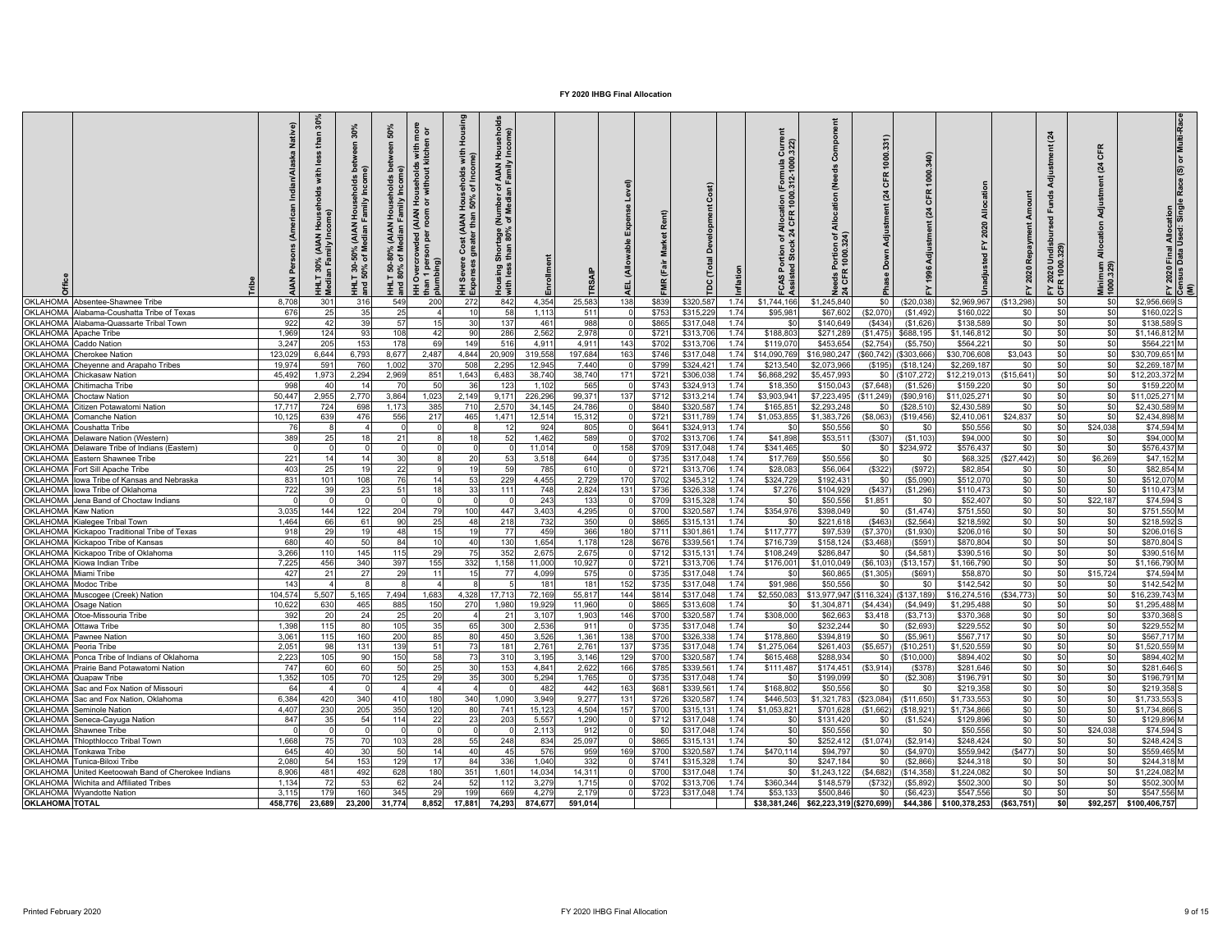# FY 2020 IHBG Final Allocation

| Office | Tribe | AIAN Persons (American Indian/Alaska Native) | HHLT 30% (AIAN Households with less than 30% Median Family Income) | HHLT 30-50% (AIAN Households between 30% and 50% of Median Family Income) | HHLT 50-80% (AIAN Households between 50% and 80% of Median Family Income) | HH Overcrowded (AIAN Households with more than 1 person per room or without kitchen or plumbing) | HH Severe Cost (AIAN Households with Housing Expenses greater than 50% of Income) | Housing Shortage (Number of AIAN Households with less than 80% of Median Family Income) | Enrollment | TRSAIP | AEL (Allowable Expense Level) | FMR (Fair Market Rent) | TDC (Total Development Cost) | Inflation | FCAS Portion of Allocation (Formula Current Assisted Stock 24 CFR 1000.312-1000.322) | Needs Portion of Allocation (Needs Component 24 CFR 1000.324) | Phase Down Adjustment (24 CFR 1000.331) | FY 1996 Adjustment (24 CFR 1000.340) | Unadjusted FY 2020 Allocation | FY 2020 Repayment Amount | FY 2020 Undisbursed Funds Adjustment (24 CFR 1000.329) | Minimum Allocation Adjustment (24 CFR 1000.329) | FY 2020 Final Allocation | Census Data Used: Single Race (S) or Multi-Race (M) |
|---|---|---|---|---|---|---|---|---|---|---|---|---|---|---|---|---|---|---|---|---|---|---|---|---|
| OKLAHOMA | Absentee-Shawnee Tribe | 8,708 | 301 | 316 | 549 | 200 | 272 | 842 | 4,354 | 25,583 | 138 | $839 | $320,587 | 1.74 | $1,744,166 | $1,245,840 | $0 | ($20,038) | $2,969,967 | ($13,298) | $0 | $0 | $2,956,669 | S |
| OKLAHOMA | Alabama-Coushatta Tribe of Texas | 676 | 25 | 35 | 25 | 4 | 10 | 58 | 1,113 | 511 | 0 | $753 | $315,229 | 1.74 | $95,981 | $67,602 | ($2,070) | ($1,492) | $160,022 | $0 | $0 | $0 | $160,022 | S |
| OKLAHOMA | Alabama-Quassarte Tribal Town | 922 | 42 | 39 | 57 | 15 | 30 | 137 | 461 | 988 | 0 | $865 | $317,048 | 1.74 | $0 | $140,649 | ($434) | ($1,626) | $138,589 | $0 | $0 | $0 | $138,589 | S |
| OKLAHOMA | Apache Tribe | 1,969 | 124 | 93 | 108 | 42 | 90 | 286 | 2,562 | 2,978 | 0 | $721 | $313,706 | 1.74 | $188,803 | $271,289 | ($1,475) | $688,195 | $1,146,812 | $0 | $0 | $0 | $1,146,812 | M |
| OKLAHOMA | Caddo Nation | 3,247 | 205 | 153 | 178 | 69 | 149 | 516 | 4,911 | 4,911 | 143 | $702 | $313,706 | 1.74 | $119,070 | $453,654 | ($2,754) | ($5,750) | $564,221 | $0 | $0 | $0 | $564,221 | M |
| OKLAHOMA | Cherokee Nation | 123,029 | 6,644 | 6,793 | 8,677 | 2,487 | 4,844 | 20,909 | 319,558 | 197,684 | 163 | $746 | $317,048 | 1.74 | $14,090,769 | $16,980,247 | ($60,742) | ($303,666) | $30,706,608 | $3,043 | $0 | $0 | $30,709,651 | M |
| OKLAHOMA | Cheyenne and Arapaho Tribes | 19,974 | 591 | 760 | 1,002 | 370 | 508 | 2,295 | 12,945 | 7,440 | 0 | $799 | $324,421 | 1.74 | $213,540 | $2,073,966 | ($195) | ($18,124) | $2,269,187 | $0 | $0 | $0 | $2,269,187 | M |
| OKLAHOMA | Chickasaw Nation | 45,492 | 1,973 | 2,294 | 2,969 | 851 | 1,643 | 6,483 | 38,740 | 38,740 | 171 | $721 | $306,038 | 1.74 | $6,868,292 | $5,457,993 | $0 | ($107,272) | $12,219,013 | ($15,641) | $0 | $0 | $12,203,372 | M |
| OKLAHOMA | Chitimacha Tribe | 998 | 40 | 14 | 70 | 50 | 36 | 123 | 1,102 | 565 | 0 | $743 | $324,913 | 1.74 | $18,350 | $150,043 | ($7,648) | ($1,526) | $159,220 | $0 | $0 | $0 | $159,220 | M |
| OKLAHOMA | Choctaw Nation | 50,447 | 2,955 | 2,770 | 3,864 | 1,023 | 2,149 | 9,171 | 226,296 | 99,371 | 137 | $712 | $313,214 | 1.74 | $3,903,941 | $7,223,495 | ($11,249) | ($90,916) | $11,025,271 | $0 | $0 | $0 | $11,025,271 | M |
| OKLAHOMA | Citizen Potawatomi Nation | 17,717 | 724 | 698 | 1,173 | 385 | 710 | 2,570 | 34,145 | 24,786 | 0 | $840 | $320,587 | 1.74 | $165,851 | $2,293,248 | $0 | ($28,510) | $2,430,589 | $0 | $0 | $0 | $2,430,589 | M |
| OKLAHOMA | Comanche Nation | 10,125 | 639 | 476 | 556 | 217 | 465 | 1,471 | 12,514 | 15,312 | 0 | $721 | $311,789 | 1.74 | $1,053,855 | $1,383,726 | ($8,063) | ($19,456) | $2,410,061 | $24,837 | $0 | $0 | $2,434,898 | M |
| OKLAHOMA | Coushatta Tribe | 76 | 8 | 4 | 0 | 0 | 8 | 12 | 924 | 805 | 0 | $641 | $324,913 | 1.74 | $0 | $50,556 | $0 | $0 | $50,556 | $0 | $0 | $24,038 | $74,594 | M |
| OKLAHOMA | Delaware Nation (Western) | 389 | 25 | 18 | 21 | 8 | 18 | 52 | 1,462 | 589 | 0 | $702 | $313,706 | 1.74 | $41,898 | $53,511 | ($307) | ($1,103) | $94,000 | $0 | $0 | $0 | $94,000 | M |
| OKLAHOMA | Delaware Tribe of Indians (Eastern) | 0 | 0 | 0 | 0 | 0 | 0 | 0 | 11,014 | 0 | 158 | $709 | $317,048 | 1.74 | $341,465 | $0 | $0 | $234,972 | $576,437 | $0 | $0 | $0 | $576,437 | M |
| OKLAHOMA | Eastern Shawnee Tribe | 221 | 14 | 14 | 30 | 8 | 20 | 53 | 3,518 | 644 | 0 | $735 | $317,048 | 1.74 | $17,769 | $50,556 | $0 | $0 | $68,325 | ($27,442) | $0 | $6,269 | $47,152 | M |
| OKLAHOMA | Fort Sill Apache Tribe | 403 | 25 | 19 | 22 | 9 | 19 | 59 | 785 | 610 | 0 | $721 | $313,706 | 1.74 | $28,083 | $56,064 | ($322) | ($972) | $82,854 | $0 | $0 | $0 | $82,854 | M |
| OKLAHOMA | Iowa Tribe of Kansas and Nebraska | 831 | 101 | 108 | 76 | 14 | 53 | 229 | 4,455 | 2,729 | 170 | $702 | $345,312 | 1.74 | $324,729 | $192,431 | $0 | ($5,090) | $512,070 | $0 | $0 | $0 | $512,070 | M |
| OKLAHOMA | Iowa Tribe of Oklahoma | 722 | 39 | 23 | 51 | 18 | 33 | 111 | 748 | 2,824 | 131 | $736 | $326,338 | 1.74 | $7,276 | $104,929 | ($437) | ($1,296) | $110,473 | $0 | $0 | $0 | $110,473 | M |
| OKLAHOMA | Jena Band of Choctaw Indians | 0 | 0 | 0 | 0 | 0 | 0 | 0 | 243 | 133 | 0 | $709 | $315,328 | 1.74 | $0 | $50,556 | $1,851 | $0 | $52,407 | $0 | $0 | $22,187 | $74,594 | S |
| OKLAHOMA | Kaw Nation | 3,035 | 144 | 122 | 204 | 79 | 100 | 447 | 3,403 | 4,295 | 0 | $700 | $320,587 | 1.74 | $354,976 | $398,049 | $0 | ($1,474) | $751,550 | $0 | $0 | $0 | $751,550 | M |
| OKLAHOMA | Kialegee Tribal Town | 1,464 | 66 | 61 | 90 | 25 | 48 | 218 | 732 | 350 | 0 | $865 | $315,131 | 1.74 | $0 | $221,618 | ($463) | ($2,564) | $218,592 | $0 | $0 | $0 | $218,592 | S |
| OKLAHOMA | Kickapoo Traditional Tribe of Texas | 918 | 29 | 19 | 48 | 15 | 19 | 77 | 459 | 366 | 180 | $711 | $301,861 | 1.74 | $117,777 | $97,539 | ($7,370) | ($1,930) | $206,016 | $0 | $0 | $0 | $206,016 | S |
| OKLAHOMA | Kickapoo Tribe of Kansas | 680 | 40 | 50 | 84 | 10 | 40 | 130 | 1,654 | 1,178 | 128 | $676 | $339,561 | 1.74 | $716,739 | $158,124 | ($3,468) | ($591) | $870,804 | $0 | $0 | $0 | $870,804 | S |
| OKLAHOMA | Kickapoo Tribe of Oklahoma | 3,266 | 110 | 145 | 115 | 29 | 75 | 352 | 2,675 | 2,675 | 0 | $712 | $315,131 | 1.74 | $108,249 | $286,847 | $0 | ($4,581) | $390,516 | $0 | $0 | $0 | $390,516 | M |
| OKLAHOMA | Kiowa Indian Tribe | 7,225 | 456 | 340 | 397 | 155 | 332 | 1,158 | 11,000 | 10,927 | 0 | $721 | $313,706 | 1.74 | $176,001 | $1,010,049 | ($6,103) | ($13,157) | $1,166,790 | $0 | $0 | $0 | $1,166,790 | M |
| OKLAHOMA | Miami Tribe | 427 | 21 | 27 | 29 | 11 | 15 | 77 | 4,099 | 575 | 0 | $735 | $317,048 | 1.74 | $0 | $60,865 | ($1,305) | ($691) | $58,870 | $0 | $0 | $15,724 | $74,594 | M |
| OKLAHOMA | Modoc Tribe | 143 | 4 | 8 | 8 | 4 | 8 | 5 | 181 | 181 | 152 | $735 | $317,048 | 1.74 | $91,986 | $50,556 | $0 | $0 | $142,542 | $0 | $0 | $0 | $142,542 | M |
| OKLAHOMA | Muscogee (Creek) Nation | 104,574 | 5,507 | 5,165 | 7,494 | 1,683 | 4,328 | 17,713 | 72,169 | 55,817 | 144 | $814 | $317,048 | 1.74 | $2,550,083 | $13,977,947 | ($116,324) | ($137,189) | $16,274,516 | ($34,773) | $0 | $0 | $16,239,743 | M |
| OKLAHOMA | Osage Nation | 10,622 | 630 | 465 | 885 | 150 | 270 | 1,980 | 19,929 | 11,960 | 0 | $865 | $313,608 | 1.74 | $0 | $1,304,871 | ($4,434) | ($4,949) | $1,295,488 | $0 | $0 | $0 | $1,295,488 | M |
| OKLAHOMA | Otoe-Missouria Tribe | 392 | 20 | 24 | 25 | 20 | 4 | 21 | 3,107 | 1,903 | 146 | $700 | $320,587 | 1.74 | $308,000 | $62,663 | $3,418 | ($3,713) | $370,368 | $0 | $0 | $0 | $370,368 | S |
| OKLAHOMA | Ottawa Tribe | 1,398 | 115 | 80 | 105 | 35 | 65 | 300 | 2,536 | 911 | 0 | $735 | $317,048 | 1.74 | $0 | $232,244 | $0 | ($2,693) | $229,552 | $0 | $0 | $0 | $229,552 | M |
| OKLAHOMA | Pawnee Nation | 3,061 | 115 | 160 | 200 | 85 | 80 | 450 | 3,526 | 1,361 | 138 | $700 | $326,338 | 1.74 | $178,860 | $394,819 | $0 | ($5,961) | $567,717 | $0 | $0 | $0 | $567,717 | M |
| OKLAHOMA | Peoria Tribe | 2,051 | 98 | 131 | 139 | 51 | 73 | 181 | 2,761 | 2,761 | 137 | $735 | $317,048 | 1.74 | $1,275,064 | $261,403 | ($5,657) | ($10,251) | $1,520,559 | $0 | $0 | $0 | $1,520,559 | M |
| OKLAHOMA | Ponca Tribe of Indians of Oklahoma | 2,223 | 105 | 90 | 150 | 58 | 73 | 310 | 3,195 | 3,146 | 129 | $700 | $320,587 | 1.74 | $615,468 | $288,934 | $0 | ($10,000) | $894,402 | $0 | $0 | $0 | $894,402 | M |
| OKLAHOMA | Prairie Band Potawatomi Nation | 747 | 60 | 60 | 50 | 25 | 30 | 153 | 4,841 | 2,622 | 166 | $785 | $339,561 | 1.74 | $111,487 | $174,451 | ($3,914) | ($378) | $281,646 | $0 | $0 | $0 | $281,646 | S |
| OKLAHOMA | Quapaw Tribe | 1,352 | 105 | 70 | 125 | 29 | 35 | 300 | 5,294 | 1,765 | 0 | $735 | $317,048 | 1.74 | $0 | $199,099 | $0 | ($2,308) | $196,791 | $0 | $0 | $0 | $196,791 | M |
| OKLAHOMA | Sac and Fox Nation of Missouri | 64 | 4 | 0 | 4 | 4 | 4 | 0 | 482 | 442 | 163 | $681 | $339,561 | 1.74 | $168,802 | $50,556 | $0 | $0 | $219,358 | $0 | $0 | $0 | $219,358 | S |
| OKLAHOMA | Sac and Fox Nation, Oklahoma | 6,384 | 420 | 340 | 410 | 180 | 340 | 1,090 | 3,949 | 9,277 | 131 | $726 | $320,587 | 1.74 | $446,503 | $1,321,783 | ($23,084) | ($11,650) | $1,733,553 | $0 | $0 | $0 | $1,733,553 | S |
| OKLAHOMA | Seminole Nation | 4,407 | 230 | 205 | 350 | 120 | 80 | 741 | 15,123 | 4,504 | 157 | $700 | $315,131 | 1.74 | $1,053,821 | $701,628 | ($1,662) | ($18,921) | $1,734,866 | $0 | $0 | $0 | $1,734,866 | S |
| OKLAHOMA | Seneca-Cayuga Nation | 847 | 35 | 54 | 114 | 22 | 23 | 203 | 5,557 | 1,290 | 0 | $712 | $317,048 | 1.74 | $0 | $131,420 | $0 | ($1,524) | $129,896 | $0 | $0 | $0 | $129,896 | M |
| OKLAHOMA | Shawnee Tribe | 0 | 0 | 0 | 0 | 0 | 0 | 0 | 2,113 | 912 | 0 | $0 | $317,048 | 1.74 | $0 | $50,556 | $0 | $0 | $50,556 | $0 | $0 | $24,038 | $74,594 | S |
| OKLAHOMA | Thlopthlocco Tribal Town | 1,668 | 75 | 70 | 103 | 28 | 55 | 248 | 834 | 25,097 | 0 | $865 | $315,131 | 1.74 | $0 | $252,412 | ($1,074) | ($2,914) | $248,424 | $0 | $0 | $0 | $248,424 | S |
| OKLAHOMA | Tonkawa Tribe | 645 | 40 | 30 | 50 | 14 | 40 | 45 | 576 | 959 | 169 | $700 | $320,587 | 1.74 | $470,114 | $94,797 | $0 | ($4,970) | $559,942 | ($477) | $0 | $0 | $559,465 | M |
| OKLAHOMA | Tunica-Biloxi Tribe | 2,080 | 54 | 153 | 129 | 17 | 84 | 336 | 1,040 | 332 | 0 | $741 | $315,328 | 1.74 | $0 | $247,184 | $0 | ($2,866) | $244,318 | $0 | $0 | $0 | $244,318 | M |
| OKLAHOMA | United Keetoowah Band of Cherokee Indians | 8,906 | 481 | 492 | 628 | 180 | 351 | 1,601 | 14,034 | 14,311 | 0 | $700 | $317,048 | 1.74 | $0 | $1,243,122 | ($4,682) | ($14,358) | $1,224,082 | $0 | $0 | $0 | $1,224,082 | M |
| OKLAHOMA | Wichita and Affiliated Tribes | 1,134 | 72 | 53 | 62 | 24 | 52 | 112 | 3,279 | 1,715 | 0 | $702 | $313,706 | 1.74 | $360,344 | $148,579 | ($732) | ($5,892) | $502,300 | $0 | $0 | $0 | $502,300 | M |
| OKLAHOMA | Wyandotte Nation | 3,115 | 179 | 160 | 345 | 29 | 199 | 669 | 4,279 | 2,179 | 0 | $723 | $317,048 | 1.74 | $53,133 | $500,846 | $0 | ($6,423) | $547,556 | $0 | $0 | $0 | $547,556 | M |
| **OKLAHOMA TOTAL** | | **458,776** | **23,689** | **23,200** | **31,774** | **8,852** | **17,881** | **74,293** | **874,677** | **591,014** | | | | | **$38,381,246** | **$62,223,319** | **($270,699)** | **$44,386** | **$100,378,253** | **($63,751)** | **$0** | **$92,257** | **$100,406,757** | |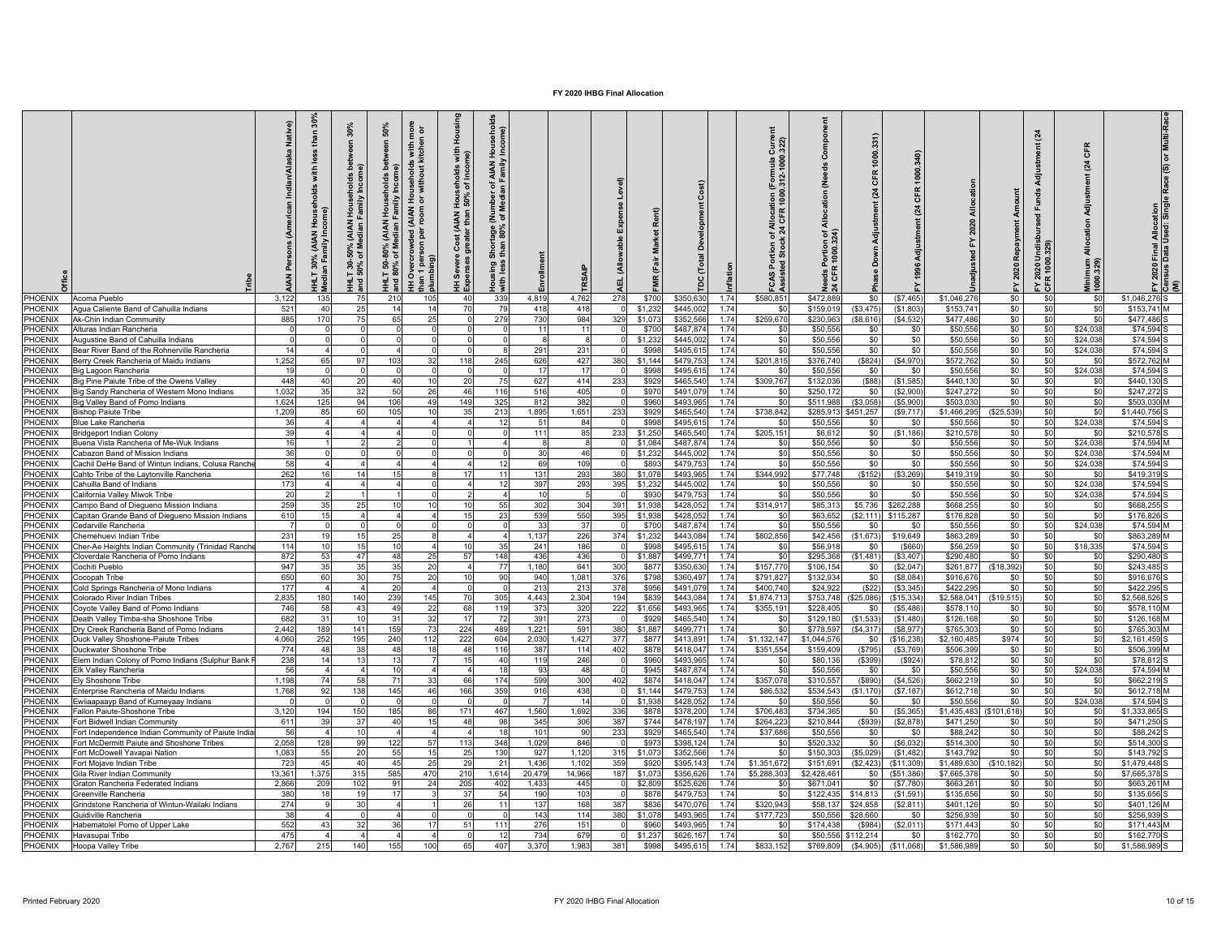# FY 2020 IHBG Final Allocation

| Office | Tribe | AIAN Persons (American Indian/Alaska Native) | HHLT 30% (AIAN Households with less than 30% Median Family Income) | HHLT 30-50% (AIAN Households between 30% and 50% of Median Family Income) | HHLT 50-80% (AIAN Households between 50% and 80% of Median Family Income) | HH Overcrowded (AIAN Households with more than 1 person per room or without kitchen or plumbing) | HH Severe Cost (AIAN Households with Housing Expenses greater than 50% of Income) | Housing Shortage (Number of AIAN Households with less than 80% of Median Family Income) | Enrollment | TRSAIP | AEL (Allowable Expense Level) | FMR (Fair Market Rent) | TDC (Total Development Cost) | Inflation | FCAS Portion of Allocation (Formula Current Assisted Stock 24 CFR 1000.312-1000.322) | Needs Portion of Allocation (Needs Component 24 CFR 1000.324) | Phase Down Adjustment (24 CFR 1000.331) | FY 1996 Adjustment (24 CFR 1000.340) | Unadjusted FY 2020 Allocation | FY 2020 Repayment Amount | FY 2020 Undisbursed Funds Adjustment (24 CFR 1000.329) | Minimum Allocation Adjustment (24 CFR 1000.329) | FY 2020 Final Allocation | Census Data Used: Single Race (S) or Multi-Race (M) |
|---|---|---|---|---|---|---|---|---|---|---|---|---|---|---|---|---|---|---|---|---|---|---|---|---|
| PHOENIX | Acoma Pueblo | 3,122 | 135 | 75 | 210 | 105 | 40 | 339 | 4,819 | 4,762 | 278 | $700 | $350,630 | 1.74 | $580,851 | $472,889 | $0 | ($7,465) | $1,046,276 | $0 | $0 | $0 | $1,046,276 | S |
| PHOENIX | Agua Caliente Band of Cahuilla Indians | 521 | 40 | 25 | 14 | 14 | 70 | 79 | 418 | 418 | 0 | $1,232 | $445,002 | 1.74 | $0 | $159,019 | ($3,475) | ($1,803) | $153,741 | $0 | $0 | $0 | $153,741 | M |
| PHOENIX | Ak-Chin Indian Community | 885 | 170 | 75 | 65 | 25 | 0 | 279 | 730 | 984 | 329 | $1,073 | $352,566 | 1.74 | $259,670 | $230,963 | ($8,616) | ($4,532) | $477,486 | $0 | $0 | $0 | $477,486 | S |
| PHOENIX | Alturas Indian Rancheria | 0 | 0 | 0 | 0 | 0 | 0 | 0 | 11 | 11 | 0 | $700 | $487,874 | 1.74 | $0 | $50,556 | $0 | $0 | $50,556 | $0 | $0 | $24,038 | $74,594 | S |
| PHOENIX | Augustine Band of Cahuilla Indians | 0 | 0 | 0 | 0 | 0 | 0 | 0 | 8 | 8 | 0 | $1,232 | $445,002 | 1.74 | $0 | $50,556 | $0 | $0 | $50,556 | $0 | $0 | $24,038 | $74,594 | S |
| PHOENIX | Bear River Band of the Rohnerville Rancheria | 14 | 4 | 0 | 4 | 0 | 0 | 8 | 291 | 231 | 0 | $998 | $495,615 | 1.74 | $0 | $50,556 | $0 | $0 | $50,556 | $0 | $0 | $24,038 | $74,594 | S |
| PHOENIX | Berry Creek Rancheria of Maidu Indians | 1,252 | 65 | 97 | 103 | 32 | 118 | 245 | 626 | 427 | 380 | $1,144 | $479,753 | 1.74 | $201,815 | $376,740 | ($824) | ($4,970) | $572,762 | $0 | $0 | $0 | $572,762 | M |
| PHOENIX | Big Lagoon Rancheria | 19 | 0 | 0 | 0 | 0 | 0 | 0 | 17 | 17 | 0 | $998 | $495,615 | 1.74 | $0 | $50,556 | $0 | $0 | $50,556 | $0 | $0 | $24,038 | $74,594 | S |
| PHOENIX | Big Pine Paiute Tribe of the Owens Valley | 448 | 40 | 20 | 40 | 10 | 20 | 75 | 627 | 414 | 233 | $929 | $465,540 | 1.74 | $309,767 | $132,036 | ($88) | ($1,585) | $440,130 | $0 | $0 | $0 | $440,130 | S |
| PHOENIX | Big Sandy Rancheria of Western Mono Indians | 1,032 | 35 | 32 | 50 | 26 | 46 | 116 | 516 | 405 | 0 | $970 | $491,079 | 1.74 | $0 | $250,172 | $0 | ($2,900) | $247,272 | $0 | $0 | $0 | $247,272 | S |
| PHOENIX | Big Valley Band of Pomo Indians | 1,624 | 125 | 94 | 106 | 49 | 149 | 325 | 812 | 382 | 0 | $960 | $493,965 | 1.74 | $0 | $511,988 | ($3,058) | ($5,900) | $503,030 | $0 | $0 | $0 | $503,030 | M |
| PHOENIX | Bishop Paiute Tribe | 1,209 | 85 | 60 | 105 | 10 | 35 | 213 | 1,895 | 1,651 | 233 | $929 | $465,540 | 1.74 | $738,842 | $285,913 | $451,257 | ($9,717) | $1,466,295 | ($25,539) | $0 | $0 | $1,440,756 | S |
| PHOENIX | Blue Lake Rancheria | 36 | 4 | 4 | 4 | 4 | 4 | 12 | 51 | 84 | 0 | $998 | $495,615 | 1.74 | $0 | $50,556 | $0 | $0 | $50,556 | $0 | $0 | $24,038 | $74,594 | S |
| PHOENIX | Bridgeport Indian Colony | 39 | 4 | 4 | 4 | 0 | 0 | 0 | 111 | 85 | 233 | $1,250 | $465,540 | 1.74 | $205,151 | $6,612 | $0 | ($1,186) | $210,578 | $0 | $0 | $0 | $210,578 | S |
| PHOENIX | Buena Vista Rancheria of Me-Wuk Indians | 16 | 1 | 2 | 2 | 0 | 1 | 4 | 8 | 8 | 0 | $1,084 | $487,874 | 1.74 | $0 | $50,556 | $0 | $0 | $50,556 | $0 | $0 | $24,038 | $74,594 | M |
| PHOENIX | Cabazon Band of Mission Indians | 36 | 0 | 0 | 0 | 0 | 0 | 0 | 30 | 46 | 0 | $1,232 | $445,002 | 1.74 | $0 | $50,556 | $0 | $0 | $50,556 | $0 | $0 | $24,038 | $74,594 | M |
| PHOENIX | Cachil DeHe Band of Wintun Indians, Colusa Rancheria | 58 | 4 | 4 | 4 | 4 | 4 | 12 | 69 | 109 | 0 | $893 | $479,753 | 1.74 | $0 | $50,556 | $0 | $0 | $50,556 | $0 | $0 | $24,038 | $74,594 | S |
| PHOENIX | Cahto Tribe of the Laytonville Rancheria | 262 | 16 | 14 | 15 | 8 | 17 | 11 | 131 | 293 | 380 | $1,078 | $493,965 | 1.74 | $344,992 | $77,748 | ($152) | ($3,269) | $419,319 | $0 | $0 | $0 | $419,319 | S |
| PHOENIX | Cahuilla Band of Indians | 173 | 4 | 4 | 4 | 0 | 4 | 12 | 397 | 293 | 395 | $1,232 | $445,002 | 1.74 | $0 | $50,556 | $0 | $0 | $50,556 | $0 | $0 | $24,038 | $74,594 | S |
| PHOENIX | California Valley Miwok Tribe | 20 | 2 | 1 | 1 | 0 | 2 | 4 | 10 | 5 | 0 | $930 | $479,753 | 1.74 | $0 | $50,556 | $0 | $0 | $50,556 | $0 | $0 | $24,038 | $74,594 | S |
| PHOENIX | Campo Band of Diegueno Mission Indians | 259 | 35 | 25 | 10 | 10 | 10 | 55 | 302 | 304 | 391 | $1,938 | $428,052 | 1.74 | $314,917 | $85,313 | $5,736 | $262,288 | $668,255 | $0 | $0 | $0 | $668,255 | S |
| PHOENIX | Capitan Grande Band of Diegueno Mission Indians | 610 | 15 | 4 | 4 | 4 | 15 | 23 | 539 | 550 | 395 | $1,938 | $428,052 | 1.74 | $0 | $63,652 | ($2,111) | $115,287 | $176,828 | $0 | $0 | $0 | $176,828 | S |
| PHOENIX | Cedarville Rancheria | 7 | 0 | 0 | 0 | 0 | 0 | 0 | 33 | 37 | 0 | $700 | $487,874 | 1.74 | $0 | $50,556 | $0 | $0 | $50,556 | $0 | $0 | $24,038 | $74,594 | M |
| PHOENIX | Chemehuevi Indian Tribe | 231 | 19 | 15 | 25 | 8 | 4 | 4 | 1,137 | 226 | 374 | $1,232 | $443,084 | 1.74 | $802,856 | $42,456 | ($1,673) | $19,649 | $863,289 | $0 | $0 | $0 | $863,289 | M |
| PHOENIX | Cher-Ae Heights Indian Community (Trinidad Rancheria) | 114 | 10 | 15 | 10 | 4 | 10 | 35 | 241 | 186 | 0 | $998 | $495,615 | 1.74 | $0 | $56,918 | $0 | ($660) | $56,259 | $0 | $0 | $18,335 | $74,594 | S |
| PHOENIX | Cloverdale Rancheria of Pomo Indians | 872 | 53 | 47 | 48 | 25 | 57 | 148 | 436 | 436 | 0 | $1,887 | $499,771 | 1.74 | $0 | $295,368 | ($1,481) | ($3,407) | $290,480 | $0 | $0 | $0 | $290,480 | S |
| PHOENIX | Cochiti Pueblo | 947 | 35 | 35 | 35 | 20 | 4 | 77 | 1,180 | 641 | 300 | $877 | $350,630 | 1.74 | $157,770 | $106,154 | $0 | ($2,047) | $261,877 | ($18,392) | $0 | $0 | $243,485 | S |
| PHOENIX | Cocopah Tribe | 650 | 60 | 30 | 75 | 20 | 10 | 90 | 940 | 1,081 | 376 | $798 | $360,497 | 1.74 | $791,827 | $132,934 | $0 | ($8,084) | $916,676 | $0 | $0 | $0 | $916,676 | S |
| PHOENIX | Cold Springs Rancheria of Mono Indians | 177 | 4 | 4 | 20 | 4 | 0 | 0 | 213 | 213 | 378 | $956 | $491,079 | 1.74 | $400,740 | $24,922 | ($22) | ($3,345) | $422,295 | $0 | $0 | $0 | $422,295 | S |
| PHOENIX | Colorado River Indian Tribes | 2,835 | 180 | 140 | 239 | 145 | 70 | 305 | 4,443 | 2,304 | 194 | $839 | $443,084 | 1.74 | $1,874,713 | $753,748 | ($25,086) | ($15,334) | $2,588,041 | ($19,515) | $0 | $0 | $2,568,526 | S |
| PHOENIX | Coyote Valley Band of Pomo Indians | 746 | 58 | 43 | 49 | 22 | 68 | 119 | 373 | 320 | 222 | $1,656 | $493,965 | 1.74 | $355,191 | $228,405 | $0 | ($5,486) | $578,110 | $0 | $0 | $0 | $578,110 | M |
| PHOENIX | Death Valley Timba-sha Shoshone Tribe | 682 | 31 | 10 | 31 | 32 | 17 | 72 | 391 | 273 | 0 | $929 | $465,540 | 1.74 | $0 | $129,180 | ($1,533) | ($1,480) | $126,168 | $0 | $0 | $0 | $126,168 | M |
| PHOENIX | Dry Creek Rancheria Band of Pomo Indians | 2,442 | 189 | 141 | 159 | 73 | 224 | 489 | 1,221 | 591 | 380 | $1,887 | $499,771 | 1.74 | $0 | $778,597 | ($4,317) | ($8,977) | $765,303 | $0 | $0 | $0 | $765,303 | M |
| PHOENIX | Duck Valley Shoshone-Paiute Tribes | 4,060 | 252 | 195 | 240 | 112 | 222 | 604 | 2,030 | 1,427 | 377 | $877 | $413,891 | 1.74 | $1,132,147 | $1,044,576 | $0 | ($16,238) | $2,160,485 | $974 | $0 | $0 | $2,161,459 | S |
| PHOENIX | Duckwater Shoshone Tribe | 774 | 48 | 38 | 48 | 18 | 48 | 116 | 387 | 114 | 402 | $878 | $418,047 | 1.74 | $351,554 | $159,409 | ($795) | ($3,769) | $506,399 | $0 | $0 | $0 | $506,399 | M |
| PHOENIX | Elem Indian Colony of Pomo Indians (Sulphur Bank Rancheria) | 238 | 14 | 13 | 13 | 7 | 15 | 40 | 119 | 246 | 0 | $960 | $493,965 | 1.74 | $0 | $80,136 | ($399) | ($924) | $78,812 | $0 | $0 | $0 | $78,812 | S |
| PHOENIX | Elk Valley Rancheria | 56 | 4 | 4 | 10 | 4 | 4 | 18 | 93 | 48 | 0 | $945 | $487,874 | 1.74 | $0 | $50,556 | $0 | $0 | $50,556 | $0 | $0 | $24,038 | $74,594 | M |
| PHOENIX | Ely Shoshone Tribe | 1,198 | 74 | 58 | 71 | 33 | 66 | 174 | 599 | 300 | 402 | $874 | $418,047 | 1.74 | $357,078 | $310,557 | ($890) | ($4,526) | $662,219 | $0 | $0 | $0 | $662,219 | S |
| PHOENIX | Enterprise Rancheria of Maidu Indians | 1,768 | 92 | 138 | 145 | 46 | 166 | 359 | 916 | 438 | 0 | $1,144 | $479,753 | 1.74 | $86,532 | $534,543 | ($1,170) | ($7,187) | $612,718 | $0 | $0 | $0 | $612,718 | M |
| PHOENIX | Ewiiaapaayp Band of Kumeyaay Indians | 0 | 0 | 0 | 0 | 0 | 0 | 0 | 7 | 14 | 0 | $1,938 | $428,052 | 1.74 | $0 | $50,556 | $0 | $0 | $50,556 | $0 | $0 | $24,038 | $74,594 | S |
| PHOENIX | Fallon Paiute-Shoshone Tribe | 3,120 | 194 | 150 | 185 | 86 | 171 | 467 | 1,560 | 1,692 | 336 | $878 | $378,200 | 1.74 | $706,483 | $734,365 | $0 | ($5,365) | $1,435,483 | ($101,618) | $0 | $0 | $1,333,865 | S |
| PHOENIX | Fort Bidwell Indian Community | 611 | 39 | 37 | 40 | 15 | 48 | 98 | 345 | 306 | 387 | $744 | $478,197 | 1.74 | $264,223 | $210,844 | ($939) | ($2,878) | $471,250 | $0 | $0 | $0 | $471,250 | S |
| PHOENIX | Fort Independence Indian Community of Paiute Indians | 56 | 4 | 10 | 4 | 4 | 4 | 18 | 101 | 90 | 233 | $929 | $465,540 | 1.74 | $37,686 | $50,556 | $0 | $0 | $88,242 | $0 | $0 | $0 | $88,242 | S |
| PHOENIX | Fort McDermitt Paiute and Shoshone Tribes | 2,058 | 128 | 99 | 122 | 57 | 113 | 348 | 1,029 | 846 | 0 | $973 | $398,124 | 1.74 | $0 | $520,332 | $0 | ($6,032) | $514,300 | $0 | $0 | $0 | $514,300 | S |
| PHOENIX | Fort McDowell Yavapai Nation | 1,083 | 55 | 20 | 55 | 15 | 25 | 130 | 927 | 1,120 | 315 | $1,073 | $352,566 | 1.74 | $0 | $150,303 | ($5,029) | ($1,482) | $143,792 | $0 | $0 | $0 | $143,792 | S |
| PHOENIX | Fort Mojave Indian Tribe | 723 | 45 | 40 | 45 | 25 | 29 | 21 | 1,436 | 1,102 | 359 | $920 | $395,143 | 1.74 | $1,351,672 | $151,691 | ($2,423) | ($11,309) | $1,489,630 | ($10,182) | $0 | $0 | $1,479,448 | S |
| PHOENIX | Gila River Indian Community | 13,361 | 1,375 | 315 | 585 | 470 | 210 | 1,614 | 20,479 | 14,966 | 187 | $1,073 | $356,626 | 1.74 | $5,288,303 | $2,428,461 | $0 | ($51,386) | $7,665,378 | $0 | $0 | $0 | $7,665,378 | S |
| PHOENIX | Graton Rancheria Federated Indians | 2,866 | 209 | 102 | 91 | 24 | 205 | 402 | 1,433 | 445 | 0 | $2,809 | $525,626 | 1.74 | $0 | $671,041 | $0 | ($7,780) | $663,261 | $0 | $0 | $0 | $663,261 | M |
| PHOENIX | Greenville Rancheria | 380 | 18 | 19 | 17 | 3 | 37 | 54 | 190 | 103 | 0 | $878 | $479,753 | 1.74 | $0 | $122,435 | $14,813 | ($1,591) | $135,656 | $0 | $0 | $0 | $135,656 | S |
| PHOENIX | Grindstone Rancheria of Wintun-Wailaki Indians | 274 | 9 | 30 | 4 | 1 | 26 | 11 | 137 | 168 | 387 | $836 | $470,076 | 1.74 | $320,943 | $58,137 | $24,858 | ($2,811) | $401,126 | $0 | $0 | $0 | $401,126 | M |
| PHOENIX | Guidiville Rancheria | 38 | 4 | 0 | 4 | 0 | 0 | 0 | 143 | 114 | 380 | $1,078 | $493,965 | 1.74 | $177,723 | $50,556 | $28,660 | $0 | $256,939 | $0 | $0 | $0 | $256,939 | S |
| PHOENIX | Habematolel Pomo of Upper Lake | 552 | 43 | 32 | 36 | 17 | 51 | 111 | 276 | 151 | 0 | $960 | $493,965 | 1.74 | $0 | $174,438 | ($984) | ($2,011) | $171,443 | $0 | $0 | $0 | $171,443 | M |
| PHOENIX | Havasupai Tribe | 475 | 4 | 4 | 4 | 4 | 0 | 12 | 734 | 679 | 0 | $1,237 | $626,167 | 1.74 | $0 | $50,556 | $112,214 | $0 | $162,770 | $0 | $0 | $0 | $162,770 | S |
| PHOENIX | Hoopa Valley Tribe | 2,767 | 215 | 140 | 155 | 100 | 65 | 407 | 3,370 | 1,983 | 381 | $998 | $495,615 | 1.74 | $833,152 | $769,809 | ($4,905) | ($11,068) | $1,586,989 | $0 | $0 | $0 | $1,586,989 | S |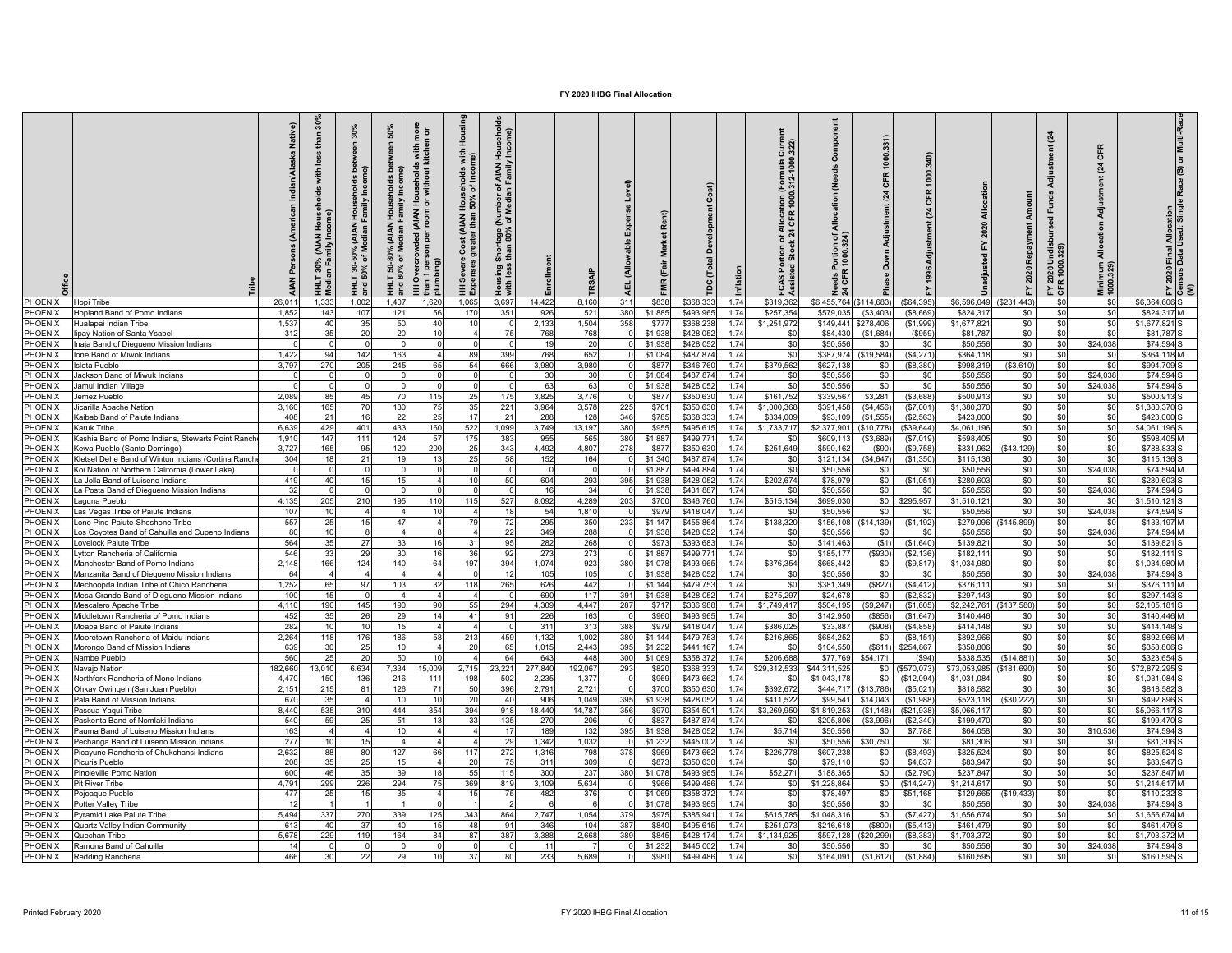# FY 2020 IHBG Final Allocation

| Office | Tribe | AIAN Persons (American Indian/Alaska Native) | HHLT 30% (AIAN Households with less than 30% Median Family Income) | HHLT 30-50% (AIAN Households between 30% and 50% of Median Family Income) | HHLT 50-80% (AIAN Households between 50% and 80% of Median Family Income) | HH Overcrowded (AIAN Households with more than 1 person per room or without kitchen or plumbing) | HH Severe Cost (AIAN Households with Housing Expenses greater than 50% of Income) | Housing Shortage (Number of AIAN Households with less than 80% of Median Family Income) | Enrollment | TRSAIP | AEL (Allowable Expense Level) | FMR (Fair Market Rent) | TDC (Total Development Cost) | Inflation | FCAS Portion of Allocation (Formula Current Assisted Stock 24 CFR 1000.312-1000.322) | Needs Portion of Allocation (Needs Component 24 CFR 1000.324) | Phase Down Adjustment (24 CFR 1000.331) | FY 1996 Adjustment (24 CFR 1000.340) | Unadjusted FY 2020 Allocation | FY 2020 Repayment Amount | FY 2020 Undisbursed Funds Adjustment (24 CFR 1000.329) | Minimum Allocation Adjustment (24 CFR 1000.329) | FY 2020 Final Allocation | Census Data Used: Single Race (S) or Multi-Race (M) |
|---|---|---|---|---|---|---|---|---|---|---|---|---|---|---|---|---|---|---|---|---|---|---|---|---|
| PHOENIX | Hopi Tribe | 26,011 | 1,333 | 1,002 | 1,407 | 1,620 | 1,065 | 3,697 | 14,422 | 8,160 | 311 | $838 | $368,333 | 1.74 | $319,362 | $6,455,764 | ($114,683) | ($64,395) | $6,596,049 | ($231,443) | $0 | $0 | $6,364,606 | S |
| PHOENIX | Hopland Band of Pomo Indians | 1,852 | 143 | 107 | 121 | 56 | 170 | 351 | 926 | 521 | 380 | $1,885 | $493,965 | 1.74 | $257,354 | $579,035 | ($3,403) | ($8,669) | $824,317 | $0 | $0 | $0 | $824,317 | M |
| PHOENIX | Hualapai Indian Tribe | 1,537 | 40 | 35 | 50 | 40 | 10 | 0 | 2,133 | 1,504 | 358 | $777 | $368,238 | 1.74 | $1,251,972 | $149,441 | $278,406 | ($1,999) | $1,677,821 | $0 | $0 | $0 | $1,677,821 | S |
| PHOENIX | Iipay Nation of Santa Ysabel | 312 | 35 | 20 | 20 | 10 | 4 | 75 | 768 | 768 | 0 | $1,938 | $428,052 | 1.74 | $0 | $84,430 | ($1,684) | ($959) | $81,787 | $0 | $0 | $0 | $81,787 | S |
| PHOENIX | Inaja Band of Diegueno Mission Indians | 0 | 0 | 0 | 0 | 0 | 0 | 0 | 19 | 20 | 0 | $1,938 | $428,052 | 1.74 | $0 | $50,556 | $0 | $0 | $50,556 | $0 | $0 | $24,038 | $74,594 | S |
| PHOENIX | Ione Band of Miwok Indians | 1,422 | 94 | 142 | 163 | 4 | 89 | 399 | 768 | 652 | 0 | $1,084 | $487,874 | 1.74 | $0 | $387,974 | ($19,584) | ($4,271) | $364,118 | $0 | $0 | $0 | $364,118 | M |
| PHOENIX | Isleta Pueblo | 3,797 | 270 | 205 | 245 | 65 | 54 | 666 | 3,980 | 3,980 | 0 | $877 | $346,760 | 1.74 | $379,562 | $627,138 | $0 | ($8,380) | $998,319 | ($3,610) | $0 | $0 | $994,709 | S |
| PHOENIX | Jackson Band of Miwuk Indians | 0 | 0 | 0 | 0 | 0 | 0 | 0 | 30 | 30 | 0 | $1,084 | $487,874 | 1.74 | $0 | $50,556 | $0 | $0 | $50,556 | $0 | $0 | $24,038 | $74,594 | S |
| PHOENIX | Jamul Indian Village | 0 | 0 | 0 | 0 | 0 | 0 | 0 | 63 | 63 | 0 | $1,938 | $428,052 | 1.74 | $0 | $50,556 | $0 | $0 | $50,556 | $0 | $0 | $24,038 | $74,594 | S |
| PHOENIX | Jemez Pueblo | 2,089 | 85 | 45 | 70 | 115 | 25 | 175 | 3,825 | 3,776 | 0 | $877 | $350,630 | 1.74 | $161,752 | $339,567 | $3,281 | ($3,688) | $500,913 | $0 | $0 | $0 | $500,913 | S |
| PHOENIX | Jicarilla Apache Nation | 3,160 | 165 | 70 | 130 | 75 | 35 | 221 | 3,964 | 3,578 | 225 | $701 | $350,630 | 1.74 | $1,000,368 | $391,458 | ($4,456) | ($7,001) | $1,380,370 | $0 | $0 | $0 | $1,380,370 | S |
| PHOENIX | Kaibab Band of Paiute Indians | 408 | 21 | 16 | 22 | 25 | 17 | 21 | 288 | 128 | 346 | $785 | $368,333 | 1.74 | $334,009 | $93,109 | ($1,555) | ($2,563) | $423,000 | $0 | $0 | $0 | $423,000 | S |
| PHOENIX | Karuk Tribe | 6,639 | 429 | 401 | 433 | 160 | 522 | 1,099 | 3,749 | 13,197 | 380 | $955 | $495,615 | 1.74 | $1,733,717 | $2,377,901 | ($10,778) | ($39,644) | $4,061,196 | $0 | $0 | $0 | $4,061,196 | S |
| PHOENIX | Kashia Band of Pomo Indians, Stewarts Point Ranche | 1,910 | 147 | 111 | 124 | 57 | 175 | 383 | 955 | 565 | 380 | $1,887 | $499,771 | 1.74 | $0 | $609,113 | ($3,689) | ($7,019) | $598,405 | $0 | $0 | $0 | $598,405 | M |
| PHOENIX | Kewa Pueblo (Santo Domingo) | 3,727 | 165 | 95 | 120 | 200 | 25 | 343 | 4,492 | 4,807 | 278 | $877 | $350,630 | 1.74 | $251,649 | $590,162 | ($90) | ($9,758) | $831,962 | ($43,129) | $0 | $0 | $788,833 | S |
| PHOENIX | Kletsel Dehe Band of Wintun Indians (Cortina Ranche | 304 | 18 | 21 | 19 | 13 | 25 | 58 | 152 | 164 | 0 | $1,340 | $487,874 | 1.74 | $0 | $121,134 | ($4,647) | ($1,350) | $115,136 | $0 | $0 | $0 | $115,136 | S |
| PHOENIX | Koi Nation of Northern California (Lower Lake) | 0 | 0 | 0 | 0 | 0 | 0 | 0 | 0 | 0 | 0 | $1,887 | $494,884 | 1.74 | $0 | $50,556 | $0 | $0 | $50,556 | $0 | $0 | $24,038 | $74,594 | M |
| PHOENIX | La Jolla Band of Luiseno Indians | 419 | 40 | 15 | 15 | 4 | 10 | 50 | 604 | 293 | 395 | $1,938 | $428,052 | 1.74 | $202,674 | $78,979 | $0 | ($1,051) | $280,603 | $0 | $0 | $0 | $280,603 | S |
| PHOENIX | La Posta Band of Diegueno Mission Indians | 32 | 0 | 0 | 0 | 0 | 0 | 0 | 16 | 34 | 0 | $1,938 | $431,887 | 1.74 | $0 | $50,556 | $0 | $0 | $50,556 | $0 | $0 | $24,038 | $74,594 | S |
| PHOENIX | Laguna Pueblo | 4,135 | 205 | 210 | 195 | 110 | 115 | 527 | 8,092 | 4,289 | 203 | $700 | $346,760 | 1.74 | $515,134 | $699,030 | $0 | $295,957 | $1,510,121 | $0 | $0 | $0 | $1,510,121 | S |
| PHOENIX | Las Vegas Tribe of Paiute Indians | 107 | 10 | 4 | 4 | 10 | 4 | 18 | 54 | 1,810 | 0 | $979 | $418,047 | 1.74 | $0 | $50,556 | $0 | $0 | $50,556 | $0 | $0 | $24,038 | $74,594 | S |
| PHOENIX | Lone Pine Paiute-Shoshone Tribe | 557 | 25 | 15 | 47 | 4 | 79 | 72 | 295 | 350 | 233 | $1,147 | $455,864 | 1.74 | $138,320 | $156,108 | ($14,139) | ($1,192) | $279,096 | ($145,899) | $0 | $0 | $133,197 | M |
| PHOENIX | Los Coyotes Band of Cahuilla and Cupeno Indians | 80 | 10 | 8 | 4 | 8 | 4 | 22 | 349 | 288 | 0 | $1,938 | $428,052 | 1.74 | $0 | $50,556 | $0 | $0 | $50,556 | $0 | $0 | $24,038 | $74,594 | M |
| PHOENIX | Lovelock Paiute Tribe | 564 | 35 | 27 | 33 | 16 | 31 | 95 | 282 | 268 | 0 | $973 | $393,683 | 1.74 | $0 | $141,463 | ($1) | ($1,640) | $139,821 | $0 | $0 | $0 | $139,821 | S |
| PHOENIX | Lytton Rancheria of California | 546 | 33 | 29 | 30 | 16 | 36 | 92 | 273 | 273 | 0 | $1,887 | $499,771 | 1.74 | $0 | $185,177 | ($930) | ($2,136) | $182,111 | $0 | $0 | $0 | $182,111 | S |
| PHOENIX | Manchester Band of Pomo Indians | 2,148 | 166 | 124 | 140 | 64 | 197 | 394 | 1,074 | 923 | 380 | $1,078 | $493,965 | 1.74 | $376,354 | $668,442 | $0 | ($9,817) | $1,034,980 | $0 | $0 | $0 | $1,034,980 | M |
| PHOENIX | Manzanita Band of Diegueno Mission Indians | 64 | 4 | 4 | 4 | 4 | 0 | 12 | 105 | 105 | 0 | $1,938 | $428,052 | 1.74 | $0 | $50,556 | $0 | $0 | $50,556 | $0 | $0 | $24,038 | $74,594 | S |
| PHOENIX | Mechoopda Indian Tribe of Chico Rancheria | 1,252 | 65 | 97 | 103 | 32 | 118 | 265 | 626 | 442 | 0 | $1,144 | $479,753 | 1.74 | $0 | $381,349 | ($827) | ($4,412) | $376,111 | $0 | $0 | $0 | $376,111 | M |
| PHOENIX | Mesa Grande Band of Diegueno Mission Indians | 100 | 15 | 0 | 4 | 4 | 4 | 0 | 690 | 117 | 391 | $1,938 | $428,052 | 1.74 | $275,297 | $24,678 | $0 | ($2,832) | $297,143 | $0 | $0 | $0 | $297,143 | S |
| PHOENIX | Mescalero Apache Tribe | 4,110 | 190 | 145 | 190 | 90 | 55 | 294 | 4,309 | 4,447 | 287 | $717 | $336,988 | 1.74 | $1,749,417 | $504,195 | ($9,247) | ($1,605) | $2,242,761 | ($137,580) | $0 | $0 | $2,105,181 | S |
| PHOENIX | Middletown Rancheria of Pomo Indians | 452 | 35 | 26 | 29 | 14 | 41 | 91 | 226 | 163 | 0 | $960 | $493,965 | 1.74 | $0 | $142,950 | ($856) | ($1,647) | $140,446 | $0 | $0 | $0 | $140,446 | M |
| PHOENIX | Moapa Band of Paiute Indians | 282 | 10 | 10 | 15 | 4 | 4 | 0 | 311 | 313 | 388 | $979 | $418,047 | 1.74 | $386,025 | $33,887 | ($908) | ($4,858) | $414,148 | $0 | $0 | $0 | $414,148 | S |
| PHOENIX | Mooretown Rancheria of Maidu Indians | 2,264 | 118 | 176 | 186 | 58 | 213 | 459 | 1,132 | 1,002 | 380 | $1,144 | $479,753 | 1.74 | $216,865 | $684,252 | $0 | ($8,151) | $892,966 | $0 | $0 | $0 | $892,966 | M |
| PHOENIX | Morongo Band of Mission Indians | 639 | 30 | 25 | 10 | 4 | 20 | 65 | 1,015 | 2,443 | 395 | $1,232 | $441,167 | 1.74 | $0 | $104,550 | ($611) | $254,867 | $358,806 | $0 | $0 | $0 | $358,806 | S |
| PHOENIX | Nambe Pueblo | 560 | 25 | 20 | 50 | 10 | 4 | 64 | 643 | 448 | 300 | $1,069 | $358,372 | 1.74 | $206,688 | $77,769 | $54,171 | ($94) | $338,535 | ($14,881) | $0 | $0 | $323,654 | S |
| PHOENIX | Navajo Nation | 182,660 | 13,010 | 6,634 | 7,334 | 15,009 | 2,715 | 23,221 | 277,840 | 192,067 | 293 | $820 | $368,333 | 1.74 | $29,312,533 | $44,311,525 | $0 | ($570,073) | $73,053,985 | ($181,690) | $0 | $0 | $72,872,295 | S |
| PHOENIX | Northfork Rancheria of Mono Indians | 4,470 | 150 | 136 | 216 | 111 | 198 | 502 | 2,235 | 1,377 | 0 | $969 | $473,662 | 1.74 | $0 | $1,043,178 | $0 | ($12,094) | $1,031,084 | $0 | $0 | $0 | $1,031,084 | S |
| PHOENIX | Ohkay Owingeh (San Juan Pueblo) | 2,151 | 215 | 81 | 126 | 71 | 50 | 396 | 2,791 | 2,721 | 0 | $700 | $350,630 | 1.74 | $392,672 | $444,717 | ($13,786) | ($5,021) | $818,582 | $0 | $0 | $0 | $818,582 | S |
| PHOENIX | Pala Band of Mission Indians | 670 | 35 | 4 | 10 | 10 | 20 | 40 | 906 | 1,049 | 395 | $1,938 | $428,052 | 1.74 | $411,522 | $99,541 | $14,043 | ($1,988) | $523,118 | ($30,222) | $0 | $0 | $492,896 | S |
| PHOENIX | Pascua Yaqui Tribe | 8,440 | 535 | 310 | 444 | 354 | 394 | 918 | 18,440 | 14,787 | 356 | $970 | $354,501 | 1.74 | $3,269,950 | $1,819,253 | ($1,148) | ($21,938) | $5,066,117 | $0 | $0 | $0 | $5,066,117 | S |
| PHOENIX | Paskenta Band of Nomlaki Indians | 540 | 59 | 25 | 51 | 13 | 33 | 135 | 270 | 206 | 0 | $837 | $487,874 | 1.74 | $0 | $205,806 | ($3,996) | ($2,340) | $199,470 | $0 | $0 | $0 | $199,470 | S |
| PHOENIX | Pauma Band of Luiseno Mission Indians | 163 | 4 | 4 | 10 | 4 | 4 | 17 | 189 | 132 | 395 | $1,938 | $428,052 | 1.74 | $5,714 | $50,556 | $0 | $7,788 | $64,058 | $0 | $0 | $10,536 | $74,594 | S |
| PHOENIX | Pechanga Band of Luiseno Mission Indians | 277 | 10 | 15 | 4 | 4 | 4 | 29 | 1,342 | 1,032 | 0 | $1,232 | $445,002 | 1.74 | $0 | $50,556 | $30,750 | $0 | $81,306 | $0 | $0 | $0 | $81,306 | S |
| PHOENIX | Picayune Rancheria of Chukchansi Indians | 2,632 | 88 | 80 | 127 | 66 | 117 | 272 | 1,316 | 798 | 378 | $969 | $473,662 | 1.74 | $226,778 | $607,238 | $0 | ($8,493) | $825,524 | $0 | $0 | $0 | $825,524 | S |
| PHOENIX | Picuris Pueblo | 208 | 35 | 25 | 15 | 4 | 20 | 75 | 311 | 309 | 0 | $873 | $350,630 | 1.74 | $0 | $79,110 | $0 | $4,837 | $83,947 | $0 | $0 | $0 | $83,947 | S |
| PHOENIX | Pinoleville Pomo Nation | 600 | 46 | 35 | 39 | 18 | 55 | 115 | 300 | 237 | 380 | $1,078 | $493,965 | 1.74 | $52,271 | $188,365 | $0 | ($2,790) | $237,847 | $0 | $0 | $0 | $237,847 | M |
| PHOENIX | Pit River Tribe | 4,791 | 299 | 226 | 294 | 75 | 369 | 819 | 3,109 | 5,634 | 0 | $966 | $499,486 | 1.74 | $0 | $1,228,864 | $0 | ($14,247) | $1,214,617 | $0 | $0 | $0 | $1,214,617 | M |
| PHOENIX | Pojoaque Pueblo | 477 | 25 | 15 | 35 | 4 | 15 | 75 | 482 | 376 | 0 | $1,069 | $358,372 | 1.74 | $0 | $78,497 | $0 | $51,168 | $129,665 | ($19,433) | $0 | $0 | $110,232 | S |
| PHOENIX | Potter Valley Tribe | 12 | 1 | 1 | 1 | 0 | 1 | 2 | 6 | 6 | 0 | $1,078 | $493,965 | 1.74 | $0 | $50,556 | $0 | $0 | $50,556 | $0 | $0 | $24,038 | $74,594 | S |
| PHOENIX | Pyramid Lake Paiute Tribe | 5,494 | 337 | 270 | 339 | 125 | 343 | 864 | 2,747 | 1,054 | 379 | $975 | $385,941 | 1.74 | $615,785 | $1,048,316 | $0 | ($7,427) | $1,656,674 | $0 | $0 | $0 | $1,656,674 | M |
| PHOENIX | Quartz Valley Indian Community | 613 | 40 | 37 | 40 | 15 | 48 | 91 | 346 | 104 | 387 | $840 | $495,615 | 1.74 | $251,073 | $216,618 | ($800) | ($5,413) | $461,479 | $0 | $0 | $0 | $461,479 | S |
| PHOENIX | Quechan Tribe | 5,678 | 229 | 119 | 164 | 84 | 87 | 387 | 3,388 | 2,668 | 389 | $845 | $428,174 | 1.74 | $1,134,925 | $597,128 | ($20,299) | ($8,383) | $1,703,372 | $0 | $0 | $0 | $1,703,372 | M |
| PHOENIX | Ramona Band of Cahuilla | 14 | 0 | 0 | 0 | 0 | 0 | 0 | 11 | 7 | 0 | $1,232 | $445,002 | 1.74 | $0 | $50,556 | $0 | $0 | $50,556 | $0 | $0 | $24,038 | $74,594 | S |
| PHOENIX | Redding Rancheria | 466 | 30 | 22 | 29 | 10 | 37 | 80 | 233 | 5,689 | 0 | $980 | $499,486 | 1.74 | $0 | $164,091 | ($1,612) | ($1,884) | $160,595 | $0 | $0 | $0 | $160,595 | S |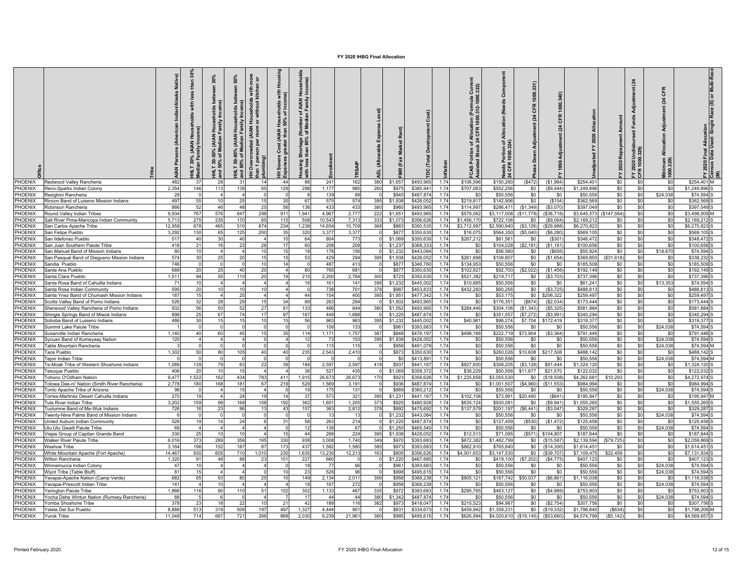# FY 2020 IHBG Final Allocation

| Office | Tribe | AIAN Persons (American Indian/Alaska Native) | HHLT 30% (AIAN Households with less than 30% Median Family Income) | HHLT 30-50% (AIAN Households between 30% and 50% of Median Family Income) | HHLT 50-80% (AIAN Households between 50% and 80% of Median Family Income) | HH Overcrowded (AIAN Households with more than 1 person per room or without kitchen or plumbing) | HH Severe Cost (AIAN Households with Housing Expenses greater than 50% of Income) | Housing Shortage (Number of AIAN Households with less than 80% of Median Family Income) | Enrollment | TRSAIP | AEL (Allowable Expense Level) | FMR (Fair Market Rent) | TDC (Total Development Cost) | Inflation | FCAS Portion of Allocation (Formula Current Assisted Stock 24 CFR 1000.312-1000.322) | Needs Portion of Allocation (Needs Component 24 CFR 1000.324) | Phase Down Adjustment (24 CFR 1000.331) | FY 1996 Adjustment (24 CFR 1000.340) | Unadjusted FY 2020 Allocation | FY 2020 Repayment Amount | FY 2020 Undisbursed Funds Adjustment (24 CFR 1000.329) | Minimum Allocation Adjustment (24 CFR 1000.329) | FY 2020 Final Allocation | Census Data Used: Single Race (S) or Multi-Race (M) |
|---|---|---|---|---|---|---|---|---|---|---|---|---|---|---|---|---|---|---|---|---|---|---|---|---|
| PHOENIX | Redwood Valley Rancheria | 482 | 37 | 28 | 31 | 14 | 44 | 88 | 241 | 162 | 380 | $1,657 | $493,965 | 1.74 | $106,596 | $150,260 | ($472) | ($1,984) | $254,401 | $0 | $0 | $0 | $254,401 | M |
| PHOENIX | Reno-Sparks Indian Colony | 2,354 | 146 | 113 | 139 | 65 | 129 | 298 | 1,177 | 985 | 260 | $975 | $385,941 | 1.74 | $707,083 | $552,256 | $0 | ($9,444) | $1,249,896 | $0 | $0 | $0 | $1,249,896 | S |
| PHOENIX | Resighini Rancheria | 29 | 0 | 4 | 4 | 0 | 0 | 8 | 139 | 89 | 0 | $945 | $487,874 | 1.74 | $0 | $50,556 | $0 | $0 | $50,556 | $0 | $0 | $24,038 | $74,594 | S |
| PHOENIX | Rincon Band of Luiseno Mission Indians | 497 | 55 | 10 | 25 | 15 | 30 | 67 | 575 | 574 | 395 | $1,938 | $428,052 | 1.74 | $219,817 | $142,906 | $0 | ($154) | $362,569 | $0 | $0 | $0 | $362,569 | S |
| PHOENIX | Robinson Rancheria | 866 | 52 | 46 | 48 | 25 | 56 | 136 | 433 | 433 | 380 | $960 | $493,965 | 1.74 | $114,997 | $286,471 | ($1,349) | ($3,070) | $397,049 | $0 | $0 | $0 | $397,049 | S |
| PHOENIX | Round Valley Indian Tribes | 9,934 | 767 | 576 | 647 | 298 | 911 | 1,941 | 4,967 | 2,777 | 222 | $1,651 | $493,965 | 1.74 | $579,062 | $3,117,008 | ($11,778) | ($38,718) | $3,645,573 | ($147,564) | $0 | $0 | $3,498,009 | M |
| PHOENIX | Salt River Pima-Maricopa Indian Community | 5,713 | 275 | 235 | 170 | 65 | 115 | 508 | 10,543 | 7,313 | 333 | $1,073 | $356,626 | 1.74 | $1,456,170 | $722,106 | $0 | ($9,064) | $2,169,212 | $0 | $0 | $0 | $2,169,212 | S |
| PHOENIX | San Carlos Apache Tribe | 12,958 | 678 | 465 | 510 | 874 | 234 | 1,238 | 14,654 | 10,709 | 368 | $863 | $350,535 | 1.74 | $3,712,997 | $2,590,940 | ($3,126) | ($29,988) | $6,270,823 | $0 | $0 | $0 | $6,270,823 | S |
| PHOENIX | San Felipe Pueblo | 3,292 | 130 | 65 | 125 | 200 | 35 | 320 | 3,377 | 3,377 | 0 | $877 | $350,630 | 1.74 | $16,075 | $564,350 | ($5,040) | ($6,280) | $569,105 | $0 | $0 | $0 | $569,105 | S |
| PHOENIX | San Ildefonso Pueblo | 517 | 40 | 30 | 40 | 4 | 10 | 64 | 804 | 773 | 0 | $1,069 | $350,630 | 1.74 | $267,212 | $81,561 | $0 | ($301) | $348,472 | $0 | $0 | $0 | $348,472 | S |
| PHOENIX | San Juan Southern Paiute Tribe | 416 | 21 | 16 | 23 | 26 | 17 | 60 | 208 | 208 | 0 | $1,237 | $368,333 | 1.74 | $0 | $104,028 | ($2,191) | ($1,181) | $100,656 | $0 | $0 | $0 | $100,656 | S |
| PHOENIX | San Manuel Band of Mission Indians | 80 | 10 | 4 | 4 | 10 | 15 | 18 | 178 | 156 | 0 | $1,232 | $443,084 | 1.74 | $0 | $56,580 | $0 | ($656) | $55,924 | $0 | $0 | $18,670 | $74,594 | S |
| PHOENIX | San Pasqual Band of Diegueno Mission Indians | 574 | 30 | 25 | 20 | 15 | 15 | 53 | 429 | 294 | 395 | $1,938 | $428,052 | 1.74 | $261,698 | $109,807 | $0 | ($1,654) | $369,850 | ($31,618) | $0 | $0 | $338,232 | S |
| PHOENIX | Sandia Pueblo | 746 | 0 | 0 | 0 | 10 | 14 | 0 | 487 | 413 | 0 | $877 | $346,760 | 1.74 | $134,953 | $50,556 | $0 | $0 | $185,509 | $0 | $0 | $0 | $185,509 | S |
| PHOENIX | Santa Ana Pueblo | 689 | 20 | 25 | 40 | 20 | 4 | 80 | 765 | 681 | 0 | $877 | $350,630 | 1.74 | $102,927 | $92,700 | ($2,022) | ($1,456) | $192,149 | $0 | $0 | $0 | $192,149 | S |
| PHOENIX | Santa Clara Pueblo | 1,511 | 94 | 55 | 110 | 20 | 19 | 215 | 2,200 | 2,764 | 300 | $723 | $350,630 | 1.74 | $521,382 | $219,717 | $0 | ($3,703) | $737,396 | $0 | $0 | $0 | $737,396 | S |
| PHOENIX | Santa Rosa Band of Cahuilla Indians | 71 | 10 | 4 | 4 | 4 | 4 | 16 | 161 | 141 | 395 | $1,232 | $445,002 | 1.74 | $10,685 | $50,556 | $0 | $0 | $61,241 | $0 | $0 | $13,353 | $74,594 | S |
| PHOENIX | Santa Rosa Indian Community | 595 | 20 | 10 | 10 | 10 | 4 | 0 | 738 | 701 | 378 | $987 | $453,833 | 1.74 | $432,283 | $60,256 | $0 | ($3,725) | $488,813 | $0 | $0 | $0 | $488,813 | S |
| PHOENIX | Santa Ynez Band of Chumash Mission Indians | 187 | 15 | 4 | 25 | 4 | 4 | 44 | 154 | 400 | 395 | $1,951 | $477,342 | 1.74 | $0 | $53,175 | $0 | $206,322 | $259,497 | $0 | $0 | $0 | $259,497 | S |
| PHOENIX | Scotts Valley Band of Pomo Indians | 526 | 32 | 28 | 29 | 15 | 34 | 89 | 263 | 294 | 0 | $1,802 | $493,965 | 1.74 | $0 | $176,351 | ($874) | ($2,034) | $173,444 | $0 | $0 | $0 | $173,444 | S |
| PHOENIX | Sherwood Valley Rancheria of Pomo Indians | 932 | 56 | 50 | 52 | 27 | 61 | 133 | 466 | 644 | 380 | $1,552 | $493,965 | 1.74 | $284,446 | $304,106 | ($1,343) | ($5,325) | $581,884 | $0 | $0 | $0 | $581,884 | S |
| PHOENIX | Shingle Springs Band of Miwok Indians | 898 | 25 | 67 | 74 | 17 | 97 | 167 | 449 | 1,688 | 0 | $1,220 | $487,874 | 1.74 | $0 | $351,557 | ($7,272) | ($3,991) | $340,294 | $0 | $0 | $0 | $340,294 | S |
| PHOENIX | Soboba Band of Luiseno Indians | 486 | 30 | 15 | 15 | 10 | 15 | 56 | 963 | 963 | 395 | $1,232 | $445,002 | 1.74 | $40,981 | $98,274 | $7,704 | $172,419 | $319,377 | $0 | $0 | $0 | $319,377 | S |
| PHOENIX | Summit Lake Paiute Tribe | 1 | 0 | 0 | 0 | 0 | 0 | 0 | 106 | 133 | 0 | $961 | $393,683 | 1.74 | $0 | $50,556 | $0 | $0 | $50,556 | $0 | $0 | $24,038 | $74,594 | S |
| PHOENIX | Susanville Indian Rancheria | 1,140 | 40 | 60 | 45 | 15 | 35 | 114 | 1,171 | 1,757 | 387 | $848 | $478,197 | 1.74 | $498,188 | $222,719 | $73,904 | ($3,364) | $791,446 | $0 | $0 | $0 | $791,446 | S |
| PHOENIX | Sycuan Band of Kumeyaay Nation | 120 | 4 | 4 | 4 | 0 | 4 | 12 | 73 | 153 | 395 | $1,938 | $428,052 | 1.74 | $0 | $50,556 | $0 | $0 | $50,556 | $0 | $0 | $24,038 | $74,594 | S |
| PHOENIX | Table Mountain Rancheria | 3 | 0 | 0 | 0 | 0 | 0 | 0 | 115 | 115 | 0 | $956 | $491,079 | 1.74 | $0 | $50,556 | $0 | $0 | $50,556 | $0 | $0 | $24,038 | $74,594 | M |
| PHOENIX | Taos Pueblo | 1,302 | 50 | 80 | 105 | 40 | 40 | 235 | 2,543 | 2,410 | 0 | $873 | $350,630 | 1.74 | $0 | $260,026 | $10,608 | $217,508 | $488,142 | $0 | $0 | $0 | $488,142 | S |
| PHOENIX | Tejon Indian Tribe | 0 | 0 | 0 | 0 | 0 | 0 | 0 | 0 | 0 | 0 | $0 | $413,891 | 1.74 | $0 | $50,556 | $0 | $0 | $50,556 | $0 | $0 | $24,038 | $74,594 | M |
| PHOENIX | Te-Moak Tribe of Western Shoshone Indians | 1,089 | 139 | 79 | 63 | 22 | 39 | 184 | 2,597 | 2,597 | 418 | $937 | $441,167 | 1.74 | $927,600 | $308,205 | ($3,128) | $91,444 | $1,324,120 | $0 | $0 | $0 | $1,324,120 | S |
| PHOENIX | Tesuque Pueblo | 406 | 20 | 10 | 15 | 4 | 4 | 36 | 527 | 435 | 0 | $1,069 | $358,372 | 1.74 | $38,229 | $50,556 | $11,677 | $21,570 | $122,032 | $0 | $0 | $0 | $122,032 | S |
| PHOENIX | Tohono O'Odham Nation | 9,477 | 1,522 | 162 | 434 | 783 | 411 | 1,915 | 26,673 | 26,673 | 170 | $923 | $356,626 | 1.74 | $1,225,658 | $3,055,530 | $0 | ($18,508) | $4,262,681 | $10,293 | $0 | $0 | $4,272,974 | S |
| PHOENIX | Tolowa Dee-ni' Nation (Smith River Rancheria) | 2,778 | 180 | 168 | 181 | 67 | 219 | 529 | 1,569 | 3,191 | 0 | $936 | $487,874 | 1.74 | $0 | $1,001,507 | ($4,960) | ($11,553) | $984,994 | $0 | $0 | $0 | $984,994 | S |
| PHOENIX | Tonto Apache Tribe of Arizona | 98 | 0 | 4 | 15 | 4 | 0 | 19 | 175 | 131 | 0 | $889 | $360,212 | 1.74 | $0 | $50,556 | $0 | $0 | $50,556 | $0 | $0 | $24,038 | $74,594 | S |
| PHOENIX | Torres-Martinez Desert Cahuilla Indians | 270 | 19 | 4 | 24 | 19 | 14 | 37 | 573 | 321 | 395 | $1,231 | $441,167 | 1.74 | $102,108 | $73,991 | $20,490 | ($641) | $195,947 | $0 | $0 | $0 | $195,947 | M |
| PHOENIX | Tule River Indian Tribe | 3,202 | 159 | 99 | 168 | 108 | 192 | 362 | 1,601 | 1,205 | 373 | $925 | $480,928 | 1.74 | $635,124 | $930,081 | $0 | ($9,941) | $1,555,265 | $0 | $0 | $0 | $1,555,265 | S |
| PHOENIX | Tuolumne Band of Me-Wuk Indians | 726 | 16 | 23 | 86 | 13 | 43 | 107 | 363 | 2,812 | 378 | $992 | $475,692 | 1.74 | $137,579 | $201,197 | ($6,441) | ($3,047) | $329,287 | $0 | $0 | $0 | $329,287 | S |
| PHOENIX | Twenty-Nine Palms Band of Mission Indians | 6 | 0 | 0 | 0 | 0 | 0 | 0 | 13 | 13 | 0 | $1,232 | $443,084 | 1.74 | $0 | $50,556 | $0 | $0 | $50,556 | $0 | $0 | $24,038 | $74,594 | S |
| PHOENIX | United Auburn Indian Community | 526 | 19 | 14 | 24 | 6 | 31 | 58 | 263 | 214 | 0 | $1,220 | $487,874 | 1.74 | $0 | $127,459 | ($530) | ($1,472) | $125,458 | $0 | $0 | $0 | $125,458 | S |
| PHOENIX | Utu Utu Gwaiti Paiute Tribe | 69 | 4 | 4 | 4 | 0 | 0 | 12 | 136 | 67 | 0 | $1,250 | $465,540 | 1.74 | $0 | $50,556 | $0 | $0 | $50,556 | $0 | $0 | $24,038 | $74,594 | S |
| PHOENIX | Viejas Group of Capitan Grande Band | 330 | 25 | 10 | 10 | 4 | 15 | 44 | 268 | 224 | 395 | $1,938 | $428,052 | 1.74 | $12,513 | $71,095 | ($571) | $104,807 | $187,844 | $0 | $0 | $0 | $187,844 | S |
| PHOENIX | Walker River Paiute Tribe | 6,016 | 373 | 289 | 356 | 165 | 330 | 938 | 3,008 | 1,740 | 349 | $970 | $393,683 | 1.74 | $672,382 | $1,482,799 | $0 | ($15,587) | $2,139,594 | ($79,725) | $0 | $0 | $2,059,869 | S |
| PHOENIX | Washoe Tribe | 3,164 | 196 | 152 | 187 | 87 | 173 | 437 | 1,582 | 1,580 | 385 | $973 | $393,683 | 1.74 | $862,910 | $765,840 | $0 | ($14,300) | $1,614,451 | $0 | $0 | $0 | $1,614,451 | S |
| PHOENIX | White Mountain Apache (Fort Apache) | 14,467 | 930 | 605 | 710 | 1,010 | 230 | 1,635 | 13,230 | 12,213 | 163 | $805 | $356,626 | 1.74 | $4,001,653 | $3,147,530 | $0 | ($39,707) | $7,109,475 | $22,459 | $0 | $0 | $7,131,934 | S |
| PHOENIX | Wilton Rancheria | 1,320 | 91 | 48 | 88 | 23 | 101 | 227 | 660 | 0 | 0 | $1,220 | $467,885 | 1.74 | $0 | $419,100 | ($7,202) | ($4,775) | $407,123 | $0 | $0 | $0 | $407,123 | S |
| PHOENIX | Winnemucca Indian Colony | 47 | 10 | 4 | 4 | 4 | 0 | 18 | 77 | 66 | 0 | $961 | $393,683 | 1.74 | $0 | $50,556 | $0 | $0 | $50,556 | $0 | $0 | $24,038 | $74,594 | S |
| PHOENIX | Wiyot Tribe (Table Bluff) | 81 | 15 | 4 | 4 | 0 | 10 | 23 | 526 | 96 | 0 | $998 | $495,615 | 1.74 | $0 | $50,556 | $0 | $0 | $50,556 | $0 | $0 | $24,038 | $74,594 | S |
| PHOENIX | Yavapai-Apache Nation (Camp Verde) | 682 | 65 | 50 | 80 | 25 | 10 | 149 | 2,134 | 2,011 | 356 | $958 | $368,238 | 1.74 | $905,121 | $167,742 | $50,037 | ($6,861) | $1,116,038 | $0 | $0 | $0 | $1,116,038 | S |
| PHOENIX | Yavapai-Prescott Indian Tribe | 141 | 4 | 10 | 4 | 4 | 4 | 18 | 167 | 272 | 0 | $958 | $368,238 | 1.74 | $0 | $50,556 | $0 | $0 | $50,556 | $0 | $0 | $24,038 | $74,594 | S |
| PHOENIX | Yerington Paiute Tribe | 1,866 | 116 | 90 | 110 | 51 | 102 | 302 | 1,133 | 467 | 335 | $972 | $393,683 | 1.74 | $295,765 | $463,127 | $0 | ($4,989) | $753,903 | $0 | $0 | $0 | $753,903 | S |
| PHOENIX | Yocha Dehe Wintun Nation (Rumsey Rancheria) | 88 | 5 | 6 | 5 | 4 | 7 | 17 | 44 | 44 | 380 | $1,342 | $487,874 | 1.74 | $0 | $50,556 | $0 | $0 | $50,556 | $0 | $0 | $24,038 | $74,594 | S |
| PHOENIX | Yomba Shoshone Tribe | 378 | 23 | 18 | 22 | 10 | 21 | 42 | 189 | 116 | 382 | $973 | $418,047 | 1.74 | $215,523 | $94,987 | $0 | ($2,754) | $307,756 | $0 | $0 | $0 | $307,756 | S |
| PHOENIX | Ysleta Del Sur Pueblo | 8,888 | 513 | 319 | 509 | 197 | 497 | 1,327 | 4,444 | 901 | 0 | $831 | $334,673 | 1.74 | $459,942 | $1,358,231 | $0 | ($19,332) | $1,798,840 | ($634) | $0 | $0 | $1,798,206 | M |
| PHOENIX | Yurok Tribe | 11,048 | 714 | 667 | 721 | 266 | 869 | 2,030 | 6,239 | 21,961 | 380 | $985 | $495,615 | 1.74 | $626,994 | $4,020,610 | ($19,145) | ($53,660) | $4,574,799 | ($5,142) | $0 | $0 | $4,569,657 | S |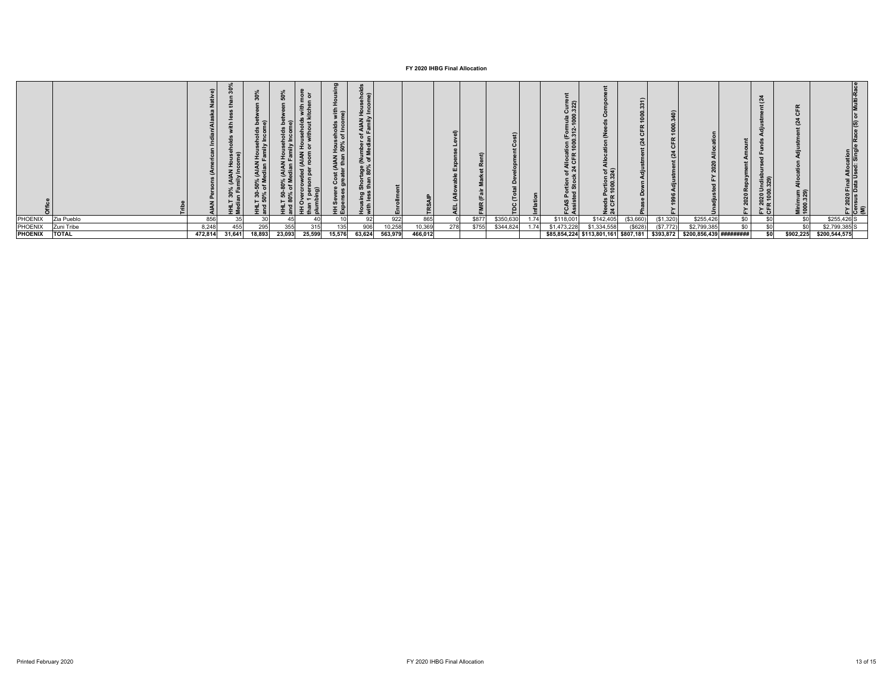# FY 2020 IHBG Final Allocation

| Office | Tribe | AIAN Persons (American Indian/Alaska Native) | HHLT 30% (AIAN Households with less than 30% Median Family Income) | HHLT 30-50% (AIAN Households between 30% and 50% of Median Family Income) | HHLT 50-80% (AIAN Households between 50% and 80% of Median Family Income) | HH Overcrowded (AIAN Households with more than 1 person per room or without kitchen or plumbing) | HH Severe Cost (AIAN Households with Housing Expenses greater than 50% of Income) | Housing Shortage (Number of AIAN Households with less than 80% of Median Family Income) | Enrollment | TRSAIP | AEL (Allowable Expense Level) | FMR (Fair Market Rent) | TDC (Total Development Cost) | Inflation | FCAS Portion of Allocation (Formula Current Assisted Stock 24 CFR 1000.312-1000.322) | Needs Portion of Allocation (Needs Component 24 CFR 1000.324) | Phase Down Adjustment (24 CFR 1000.331) | FY 1996 Adjustment (24 CFR 1000.340) | Unadjusted FY 2020 Allocation | FY 2020 Repayment Amount | FY 2020 Undisbursed Funds Adjustment (24 CFR 1000.329) | Minimum Allocation Adjustment (24 CFR 1000.329) | FY 2020 Final Allocation | Census Data Used: Single Race (S) or Multi-Race (M) |
|---|---|---|---|---|---|---|---|---|---|---|---|---|---|---|---|---|---|---|---|---|---|---|---|---|
| PHOENIX | Zia Pueblo | 856 | 35 | 30 | 45 | 40 | 10 | 92 | 922 | 865 | 0 | $877 | $350,630 | 1.74 | $118,001 | $142,405 | ($3,660) | ($1,320) | $255,426 | $0 | $0 | $0 | $255,426 | S |
| PHOENIX | Zuni Tribe | 8,248 | 455 | 295 | 355 | 315 | 135 | 906 | 10,258 | 10,369 | 278 | $755 | $344,824 | 1.74 | $1,473,228 | $1,334,558 | ($628) | ($7,772) | $2,799,385 | $0 | $0 | $0 | $2,799,385 | S |
| **PHOENIX** | **TOTAL** | **472,814** | **31,641** | **18,893** | **23,093** | **25,599** | **15,576** | **63,624** | **563,979** | **466,012** | | | | | **$85,854,224** | **$113,801,161** | **$807,181** | **$393,872** | **$200,856,439** | **#########** | **$0** | **$902,225** | **$200,544,575** | |

Printed February 2020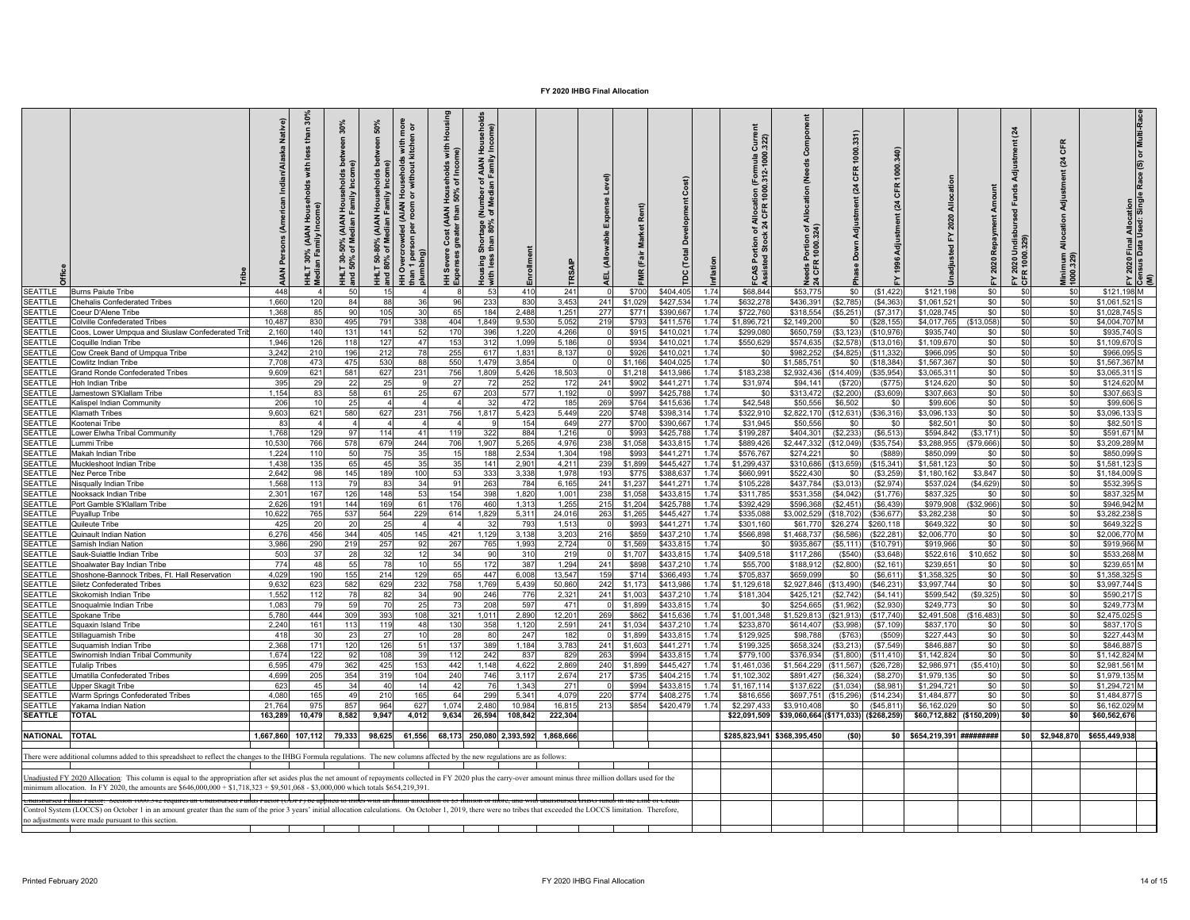# FY 2020 IHBG Final Allocation

| Office | Tribe | AIAN Persons (American Indian/Alaska Native) | HHLT 30% (AIAN Households with less than 30% Median Family Income) | HHLT 30-50% (AIAN Households between 30% and 50% of Median Family Income) | HHLT 50-80% (AIAN Households between 50% and 80% of Median Family Income) | HH Overcrowded (AIAN Households with more than 1 person per room or without kitchen or plumbing) | HH Severe Cost (AIAN Households with Housing Expenses greater than 50% of Income) | Housing Shortage (Number of AIAN Households with less than 80% of Median Family Income) | Enrollment | TRSAIP | AEL (Allowable Expense Level) | FMR (Fair Market Rent) | TDC (Total Development Cost) | Inflation | FCAS Portion of Allocation (Formula Current Assisted Stock 24 CFR 1000.312-1000.322) | Needs Portion of Allocation (Needs Component 24 CFR 1000.324) | Phase Down Adjustment (24 CFR 1000.331) | FY 1996 Adjustment (24 CFR 1000.340) | Unadjusted FY 2020 Allocation | FY 2020 Repayment Amount | FY 2020 Undisbursed Funds Adjustment (24 CFR 1000.329) | Minimum Allocation Adjustment (24 CFR 1000.329) | FY 2020 Final Allocation | Census Data Used: Single Race (S) or Multi-Race (M) |
|---|---|---|---|---|---|---|---|---|---|---|---|---|---|---|---|---|---|---|---|---|---|---|---|---|
| SEATTLE | Burns Paiute Tribe | 448 | 4 | 50 | 15 | 4 | 8 | 53 | 410 | 241 | 0 | $700 | $404,405 | 1.74 | $68,844 | $53,775 | $0 | ($1,422) | $121,198 | $0 | $0 | $0 | $121,198 | M |
| SEATTLE | Chehalis Confederated Tribes | 1,660 | 120 | 84 | 88 | 36 | 96 | 233 | 830 | 3,453 | 241 | $1,029 | $427,534 | 1.74 | $632,278 | $436,391 | ($2,785) | ($4,363) | $1,061,521 | $0 | $0 | $0 | $1,061,521 | S |
| SEATTLE | Coeur D'Alene Tribe | 1,368 | 85 | 90 | 105 | 30 | 65 | 184 | 2,488 | 1,251 | 277 | $771 | $390,667 | 1.74 | $722,760 | $318,554 | ($5,251) | ($7,317) | $1,028,745 | $0 | $0 | $0 | $1,028,745 | S |
| SEATTLE | Colville Confederated Tribes | 10,487 | 830 | 495 | 791 | 338 | 404 | 1,849 | 9,530 | 5,052 | 219 | $793 | $411,576 | 1.74 | $1,896,721 | $2,149,200 | $0 | ($28,155) | $4,017,765 | ($13,058) | $0 | $0 | $4,004,707 | M |
| SEATTLE | Coos, Lower Umpqua and Siuslaw Confederated Trib | 2,160 | 140 | 131 | 141 | 52 | 170 | 396 | 1,220 | 4,266 | 0 | $915 | $410,021 | 1.74 | $299,080 | $650,759 | ($3,123) | ($10,976) | $935,740 | $0 | $0 | $0 | $935,740 | S |
| SEATTLE | Coquille Indian Tribe | 1,946 | 126 | 118 | 127 | 47 | 153 | 312 | 1,099 | 5,186 | 0 | $934 | $410,021 | 1.74 | $550,629 | $574,635 | ($2,578) | ($13,016) | $1,109,670 | $0 | $0 | $0 | $1,109,670 | S |
| SEATTLE | Cow Creek Band of Umpqua Tribe | 3,242 | 210 | 196 | 212 | 78 | 255 | 617 | 1,831 | 8,137 | 0 | $926 | $410,021 | 1.74 | $0 | $982,252 | ($4,825) | ($11,332) | $966,095 | $0 | $0 | $0 | $966,095 | S |
| SEATTLE | Cowlitz Indian Tribe | 7,708 | 473 | 475 | 530 | 88 | 550 | 1,479 | 3,854 | 0 | 0 | $1,166 | $404,025 | 1.74 | $0 | $1,585,751 | $0 | ($18,384) | $1,567,367 | $0 | $0 | $0 | $1,567,367 | M |
| SEATTLE | Grand Ronde Confederated Tribes | 9,609 | 621 | 581 | 627 | 231 | 756 | 1,809 | 5,426 | 18,503 | 0 | $1,218 | $413,986 | 1.74 | $183,238 | $2,932,436 | ($14,409) | ($35,954) | $3,065,311 | $0 | $0 | $0 | $3,065,311 | S |
| SEATTLE | Hoh Indian Tribe | 395 | 29 | 22 | 25 | 9 | 27 | 72 | 252 | 172 | 241 | $902 | $441,271 | 1.74 | $31,974 | $94,141 | ($720) | ($775) | $124,620 | $0 | $0 | $0 | $124,620 | M |
| SEATTLE | Jamestown S'Klallam Tribe | 1,154 | 83 | 58 | 61 | 25 | 67 | 203 | 577 | 1,192 | 0 | $997 | $425,788 | 1.74 | $0 | $313,472 | ($2,200) | ($3,609) | $307,663 | $0 | $0 | $0 | $307,663 | S |
| SEATTLE | Kalispel Indian Community | 206 | 10 | 25 | 4 | 4 | 4 | 32 | 472 | 185 | 269 | $764 | $415,636 | 1.74 | $42,548 | $50,556 | $6,502 | $0 | $99,606 | $0 | $0 | $0 | $99,606 | S |
| SEATTLE | Klamath Tribes | 9,603 | 621 | 580 | 627 | 231 | 756 | 1,817 | 5,423 | 5,449 | 220 | $748 | $398,314 | 1.74 | $322,910 | $2,822,170 | ($12,631) | ($36,316) | $3,096,133 | $0 | $0 | $0 | $3,096,133 | S |
| SEATTLE | Kootenai Tribe | 83 | 4 | 4 | 4 | 4 | 4 | 9 | 154 | 649 | 277 | $700 | $390,667 | 1.74 | $31,945 | $50,556 | $0 | $0 | $82,501 | $0 | $0 | $0 | $82,501 | S |
| SEATTLE | Lower Elwha Tribal Community | 1,768 | 129 | 97 | 114 | 41 | 119 | 322 | 884 | 1,216 | 0 | $993 | $425,788 | 1.74 | $199,287 | $404,301 | ($2,233) | ($6,513) | $594,842 | ($3,171) | $0 | $0 | $591,671 | M |
| SEATTLE | Lummi Tribe | 10,530 | 766 | 578 | 679 | 244 | 706 | 1,907 | 5,265 | 4,976 | 238 | $1,058 | $433,815 | 1.74 | $889,426 | $2,447,332 | ($12,049) | ($35,754) | $3,288,955 | ($79,666) | $0 | $0 | $3,209,289 | M |
| SEATTLE | Makah Indian Tribe | 1,224 | 110 | 50 | 75 | 35 | 15 | 188 | 2,534 | 1,304 | 198 | $993 | $441,271 | 1.74 | $576,767 | $274,221 | $0 | ($889) | $850,099 | $0 | $0 | $0 | $850,099 | S |
| SEATTLE | Muckleshoot Indian Tribe | 1,438 | 135 | 65 | 45 | 35 | 35 | 141 | 2,901 | 4,211 | 239 | $1,899 | $445,427 | 1.74 | $1,299,437 | $310,686 | ($13,659) | ($15,341) | $1,581,123 | $0 | $0 | $0 | $1,581,123 | S |
| SEATTLE | Nez Perce Tribe | 2,642 | 98 | 145 | 189 | 100 | 53 | 333 | 3,338 | 1,978 | 193 | $775 | $388,637 | 1.74 | $660,991 | $522,430 | $0 | ($3,259) | $1,180,162 | $3,847 | $0 | $0 | $1,184,009 | S |
| SEATTLE | Nisqually Indian Tribe | 1,568 | 113 | 79 | 83 | 34 | 91 | 263 | 784 | 6,165 | 241 | $1,237 | $441,271 | 1.74 | $105,228 | $437,784 | ($3,013) | ($2,974) | $537,024 | ($4,629) | $0 | $0 | $532,395 | S |
| SEATTLE | Nooksack Indian Tribe | 2,301 | 167 | 126 | 148 | 53 | 154 | 398 | 1,820 | 1,001 | 238 | $1,058 | $433,815 | 1.74 | $311,785 | $531,358 | ($4,042) | ($1,776) | $837,325 | $0 | $0 | $0 | $837,325 | M |
| SEATTLE | Port Gamble S'Klallam Tribe | 2,626 | 191 | 144 | 169 | 61 | 176 | 460 | 1,313 | 1,255 | 215 | $1,204 | $425,788 | 1.74 | $392,429 | $596,368 | ($2,451) | ($6,439) | $979,908 | ($32,966) | $0 | $0 | $946,942 | M |
| SEATTLE | Puyallup Tribe | 10,622 | 765 | 537 | 564 | 229 | 614 | 1,829 | 5,311 | 24,016 | 263 | $1,265 | $445,427 | 1.74 | $335,088 | $3,002,529 | ($18,702) | ($36,677) | $3,282,238 | $0 | $0 | $0 | $3,282,238 | S |
| SEATTLE | Quileute Tribe | 425 | 20 | 20 | 25 | 4 | 4 | 32 | 793 | 1,513 | 0 | $993 | $441,271 | 1.74 | $301,160 | $61,770 | $26,274 | $260,118 | $649,322 | $0 | $0 | $0 | $649,322 | S |
| SEATTLE | Quinault Indian Nation | 6,276 | 456 | 344 | 405 | 145 | 421 | 1,129 | 3,138 | 3,203 | 216 | $859 | $437,210 | 1.74 | $566,898 | $1,468,737 | ($6,586) | ($22,281) | $2,006,770 | $0 | $0 | $0 | $2,006,770 | M |
| SEATTLE | Samish Indian Nation | 3,986 | 290 | 219 | 257 | 92 | 267 | 765 | 1,993 | 2,724 | 0 | $1,569 | $433,815 | 1.74 | $0 | $935,867 | ($5,111) | ($10,791) | $919,966 | $0 | $0 | $0 | $919,966 | M |
| SEATTLE | Sauk-Suiattle Indian Tribe | 503 | 37 | 28 | 32 | 12 | 34 | 90 | 310 | 219 | 0 | $1,707 | $433,815 | 1.74 | $409,518 | $117,286 | ($540) | ($3,648) | $522,616 | $10,652 | $0 | $0 | $533,268 | M |
| SEATTLE | Shoalwater Bay Indian Tribe | 774 | 48 | 55 | 78 | 10 | 55 | 172 | 387 | 1,294 | 241 | $898 | $437,210 | 1.74 | $55,700 | $188,912 | ($2,800) | ($2,161) | $239,651 | $0 | $0 | $0 | $239,651 | M |
| SEATTLE | Shoshone-Bannock Tribes, Ft. Hall Reservation | 4,029 | 190 | 155 | 214 | 129 | 65 | 447 | 6,008 | 13,547 | 159 | $714 | $366,493 | 1.74 | $705,837 | $659,099 | $0 | ($6,611) | $1,358,325 | $0 | $0 | $0 | $1,358,325 | S |
| SEATTLE | Siletz Confederated Tribes | 9,632 | 623 | 582 | 629 | 232 | 758 | 1,769 | 5,439 | 50,860 | 242 | $1,173 | $413,986 | 1.74 | $1,129,618 | $2,927,846 | ($13,490) | ($46,231) | $3,997,744 | $0 | $0 | $0 | $3,997,744 | S |
| SEATTLE | Skokomish Indian Tribe | 1,552 | 112 | 78 | 82 | 34 | 90 | 246 | 776 | 2,321 | 241 | $1,003 | $437,210 | 1.74 | $181,304 | $425,121 | ($2,742) | ($4,141) | $599,542 | ($9,325) | $0 | $0 | $590,217 | S |
| SEATTLE | Snoqualmie Indian Tribe | 1,083 | 79 | 59 | 70 | 25 | 73 | 208 | 597 | 471 | 0 | $1,899 | $433,815 | 1.74 | $0 | $254,665 | ($1,962) | ($2,930) | $249,773 | $0 | $0 | $0 | $249,773 | M |
| SEATTLE | Spokane Tribe | 5,780 | 444 | 309 | 393 | 108 | 321 | 1,011 | 2,890 | 12,201 | 269 | $862 | $415,636 | 1.74 | $1,001,348 | $1,529,813 | ($21,913) | ($17,740) | $2,491,508 | ($16,483) | $0 | $0 | $2,475,025 | S |
| SEATTLE | Squaxin Island Tribe | 2,240 | 161 | 113 | 119 | 48 | 130 | 358 | 1,120 | 2,591 | 241 | $1,034 | $437,210 | 1.74 | $233,870 | $614,407 | ($3,998) | ($7,109) | $837,170 | $0 | $0 | $0 | $837,170 | S |
| SEATTLE | Stillaguamish Tribe | 418 | 30 | 23 | 27 | 10 | 28 | 80 | 247 | 182 | 0 | $1,899 | $433,815 | 1.74 | $129,925 | $98,788 | ($763) | ($509) | $227,443 | $0 | $0 | $0 | $227,443 | M |
| SEATTLE | Suquamish Indian Tribe | 2,368 | 171 | 120 | 126 | 51 | 137 | 389 | 1,184 | 3,783 | 241 | $1,603 | $441,271 | 1.74 | $199,325 | $658,324 | ($3,213) | ($7,549) | $846,887 | $0 | $0 | $0 | $846,887 | S |
| SEATTLE | Swinomish Indian Tribal Community | 1,674 | 122 | 92 | 108 | 39 | 112 | 242 | 837 | 829 | 263 | $994 | $433,815 | 1.74 | $779,100 | $376,934 | ($1,800) | ($11,410) | $1,142,824 | $0 | $0 | $0 | $1,142,824 | M |
| SEATTLE | Tulalip Tribes | 6,595 | 479 | 362 | 425 | 153 | 442 | 1,148 | 4,622 | 2,869 | 240 | $1,899 | $445,427 | 1.74 | $1,461,036 | $1,564,229 | ($11,567) | ($26,728) | $2,986,971 | ($5,410) | $0 | $0 | $2,981,561 | M |
| SEATTLE | Umatilla Confederated Tribes | 4,699 | 205 | 354 | 319 | 104 | 240 | 746 | 3,117 | 2,674 | 217 | $735 | $404,215 | 1.74 | $1,102,302 | $891,427 | ($6,324) | ($8,270) | $1,979,135 | $0 | $0 | $0 | $1,979,135 | M |
| SEATTLE | Upper Skagit Tribe | 623 | 45 | 34 | 40 | 14 | 42 | 76 | 1,343 | 271 | 0 | $994 | $433,815 | 1.74 | $1,167,114 | $137,622 | ($1,034) | ($8,981) | $1,294,721 | $0 | $0 | $0 | $1,294,721 | M |
| SEATTLE | Warm Springs Confederated Tribes | 4,080 | 165 | 49 | 210 | 165 | 64 | 299 | 5,341 | 4,079 | 220 | $774 | $408,275 | 1.74 | $816,656 | $697,751 | ($15,296) | ($14,234) | $1,484,877 | $0 | $0 | $0 | $1,484,877 | S |
| SEATTLE | Yakama Indian Nation | 21,764 | 975 | 857 | 964 | 627 | 1,074 | 2,480 | 10,984 | 16,815 | 213 | $854 | $420,479 | 1.74 | $2,297,433 | $3,910,408 | $0 | ($45,811) | $6,162,029 | $0 | $0 | $0 | $6,162,029 | M |
| **SEATTLE** | **TOTAL** | **163,289** | **10,479** | **8,582** | **9,947** | **4,012** | **9,634** | **26,594** | **108,842** | **222,304** | | | | | **$22,091,509** | **$39,060,664** | **($171,033)** | **($268,259)** | **$60,712,882** | **($150,209)** | **$0** | **$0** | **$60,562,676** | |
| | | | | | | | | | | | | | | | | | | | | | | | | |
| **NATIONAL** | **TOTAL** | **1,667,860** | **107,112** | **79,333** | **98,625** | **61,556** | **68,173** | **250,080** | **2,393,592** | **1,868,666** | | | | | **$285,823,941** | **$368,395,450** | **($0)** | **$0** | **$654,219,391** | **#########** | **$0** | **$2,948,870** | **$655,449,938** | |

There were additional columns added to this spreadsheet to reflect the changes to the IHBG Formula regulations. The new columns affected by the new regulations are as follows:

Unadjusted FY 2020 Allocation: This column is equal to the appropriation after set asides plus the net amount of repayments collected in FY 2020 plus the carry-over amount minus three million dollars used for the minimum allocation. In FY 2020, the amounts are $646,000,000 + $1,718,323 + $9,501,068 - $3,000,000 which totals $654,219,391.

Unadjusted Funds Factor: Section 1000.342 requires an Unadjusted Funds Factor (UDFF) be applied to tribes with an initial allocation of $5 million or more, and with undisbursed IHBG funds in the Line of Credit Control System (LOCCS) on October 1 in an amount greater than the sum of the prior 3 years' initial allocation calculations. On October 1, 2019, there were no tribes that exceeded the LOCCS limitation. Therefore, no adjustments were made pursuant to this section.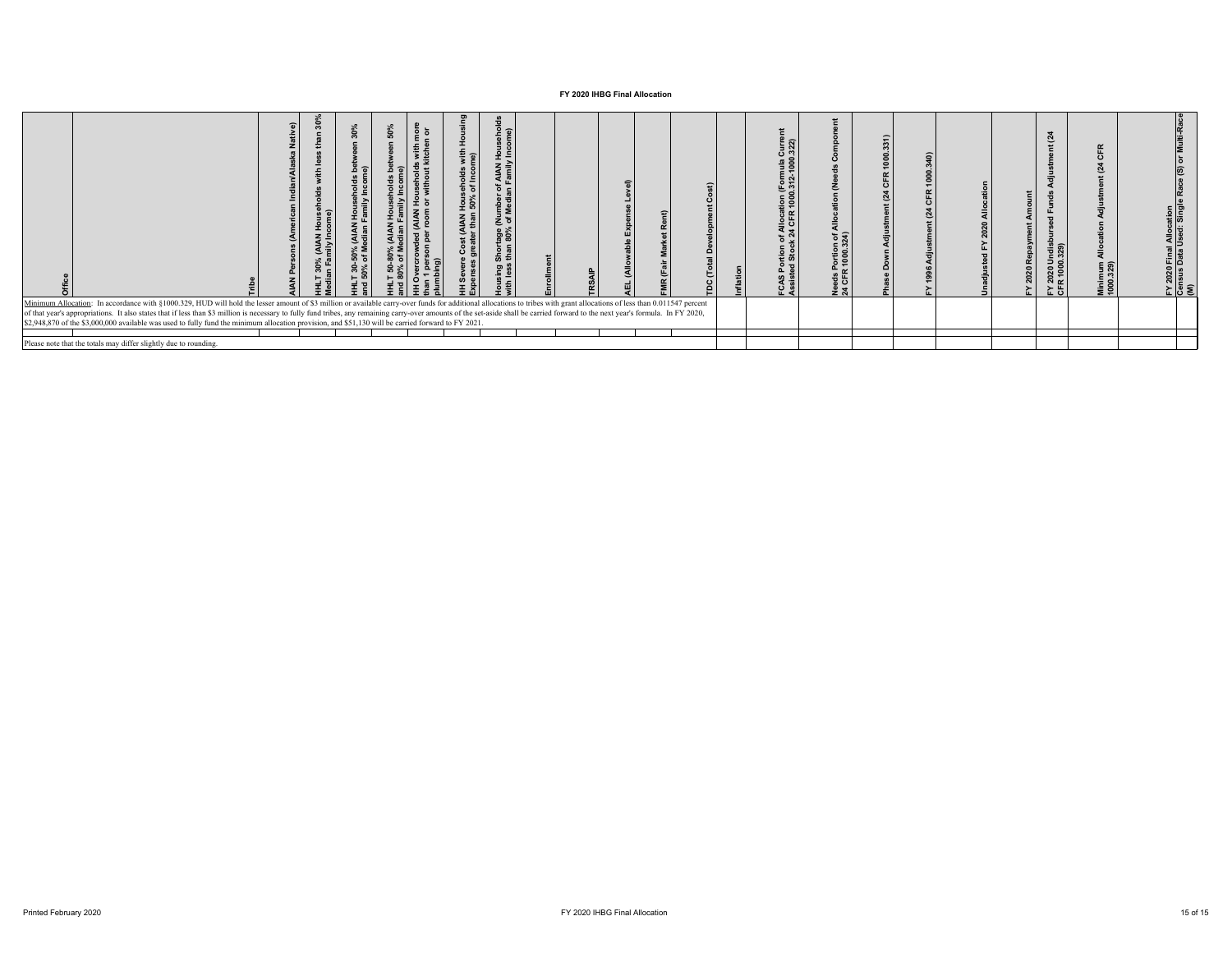# FY 2020 IHBG Final Allocation

| Office | Tribe | AIAN Persons (American Indian/Alaska Native) | HHLT 30% (AIAN Households with less than 30% Median Family Income) | HHLT 30-50% (AIAN Households between 30% and 50% of Median Family Income) | HHLT 50-80% (AIAN Households between 50% and 80% of Median Family Income) | HH Overcrowded (AIAN Households with more than 1 person per room or without kitchen or plumbing) | HH Severe Cost (AIAN Households with Housing Expenses greater than 50% of Income) | Housing Shortage (Number of AIAN Households with less than 80% of Median Family Income) | Enrollment | TRSAIP | AEL (Allowable Expense Level) | FMR (Fair Market Rent) | TDC (Total Development Cost) | Inflation | FCAS Portion of Allocation (Formula Current Assisted Stock 24 CFR 1000.312-1000.322) | Needs Portion of Allocation (Needs Component 24 CFR 1000.324) | Phase Down Adjustment (24 CFR 1000.331) | FY 1996 Adjustment (24 CFR 1000.340) | Unadjusted FY 2020 Allocation | FY 2020 Repayment Amount | FY 2020 Undisbursed Funds Adjustment (24 CFR 1000.329) | Minimum Allocation Adjustment (24 CFR 1000.329) | FY 2020 Final Allocation | Census Data Used: Single Race (S) or Multi-Race (M) |
|---|---|---|---|---|---|---|---|---|---|---|---|---|---|---|---|---|---|---|---|---|---|---|---|---|
| Minimum Allocation: In accordance with §1000.329, HUD will hold the lesser amount of $3 million or available carry-over funds for additional allocations to tribes with grant allocations of less than 0.011547 percent of that year's appropriations. It also states that if less than $3 million is necessary to fully fund tribes, any remaining carry-over amounts of the set-aside shall be carried forward to the next year's formula. In FY 2020, $2,948,870 of the $3,000,000 available was used to fully fund the minimum allocation provision, and $51,130 will be carried forward to FY 2021. | | | | | | | | | | | | | | | | | | | | | | | | |
| | | | | | | | | | | | | | | | | | | | | | | | | |
| Please note that the totals may differ slightly due to rounding. | | | | | | | | | | | | | | | | | | | | | | | | |